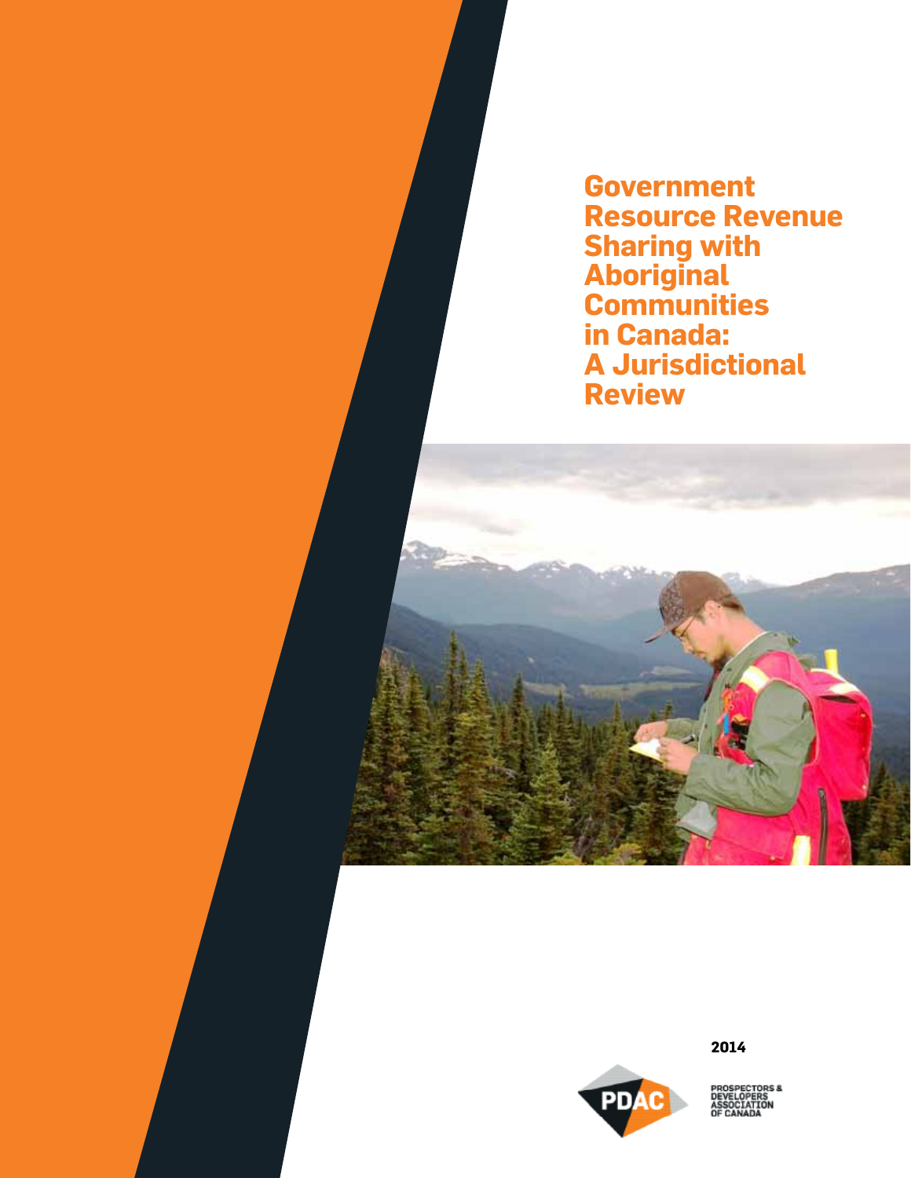# Government Resource Revenue Sharing with Aboriginal Communities in Canada: A Jurisdictional Review

2014

PDAC

PROSPECTORS & DEVELOPERS ASSOCIATION OF CANADA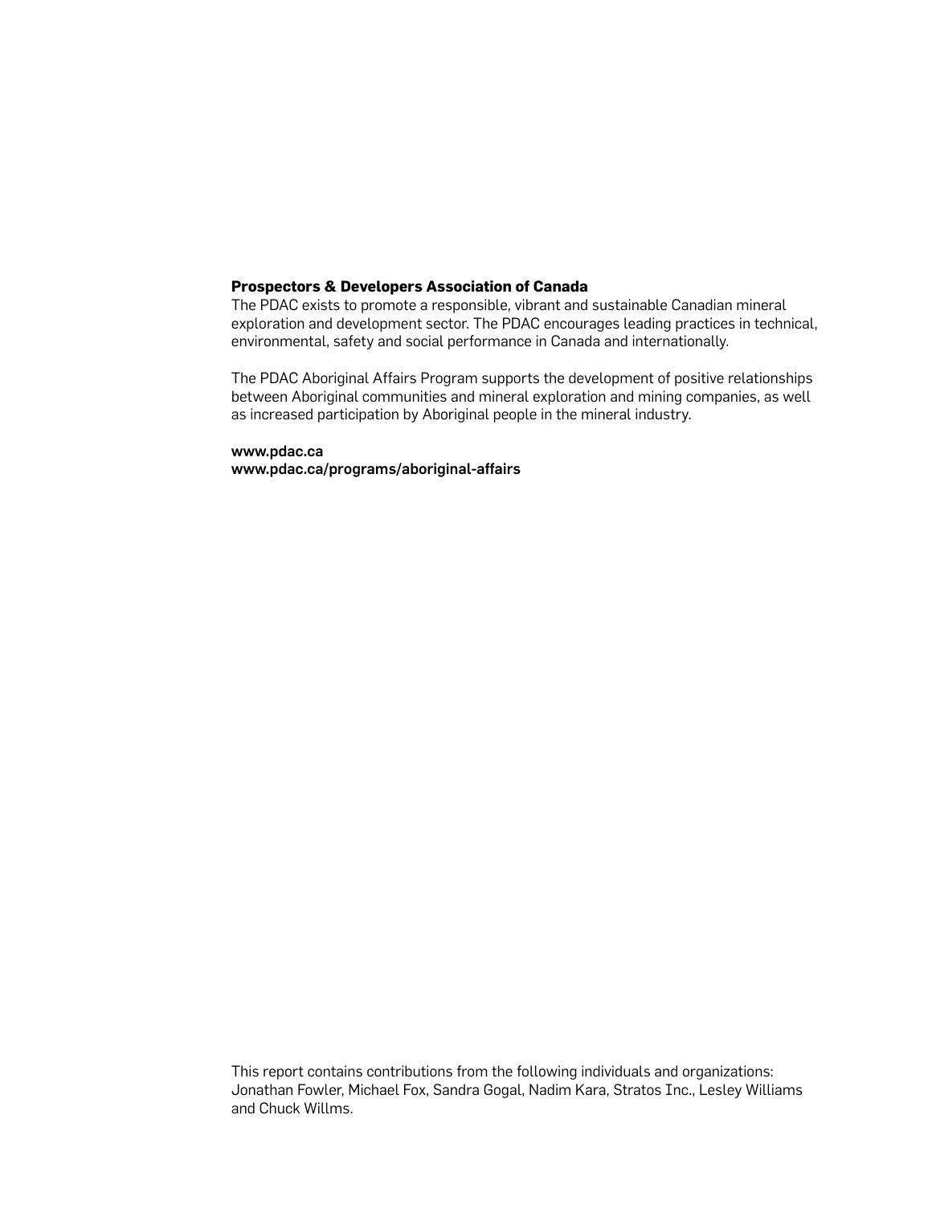**Prospectors & Developers Association of Canada**

The PDAC exists to promote a responsible, vibrant and sustainable Canadian mineral exploration and development sector. The PDAC encourages leading practices in technical, environmental, safety and social performance in Canada and internationally.

The PDAC Aboriginal Affairs Program supports the development of positive relationships between Aboriginal communities and mineral exploration and mining companies, as well as increased participation by Aboriginal people in the mineral industry.

www.pdac.ca
www.pdac.ca/programs/aboriginal-affairs

This report contains contributions from the following individuals and organizations: Jonathan Fowler, Michael Fox, Sandra Gogal, Nadim Kara, Stratos Inc., Lesley Williams and Chuck Willms.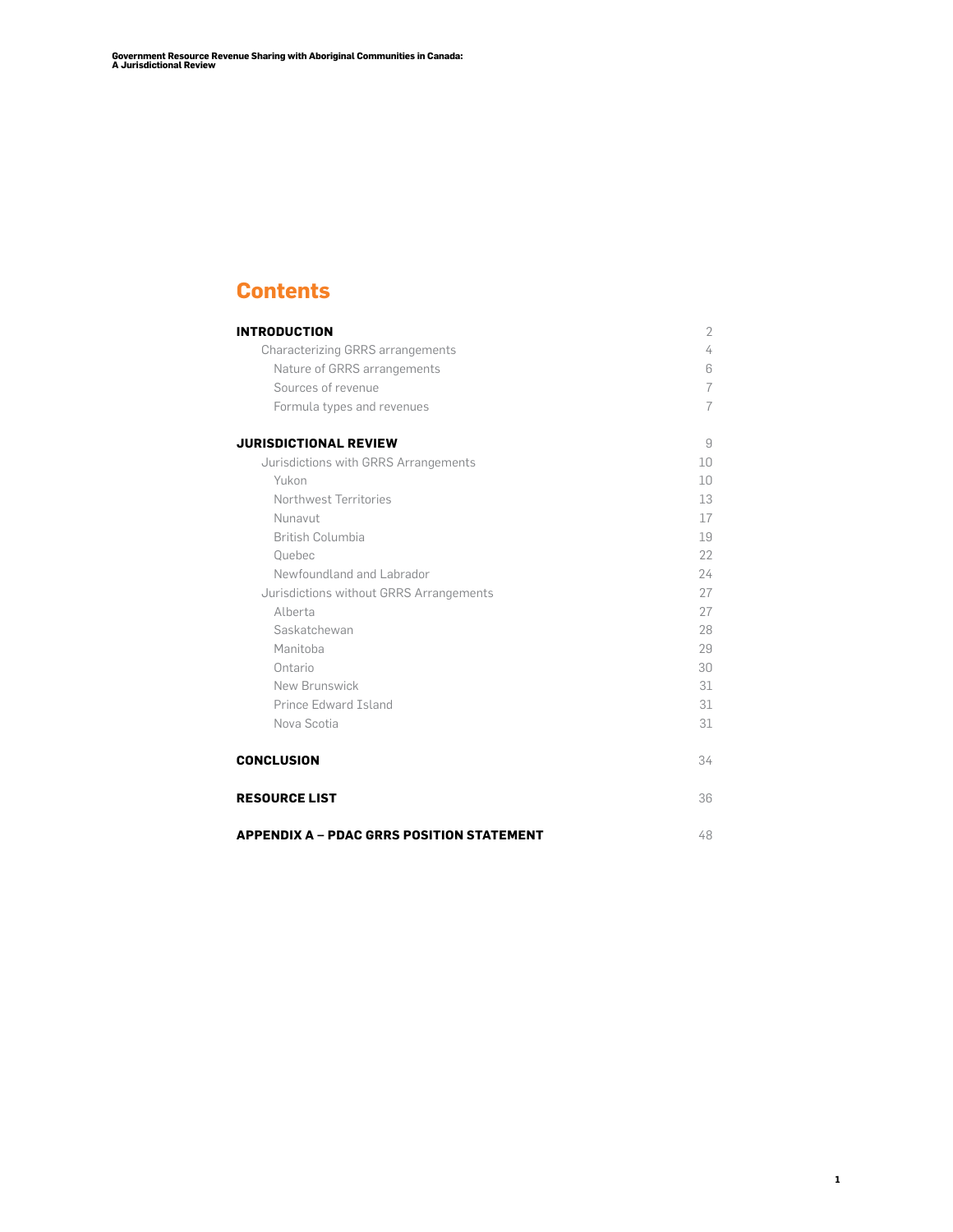# Contents

**INTRODUCTION** 2

- Characterizing GRRS arrangements 4
  - Nature of GRRS arrangements 6
  - Sources of revenue 7
  - Formula types and revenues 7

**JURISDICTIONAL REVIEW** 9

- Jurisdictions with GRRS Arrangements 10
  - Yukon 10
  - Northwest Territories 13
  - Nunavut 17
  - British Columbia 19
  - Quebec 22
  - Newfoundland and Labrador 24
- Jurisdictions without GRRS Arrangements 27
  - Alberta 27
  - Saskatchewan 28
  - Manitoba 29
  - Ontario 30
  - New Brunswick 31
  - Prince Edward Island 31
  - Nova Scotia 31

**CONCLUSION** 34

**RESOURCE LIST** 36

**APPENDIX A – PDAC GRRS POSITION STATEMENT** 48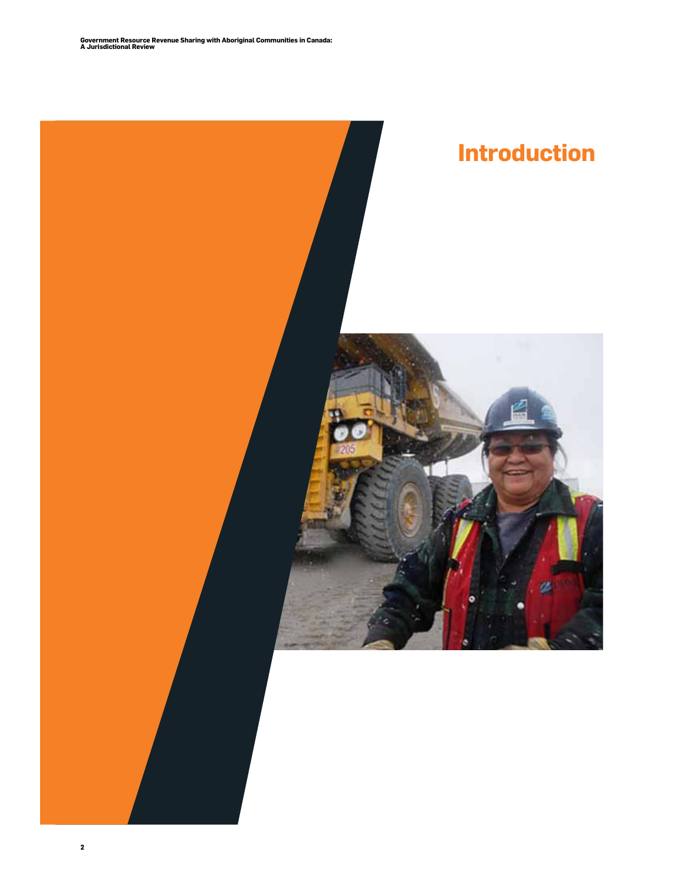# Introduction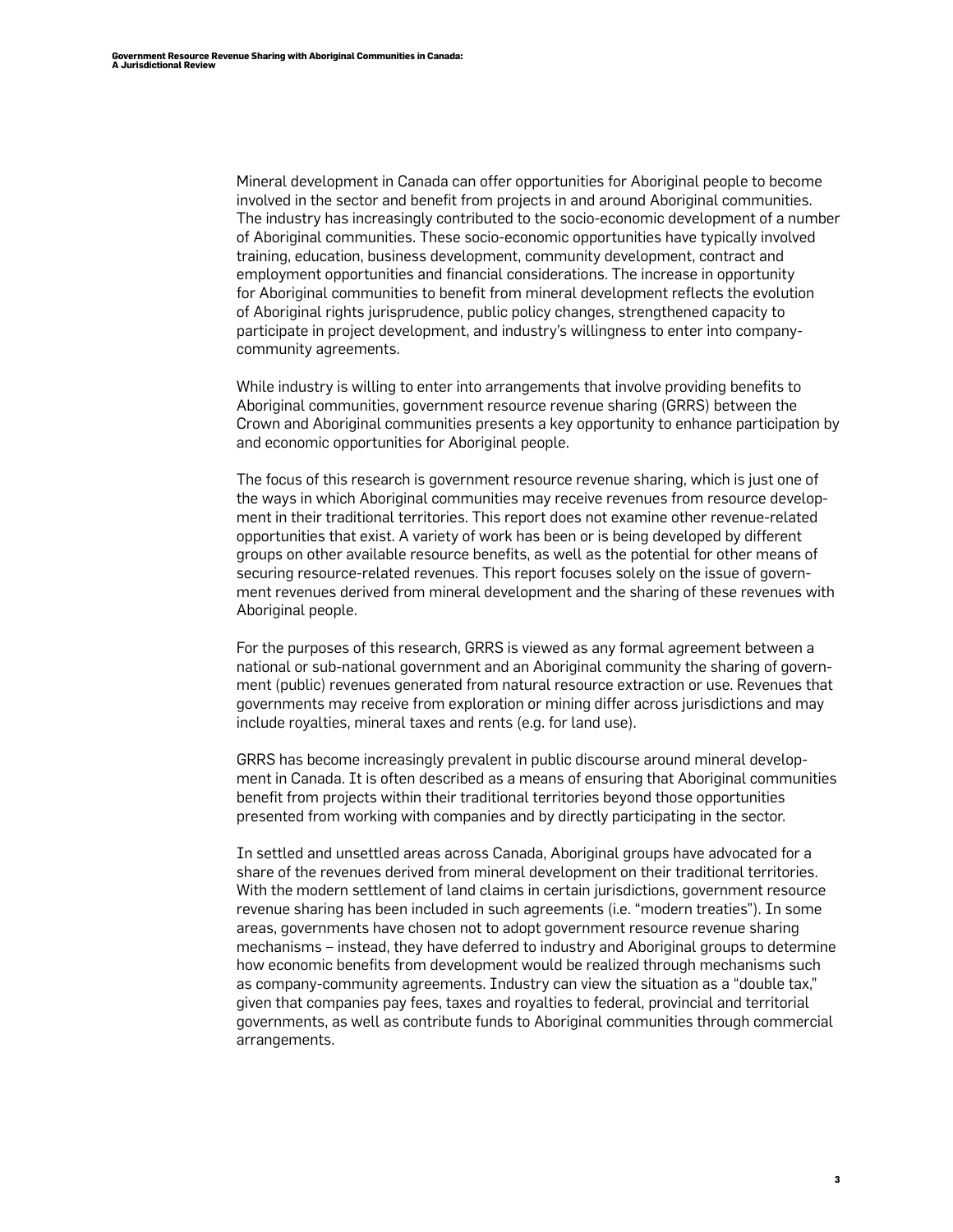Mineral development in Canada can offer opportunities for Aboriginal people to become involved in the sector and benefit from projects in and around Aboriginal communities. The industry has increasingly contributed to the socio-economic development of a number of Aboriginal communities. These socio-economic opportunities have typically involved training, education, business development, community development, contract and employment opportunities and financial considerations. The increase in opportunity for Aboriginal communities to benefit from mineral development reflects the evolution of Aboriginal rights jurisprudence, public policy changes, strengthened capacity to participate in project development, and industry's willingness to enter into company-community agreements.

While industry is willing to enter into arrangements that involve providing benefits to Aboriginal communities, government resource revenue sharing (GRRS) between the Crown and Aboriginal communities presents a key opportunity to enhance participation by and economic opportunities for Aboriginal people.

The focus of this research is government resource revenue sharing, which is just one of the ways in which Aboriginal communities may receive revenues from resource development in their traditional territories. This report does not examine other revenue-related opportunities that exist. A variety of work has been or is being developed by different groups on other available resource benefits, as well as the potential for other means of securing resource-related revenues. This report focuses solely on the issue of government revenues derived from mineral development and the sharing of these revenues with Aboriginal people.

For the purposes of this research, GRRS is viewed as any formal agreement between a national or sub-national government and an Aboriginal community the sharing of government (public) revenues generated from natural resource extraction or use. Revenues that governments may receive from exploration or mining differ across jurisdictions and may include royalties, mineral taxes and rents (e.g. for land use).

GRRS has become increasingly prevalent in public discourse around mineral development in Canada. It is often described as a means of ensuring that Aboriginal communities benefit from projects within their traditional territories beyond those opportunities presented from working with companies and by directly participating in the sector.

In settled and unsettled areas across Canada, Aboriginal groups have advocated for a share of the revenues derived from mineral development on their traditional territories. With the modern settlement of land claims in certain jurisdictions, government resource revenue sharing has been included in such agreements (i.e. "modern treaties"). In some areas, governments have chosen not to adopt government resource revenue sharing mechanisms – instead, they have deferred to industry and Aboriginal groups to determine how economic benefits from development would be realized through mechanisms such as company-community agreements. Industry can view the situation as a "double tax," given that companies pay fees, taxes and royalties to federal, provincial and territorial governments, as well as contribute funds to Aboriginal communities through commercial arrangements.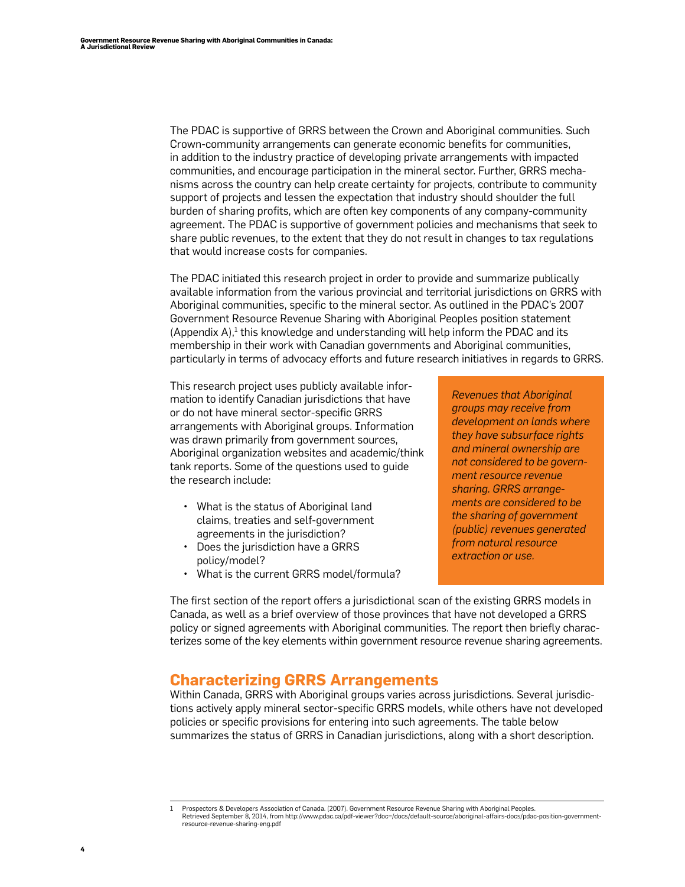The PDAC is supportive of GRRS between the Crown and Aboriginal communities. Such Crown-community arrangements can generate economic benefits for communities, in addition to the industry practice of developing private arrangements with impacted communities, and encourage participation in the mineral sector. Further, GRRS mechanisms across the country can help create certainty for projects, contribute to community support of projects and lessen the expectation that industry should shoulder the full burden of sharing profits, which are often key components of any company-community agreement. The PDAC is supportive of government policies and mechanisms that seek to share public revenues, to the extent that they do not result in changes to tax regulations that would increase costs for companies.

The PDAC initiated this research project in order to provide and summarize publically available information from the various provincial and territorial jurisdictions on GRRS with Aboriginal communities, specific to the mineral sector. As outlined in the PDAC's 2007 Government Resource Revenue Sharing with Aboriginal Peoples position statement (Appendix A),[1] this knowledge and understanding will help inform the PDAC and its membership in their work with Canadian governments and Aboriginal communities, particularly in terms of advocacy efforts and future research initiatives in regards to GRRS.

This research project uses publicly available information to identify Canadian jurisdictions that have or do not have mineral sector-specific GRRS arrangements with Aboriginal groups. Information was drawn primarily from government sources, Aboriginal organization websites and academic/think tank reports. Some of the questions used to guide the research include:

- What is the status of Aboriginal land claims, treaties and self-government agreements in the jurisdiction?
- Does the jurisdiction have a GRRS policy/model?
- What is the current GRRS model/formula?

*Revenues that Aboriginal groups may receive from development on lands where they have subsurface rights and mineral ownership are not considered to be government resource revenue sharing. GRRS arrangements are considered to be the sharing of government (public) revenues generated from natural resource extraction or use.*

The first section of the report offers a jurisdictional scan of the existing GRRS models in Canada, as well as a brief overview of those provinces that have not developed a GRRS policy or signed agreements with Aboriginal communities. The report then briefly characterizes some of the key elements within government resource revenue sharing agreements.

## Characterizing GRRS Arrangements

Within Canada, GRRS with Aboriginal groups varies across jurisdictions. Several jurisdictions actively apply mineral sector-specific GRRS models, while others have not developed policies or specific provisions for entering into such agreements. The table below summarizes the status of GRRS in Canadian jurisdictions, along with a short description.

---

1 Prospectors & Developers Association of Canada. (2007). Government Resource Revenue Sharing with Aboriginal Peoples. Retrieved September 8, 2014, from http://www.pdac.ca/pdf-viewer?doc=/docs/default-source/aboriginal-affairs-docs/pdac-position-government-resource-revenue-sharing-eng.pdf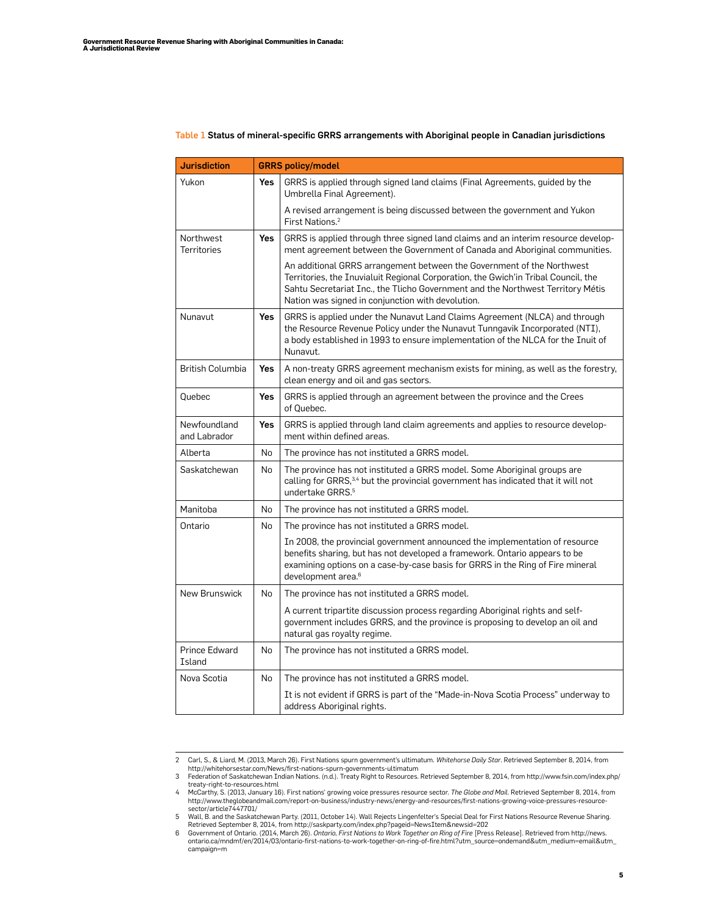Table 1 **Status of mineral-specific GRRS arrangements with Aboriginal people in Canadian jurisdictions**

| Jurisdiction | GRRS policy/model | |
| --- | --- | --- |
| Yukon | **Yes** | GRRS is applied through signed land claims (Final Agreements, guided by the Umbrella Final Agreement). A revised arrangement is being discussed between the government and Yukon First Nations.[2] |
| Northwest Territories | **Yes** | GRRS is applied through three signed land claims and an interim resource development agreement between the Government of Canada and Aboriginal communities. An additional GRRS arrangement between the Government of the Northwest Territories, the Inuvialuit Regional Corporation, the Gwich'in Tribal Council, the Sahtu Secretariat Inc., the Tlicho Government and the Northwest Territory Métis Nation was signed in conjunction with devolution. |
| Nunavut | **Yes** | GRRS is applied under the Nunavut Land Claims Agreement (NLCA) and through the Resource Revenue Policy under the Nunavut Tunngavik Incorporated (NTI), a body established in 1993 to ensure implementation of the NLCA for the Inuit of Nunavut. |
| British Columbia | **Yes** | A non-treaty GRRS agreement mechanism exists for mining, as well as the forestry, clean energy and oil and gas sectors. |
| Quebec | **Yes** | GRRS is applied through an agreement between the province and the Crees of Quebec. |
| Newfoundland and Labrador | **Yes** | GRRS is applied through land claim agreements and applies to resource development within defined areas. |
| Alberta | No | The province has not instituted a GRRS model. |
| Saskatchewan | No | The province has not instituted a GRRS model. Some Aboriginal groups are calling for GRRS,[3,4] but the provincial government has indicated that it will not undertake GRRS.[5] |
| Manitoba | No | The province has not instituted a GRRS model. |
| Ontario | No | The province has not instituted a GRRS model. In 2008, the provincial government announced the implementation of resource benefits sharing, but has not developed a framework. Ontario appears to be examining options on a case-by-case basis for GRRS in the Ring of Fire mineral development area.[6] |
| New Brunswick | No | The province has not instituted a GRRS model. A current tripartite discussion process regarding Aboriginal rights and self-government includes GRRS, and the province is proposing to develop an oil and natural gas royalty regime. |
| Prince Edward Island | No | The province has not instituted a GRRS model. |
| Nova Scotia | No | The province has not instituted a GRRS model. It is not evident if GRRS is part of the "Made-in-Nova Scotia Process" underway to address Aboriginal rights. |

2 Carl, S., & Liard, M. (2013, March 26). First Nations spurn government's ultimatum. *Whitehorse Daily Star*. Retrieved September 8, 2014, from http://whitehorsestar.com/News/first-nations-spurn-governments-ultimatum

3 Federation of Saskatchewan Indian Nations. (n.d.). Treaty Right to Resources. Retrieved September 8, 2014, from http://www.fsin.com/index.php/treaty-right-to-resources.html

4 McCarthy, S. (2013, January 16). First nations' growing voice pressures resource sector. *The Globe and Mail*. Retrieved September 8, 2014, from http://www.theglobeandmail.com/report-on-business/industry-news/energy-and-resources/first-nations-growing-voice-pressures-resource-sector/article7447701/

5 Wall, B. and the Saskatchewan Party. (2011, October 14). Wall Rejects Lingenfelter's Special Deal for First Nations Resource Revenue Sharing. Retrieved September 8, 2014, from http://saskparty.com/index.php?pageid=NewsItem&newsid=202

6 Government of Ontario. (2014, March 26). *Ontario, First Nations to Work Together on Ring of Fire* [Press Release]. Retrieved from http://news.ontario.ca/mndmf/en/2014/03/ontario-first-nations-to-work-together-on-ring-of-fire.html?utm_source=ondemand&utm_medium=email&utm_campaign=m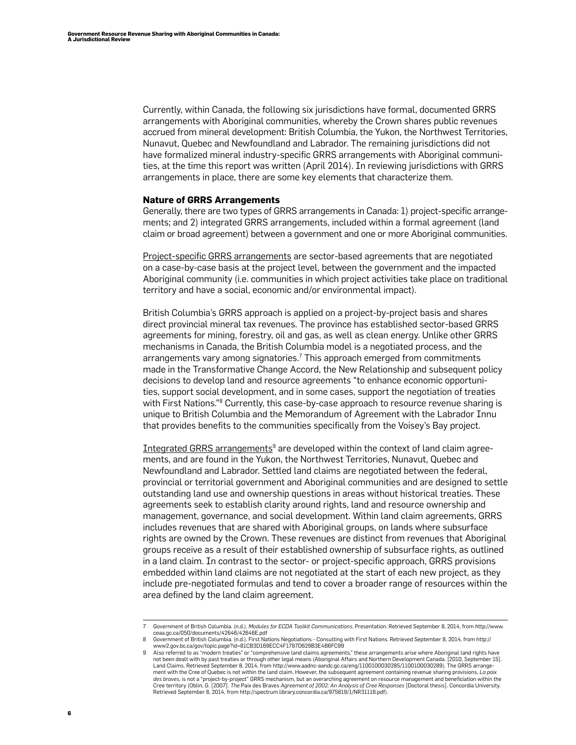Currently, within Canada, the following six jurisdictions have formal, documented GRRS arrangements with Aboriginal communities, whereby the Crown shares public revenues accrued from mineral development: British Columbia, the Yukon, the Northwest Territories, Nunavut, Quebec and Newfoundland and Labrador. The remaining jurisdictions did not have formalized mineral industry-specific GRRS arrangements with Aboriginal communities, at the time this report was written (April 2014). In reviewing jurisdictions with GRRS arrangements in place, there are some key elements that characterize them.

### Nature of GRRS Arrangements

Generally, there are two types of GRRS arrangements in Canada: 1) project-specific arrangements; and 2) integrated GRRS arrangements, included within a formal agreement (land claim or broad agreement) between a government and one or more Aboriginal communities.

<u>Project-specific GRRS arrangements</u> are sector-based agreements that are negotiated on a case-by-case basis at the project level, between the government and the impacted Aboriginal community (i.e. communities in which project activities take place on traditional territory and have a social, economic and/or environmental impact).

British Columbia's GRRS approach is applied on a project-by-project basis and shares direct provincial mineral tax revenues. The province has established sector-based GRRS agreements for mining, forestry, oil and gas, as well as clean energy. Unlike other GRRS mechanisms in Canada, the British Columbia model is a negotiated process, and the arrangements vary among signatories.[7] This approach emerged from commitments made in the Transformative Change Accord, the New Relationship and subsequent policy decisions to develop land and resource agreements "to enhance economic opportunities, support social development, and in some cases, support the negotiation of treaties with First Nations."[8] Currently, this case-by-case approach to resource revenue sharing is unique to British Columbia and the Memorandum of Agreement with the Labrador Innu that provides benefits to the communities specifically from the Voisey's Bay project.

<u>Integrated GRRS arrangements</u>[9] are developed within the context of land claim agreements, and are found in the Yukon, the Northwest Territories, Nunavut, Quebec and Newfoundland and Labrador. Settled land claims are negotiated between the federal, provincial or territorial government and Aboriginal communities and are designed to settle outstanding land use and ownership questions in areas without historical treaties. These agreements seek to establish clarity around rights, land and resource ownership and management, governance, and social development. Within land claim agreements, GRRS includes revenues that are shared with Aboriginal groups, on lands where subsurface rights are owned by the Crown. These revenues are distinct from revenues that Aboriginal groups receive as a result of their established ownership of subsurface rights, as outlined in a land claim. In contrast to the sector- or project-specific approach, GRRS provisions embedded within land claims are not negotiated at the start of each new project, as they include pre-negotiated formulas and tend to cover a broader range of resources within the area defined by the land claim agreement.

---

7 Government of British Columbia. (n.d.). *Modules for ECDA Toolkit Communications*. Presentation. Retrieved September 8, 2014, from http://www.ceaa.gc.ca/050/documents/42646/42646E.pdf

8 Government of British Columbia. (n.d.). First Nations Negotiations - Consulting with First Nations. Retrieved September 8, 2014, from http://www2.gov.bc.ca/gov/topic.page?id=81CB3D169ECC4F1787D629B3E4B6FC99

9 Also referred to as "modern treaties" or "comprehensive land claims agreements," these arrangements arise where Aboriginal land rights have not been dealt with by past treaties or through other legal means (Aboriginal Affairs and Northern Development Canada. [2010, September 15]. Land Claims. Retrieved September 8, 2014, from http://www.aadnc-aandc.gc.ca/eng/1100100030285/1100100030289). The GRRS arrangement with the Cree of Quebec is not within the land claim. However, the subsequent agreement containing revenue sharing provisions, *La paix des braves*, is not a "project-by-project" GRRS mechanism, but an overarching agreement on resource management and beneficiation within the Cree territory (Oblin, G. [2007]. *The* Paix des Braves *Agreement of 2002: An Analysis of Cree Responses* [Doctoral thesis]. Concordia University. Retrieved September 8, 2014, from http://spectrum.library.concordia.ca/975819/1/NR31116.pdf).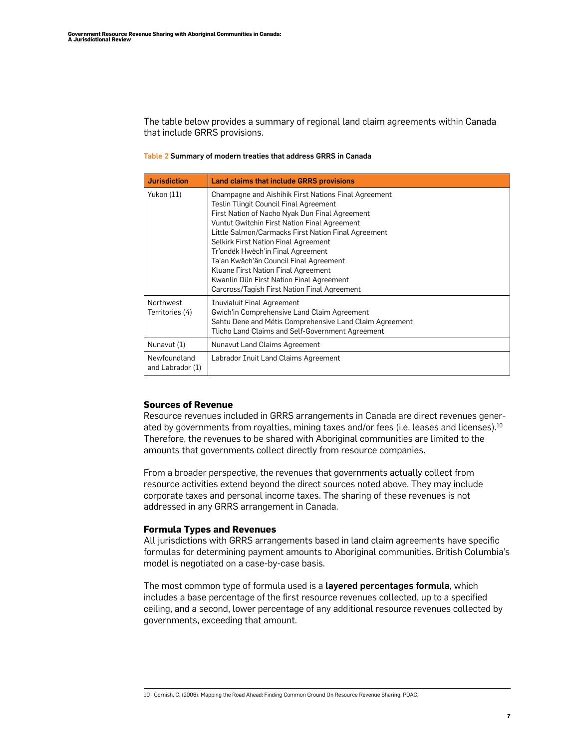The table below provides a summary of regional land claim agreements within Canada that include GRRS provisions.

**Table 2 Summary of modern treaties that address GRRS in Canada**

| Jurisdiction | Land claims that include GRRS provisions |
| --- | --- |
| Yukon (11) | Champagne and Aishihik First Nations Final Agreement<br>Teslin Tlingit Council Final Agreement<br>First Nation of Nacho Nyak Dun Final Agreement<br>Vuntut Gwitchin First Nation Final Agreement<br>Little Salmon/Carmacks First Nation Final Agreement<br>Selkirk First Nation Final Agreement<br>Tr'ondëk Hwëch'in Final Agreement<br>Ta'an Kwäch'än Council Final Agreement<br>Kluane First Nation Final Agreement<br>Kwanlin Dün First Nation Final Agreement<br>Carcross/Tagish First Nation Final Agreement |
| Northwest Territories (4) | Inuvialuit Final Agreement<br>Gwich'in Comprehensive Land Claim Agreement<br>Sahtu Dene and Métis Comprehensive Land Claim Agreement<br>Tlicho Land Claims and Self-Government Agreement |
| Nunavut (1) | Nunavut Land Claims Agreement |
| Newfoundland and Labrador (1) | Labrador Inuit Land Claims Agreement |

### Sources of Revenue

Resource revenues included in GRRS arrangements in Canada are direct revenues generated by governments from royalties, mining taxes and/or fees (i.e. leases and licenses).[10] Therefore, the revenues to be shared with Aboriginal communities are limited to the amounts that governments collect directly from resource companies.

From a broader perspective, the revenues that governments actually collect from resource activities extend beyond the direct sources noted above. They may include corporate taxes and personal income taxes. The sharing of these revenues is not addressed in any GRRS arrangement in Canada.

### Formula Types and Revenues

All jurisdictions with GRRS arrangements based in land claim agreements have specific formulas for determining payment amounts to Aboriginal communities. British Columbia's model is negotiated on a case-by-case basis.

The most common type of formula used is a **layered percentages formula**, which includes a base percentage of the first resource revenues collected, up to a specified ceiling, and a second, lower percentage of any additional resource revenues collected by governments, exceeding that amount.

10 Cornish, C. (2006). Mapping the Road Ahead: Finding Common Ground On Resource Revenue Sharing. PDAC.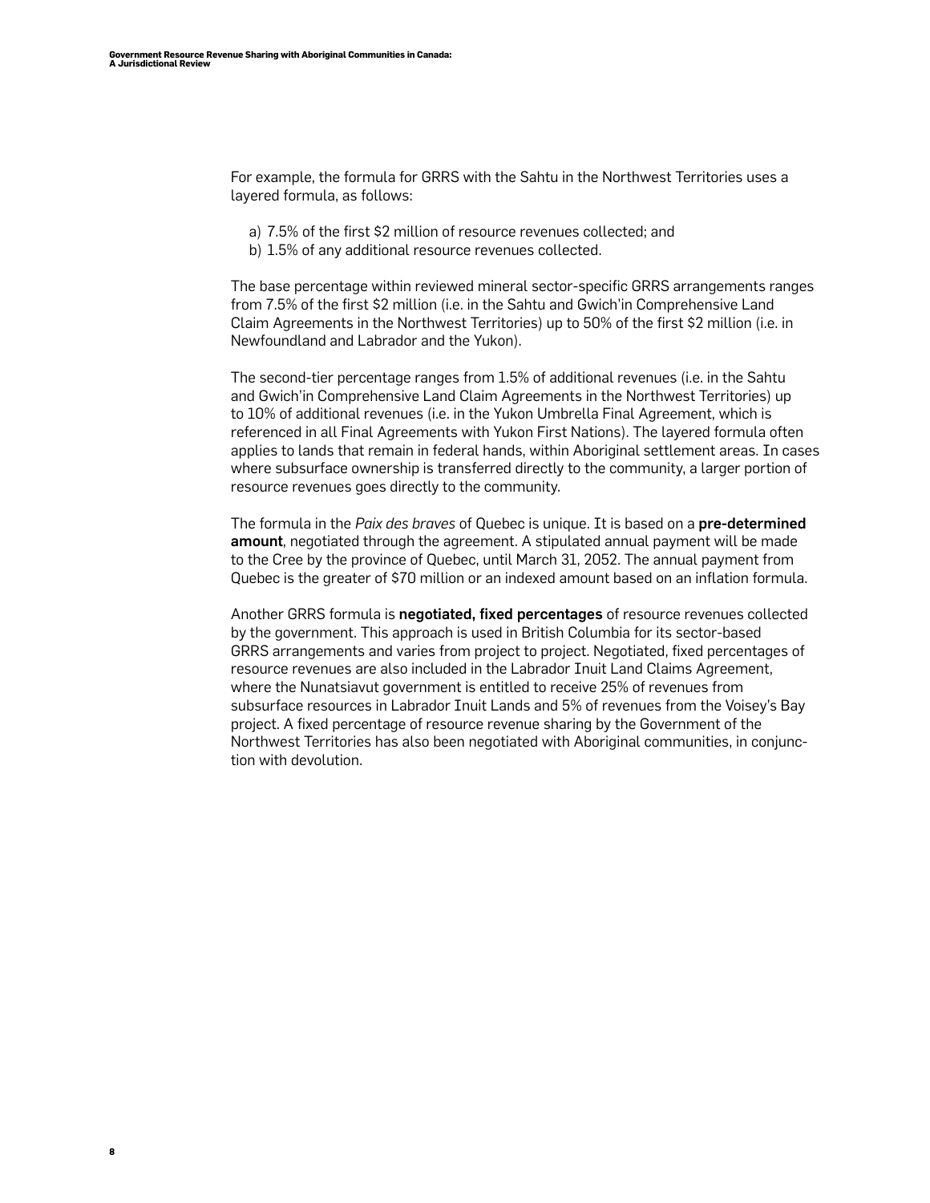For example, the formula for GRRS with the Sahtu in the Northwest Territories uses a layered formula, as follows:

a) 7.5% of the first $2 million of resource revenues collected; and
b) 1.5% of any additional resource revenues collected.

The base percentage within reviewed mineral sector-specific GRRS arrangements ranges from 7.5% of the first $2 million (i.e. in the Sahtu and Gwich'in Comprehensive Land Claim Agreements in the Northwest Territories) up to 50% of the first $2 million (i.e. in Newfoundland and Labrador and the Yukon).

The second-tier percentage ranges from 1.5% of additional revenues (i.e. in the Sahtu and Gwich'in Comprehensive Land Claim Agreements in the Northwest Territories) up to 10% of additional revenues (i.e. in the Yukon Umbrella Final Agreement, which is referenced in all Final Agreements with Yukon First Nations). The layered formula often applies to lands that remain in federal hands, within Aboriginal settlement areas. In cases where subsurface ownership is transferred directly to the community, a larger portion of resource revenues goes directly to the community.

The formula in the *Paix des braves* of Quebec is unique. It is based on a **pre-determined amount**, negotiated through the agreement. A stipulated annual payment will be made to the Cree by the province of Quebec, until March 31, 2052. The annual payment from Quebec is the greater of $70 million or an indexed amount based on an inflation formula.

Another GRRS formula is **negotiated, fixed percentages** of resource revenues collected by the government. This approach is used in British Columbia for its sector-based GRRS arrangements and varies from project to project. Negotiated, fixed percentages of resource revenues are also included in the Labrador Inuit Land Claims Agreement, where the Nunatsiavut government is entitled to receive 25% of revenues from subsurface resources in Labrador Inuit Lands and 5% of revenues from the Voisey's Bay project. A fixed percentage of resource revenue sharing by the Government of the Northwest Territories has also been negotiated with Aboriginal communities, in conjunction with devolution.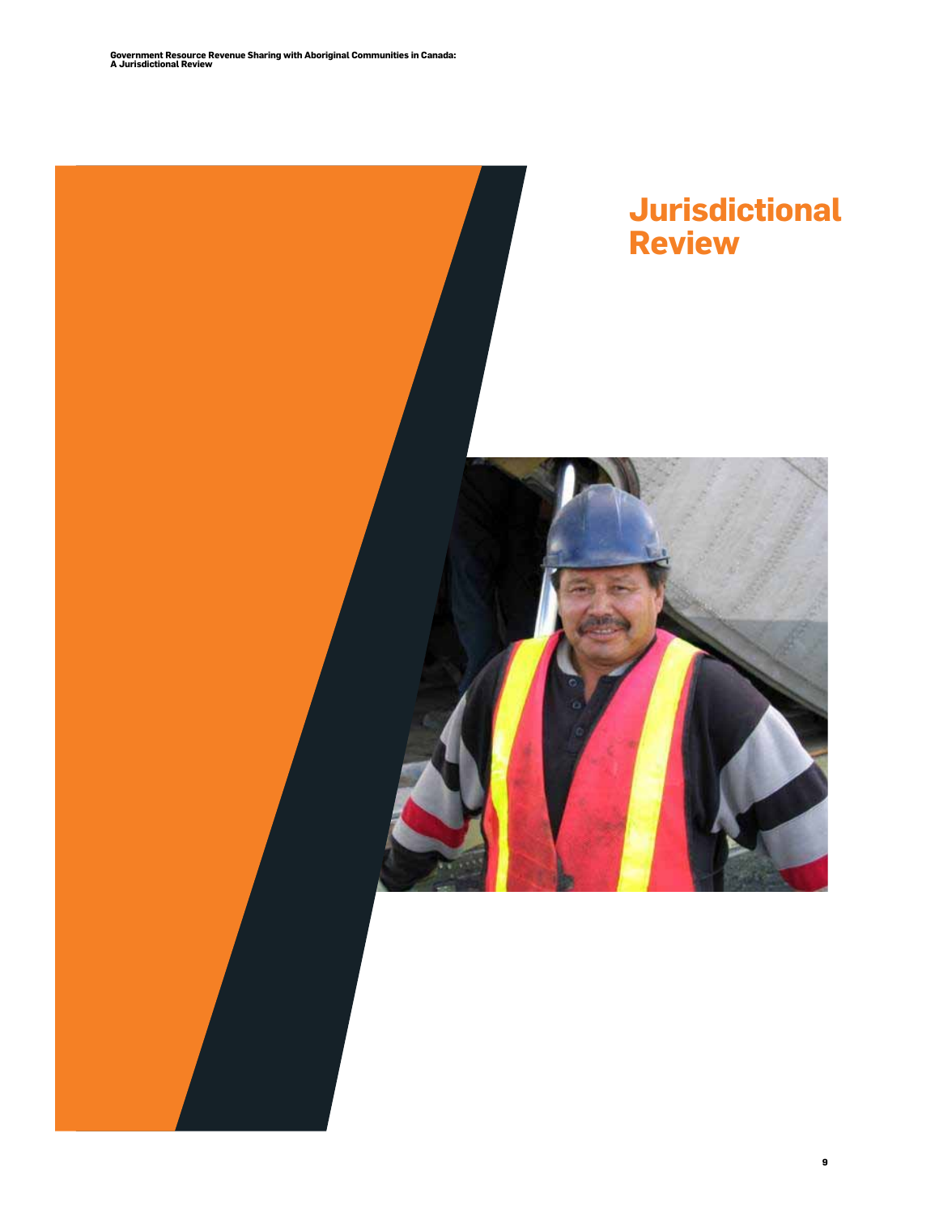# Jurisdictional Review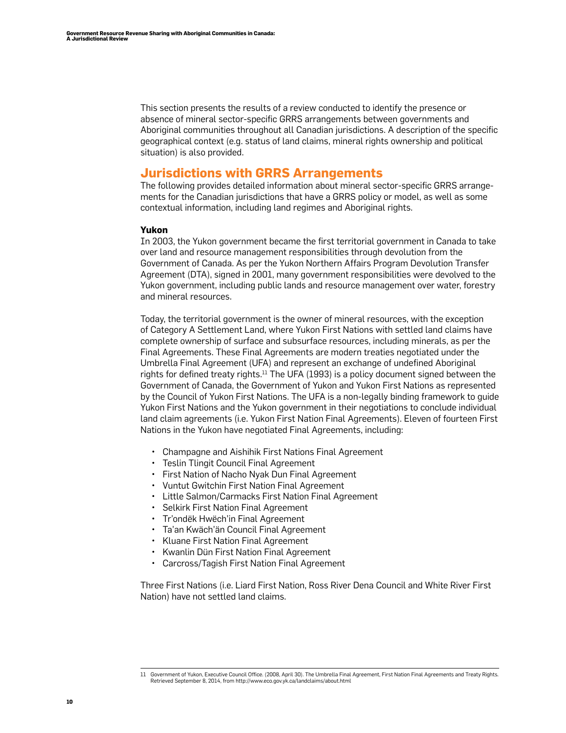This section presents the results of a review conducted to identify the presence or absence of mineral sector-specific GRRS arrangements between governments and Aboriginal communities throughout all Canadian jurisdictions. A description of the specific geographical context (e.g. status of land claims, mineral rights ownership and political situation) is also provided.

## Jurisdictions with GRRS Arrangements

The following provides detailed information about mineral sector-specific GRRS arrangements for the Canadian jurisdictions that have a GRRS policy or model, as well as some contextual information, including land regimes and Aboriginal rights.

### Yukon

In 2003, the Yukon government became the first territorial government in Canada to take over land and resource management responsibilities through devolution from the Government of Canada. As per the Yukon Northern Affairs Program Devolution Transfer Agreement (DTA), signed in 2001, many government responsibilities were devolved to the Yukon government, including public lands and resource management over water, forestry and mineral resources.

Today, the territorial government is the owner of mineral resources, with the exception of Category A Settlement Land, where Yukon First Nations with settled land claims have complete ownership of surface and subsurface resources, including minerals, as per the Final Agreements. These Final Agreements are modern treaties negotiated under the Umbrella Final Agreement (UFA) and represent an exchange of undefined Aboriginal rights for defined treaty rights.[11] The UFA (1993) is a policy document signed between the Government of Canada, the Government of Yukon and Yukon First Nations as represented by the Council of Yukon First Nations. The UFA is a non-legally binding framework to guide Yukon First Nations and the Yukon government in their negotiations to conclude individual land claim agreements (i.e. Yukon First Nation Final Agreements). Eleven of fourteen First Nations in the Yukon have negotiated Final Agreements, including:

- Champagne and Aishihik First Nations Final Agreement
- Teslin Tlingit Council Final Agreement
- First Nation of Nacho Nyak Dun Final Agreement
- Vuntut Gwitchin First Nation Final Agreement
- Little Salmon/Carmacks First Nation Final Agreement
- Selkirk First Nation Final Agreement
- Tr'ondëk Hwëch'in Final Agreement
- Ta'an Kwäch'än Council Final Agreement
- Kluane First Nation Final Agreement
- Kwanlin Dün First Nation Final Agreement
- Carcross/Tagish First Nation Final Agreement

Three First Nations (i.e. Liard First Nation, Ross River Dena Council and White River First Nation) have not settled land claims.

---

11 Government of Yukon, Executive Council Office. (2008, April 30). The Umbrella Final Agreement, First Nation Final Agreements and Treaty Rights. Retrieved September 8, 2014, from http://www.eco.gov.yk.ca/landclaims/about.html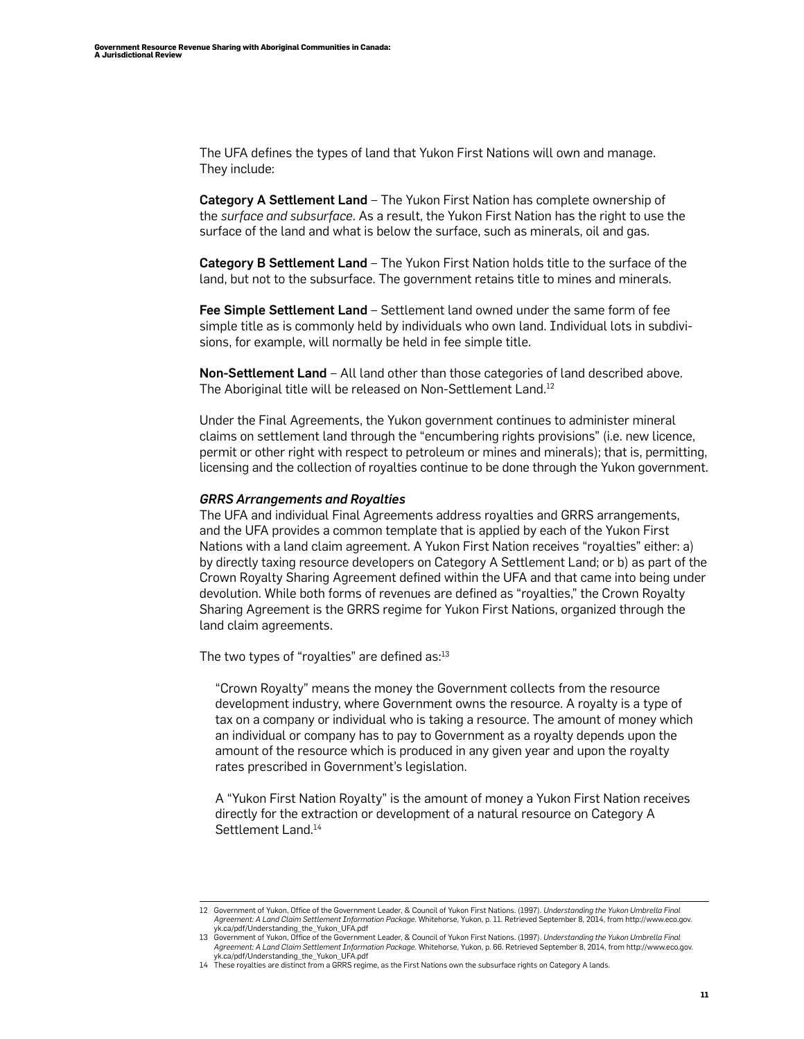The UFA defines the types of land that Yukon First Nations will own and manage. They include:

**Category A Settlement Land** – The Yukon First Nation has complete ownership of the *surface and subsurface*. As a result, the Yukon First Nation has the right to use the surface of the land and what is below the surface, such as minerals, oil and gas.

**Category B Settlement Land** – The Yukon First Nation holds title to the surface of the land, but not to the subsurface. The government retains title to mines and minerals.

**Fee Simple Settlement Land** – Settlement land owned under the same form of fee simple title as is commonly held by individuals who own land. Individual lots in subdivisions, for example, will normally be held in fee simple title.

**Non-Settlement Land** – All land other than those categories of land described above. The Aboriginal title will be released on Non-Settlement Land.[12]

Under the Final Agreements, the Yukon government continues to administer mineral claims on settlement land through the "encumbering rights provisions" (i.e. new licence, permit or other right with respect to petroleum or mines and minerals); that is, permitting, licensing and the collection of royalties continue to be done through the Yukon government.

***GRRS Arrangements and Royalties***

The UFA and individual Final Agreements address royalties and GRRS arrangements, and the UFA provides a common template that is applied by each of the Yukon First Nations with a land claim agreement. A Yukon First Nation receives "royalties" either: a) by directly taxing resource developers on Category A Settlement Land; or b) as part of the Crown Royalty Sharing Agreement defined within the UFA and that came into being under devolution. While both forms of revenues are defined as "royalties," the Crown Royalty Sharing Agreement is the GRRS regime for Yukon First Nations, organized through the land claim agreements.

The two types of "royalties" are defined as:[13]

> "Crown Royalty" means the money the Government collects from the resource development industry, where Government owns the resource. A royalty is a type of tax on a company or individual who is taking a resource. The amount of money which an individual or company has to pay to Government as a royalty depends upon the amount of the resource which is produced in any given year and upon the royalty rates prescribed in Government's legislation.
>
> A "Yukon First Nation Royalty" is the amount of money a Yukon First Nation receives directly for the extraction or development of a natural resource on Category A Settlement Land.[14]

---

12 Government of Yukon, Office of the Government Leader, & Council of Yukon First Nations. (1997). *Understanding the Yukon Umbrella Final Agreement: A Land Claim Settlement Information Package*. Whitehorse, Yukon, p. 11. Retrieved September 8, 2014, from http://www.eco.gov.yk.ca/pdf/Understanding_the_Yukon_UFA.pdf

13 Government of Yukon, Office of the Government Leader, & Council of Yukon First Nations. (1997). *Understanding the Yukon Umbrella Final Agreement: A Land Claim Settlement Information Package*. Whitehorse, Yukon, p. 66. Retrieved September 8, 2014, from http://www.eco.gov.yk.ca/pdf/Understanding_the_Yukon_UFA.pdf

14 These royalties are distinct from a GRRS regime, as the First Nations own the subsurface rights on Category A lands.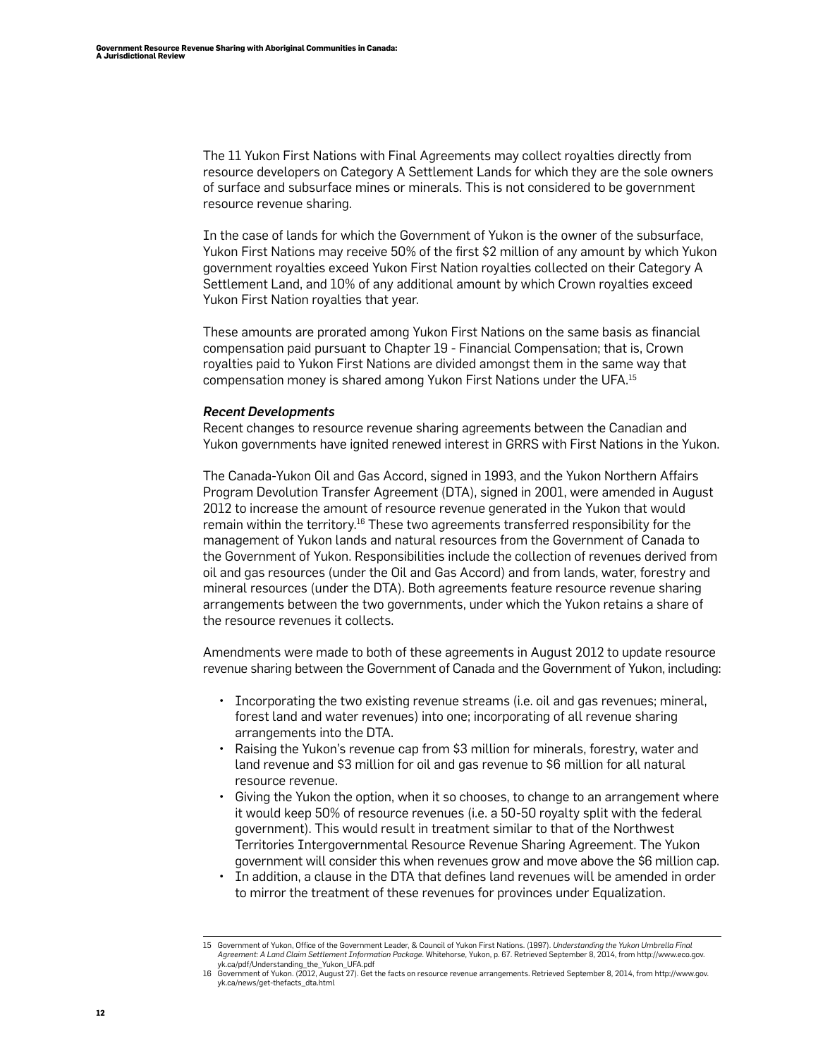The 11 Yukon First Nations with Final Agreements may collect royalties directly from resource developers on Category A Settlement Lands for which they are the sole owners of surface and subsurface mines or minerals. This is not considered to be government resource revenue sharing.

In the case of lands for which the Government of Yukon is the owner of the subsurface, Yukon First Nations may receive 50% of the first $2 million of any amount by which Yukon government royalties exceed Yukon First Nation royalties collected on their Category A Settlement Land, and 10% of any additional amount by which Crown royalties exceed Yukon First Nation royalties that year.

These amounts are prorated among Yukon First Nations on the same basis as financial compensation paid pursuant to Chapter 19 - Financial Compensation; that is, Crown royalties paid to Yukon First Nations are divided amongst them in the same way that compensation money is shared among Yukon First Nations under the UFA.[15]

***Recent Developments***

Recent changes to resource revenue sharing agreements between the Canadian and Yukon governments have ignited renewed interest in GRRS with First Nations in the Yukon.

The Canada-Yukon Oil and Gas Accord, signed in 1993, and the Yukon Northern Affairs Program Devolution Transfer Agreement (DTA), signed in 2001, were amended in August 2012 to increase the amount of resource revenue generated in the Yukon that would remain within the territory.[16] These two agreements transferred responsibility for the management of Yukon lands and natural resources from the Government of Canada to the Government of Yukon. Responsibilities include the collection of revenues derived from oil and gas resources (under the Oil and Gas Accord) and from lands, water, forestry and mineral resources (under the DTA). Both agreements feature resource revenue sharing arrangements between the two governments, under which the Yukon retains a share of the resource revenues it collects.

Amendments were made to both of these agreements in August 2012 to update resource revenue sharing between the Government of Canada and the Government of Yukon, including:

- Incorporating the two existing revenue streams (i.e. oil and gas revenues; mineral, forest land and water revenues) into one; incorporating of all revenue sharing arrangements into the DTA.
- Raising the Yukon's revenue cap from $3 million for minerals, forestry, water and land revenue and $3 million for oil and gas revenue to $6 million for all natural resource revenue.
- Giving the Yukon the option, when it so chooses, to change to an arrangement where it would keep 50% of resource revenues (i.e. a 50-50 royalty split with the federal government). This would result in treatment similar to that of the Northwest Territories Intergovernmental Resource Revenue Sharing Agreement. The Yukon government will consider this when revenues grow and move above the $6 million cap.
- In addition, a clause in the DTA that defines land revenues will be amended in order to mirror the treatment of these revenues for provinces under Equalization.

---

15 Government of Yukon, Office of the Government Leader, & Council of Yukon First Nations. (1997). *Understanding the Yukon Umbrella Final Agreement: A Land Claim Settlement Information Package*. Whitehorse, Yukon, p. 67. Retrieved September 8, 2014, from http://www.eco.gov.yk.ca/pdf/Understanding_the_Yukon_UFA.pdf

16 Government of Yukon. (2012, August 27). Get the facts on resource revenue arrangements. Retrieved September 8, 2014, from http://www.gov.yk.ca/news/get-thefacts_dta.html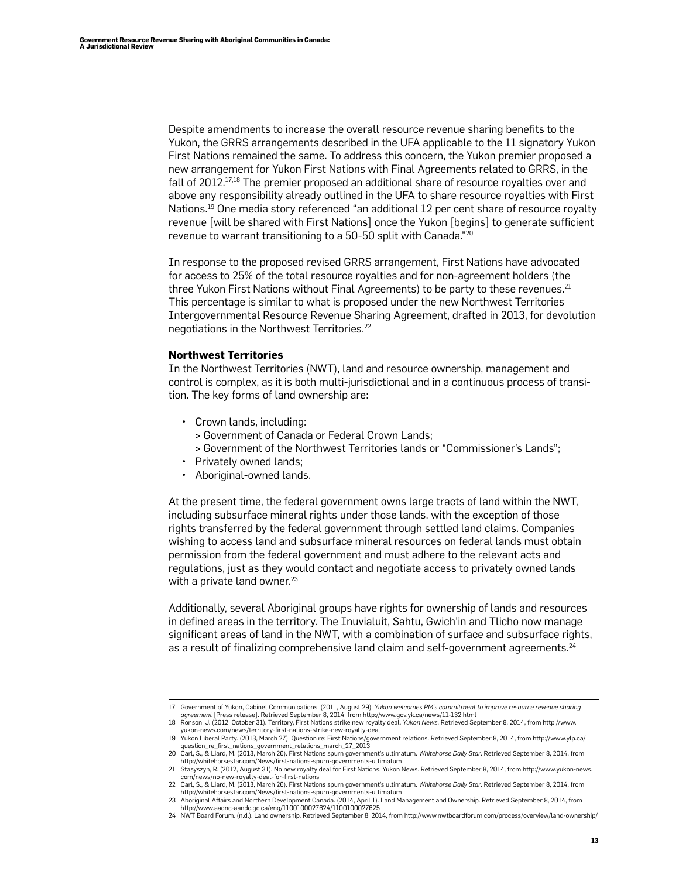Despite amendments to increase the overall resource revenue sharing benefits to the Yukon, the GRRS arrangements described in the UFA applicable to the 11 signatory Yukon First Nations remained the same. To address this concern, the Yukon premier proposed a new arrangement for Yukon First Nations with Final Agreements related to GRRS, in the fall of 2012.[17,18] The premier proposed an additional share of resource royalties over and above any responsibility already outlined in the UFA to share resource royalties with First Nations.[19] One media story referenced "an additional 12 per cent share of resource royalty revenue [will be shared with First Nations] once the Yukon [begins] to generate sufficient revenue to warrant transitioning to a 50-50 split with Canada."[20]

In response to the proposed revised GRRS arrangement, First Nations have advocated for access to 25% of the total resource royalties and for non-agreement holders (the three Yukon First Nations without Final Agreements) to be party to these revenues.[21] This percentage is similar to what is proposed under the new Northwest Territories Intergovernmental Resource Revenue Sharing Agreement, drafted in 2013, for devolution negotiations in the Northwest Territories.[22]

### Northwest Territories

In the Northwest Territories (NWT), land and resource ownership, management and control is complex, as it is both multi-jurisdictional and in a continuous process of transition. The key forms of land ownership are:

- Crown lands, including:
  - Government of Canada or Federal Crown Lands;
  - Government of the Northwest Territories lands or "Commissioner's Lands";
- Privately owned lands;
- Aboriginal-owned lands.

At the present time, the federal government owns large tracts of land within the NWT, including subsurface mineral rights under those lands, with the exception of those rights transferred by the federal government through settled land claims. Companies wishing to access land and subsurface mineral resources on federal lands must obtain permission from the federal government and must adhere to the relevant acts and regulations, just as they would contact and negotiate access to privately owned lands with a private land owner.[23]

Additionally, several Aboriginal groups have rights for ownership of lands and resources in defined areas in the territory. The Inuvialuit, Sahtu, Gwich'in and Tlicho now manage significant areas of land in the NWT, with a combination of surface and subsurface rights, as a result of finalizing comprehensive land claim and self-government agreements.[24]

---

17 Government of Yukon, Cabinet Communications. (2011, August 29). *Yukon welcomes PM's commitment to improve resource revenue sharing agreement* [Press release]. Retrieved September 8, 2014, from http://www.gov.yk.ca/news/11-132.html

18 Ronson, J. (2012, October 31). Territory, First Nations strike new royalty deal. *Yukon News*. Retrieved September 8, 2014, from http://www.yukon-news.com/news/territory-first-nations-strike-new-royalty-deal

19 Yukon Liberal Party. (2013, March 27). Question re: First Nations/government relations. Retrieved September 8, 2014, from http://www.ylp.ca/question_re_first_nations_government_relations_march_27_2013

20 Carl, S., & Liard, M. (2013, March 26). First Nations spurn government's ultimatum. *Whitehorse Daily Star*. Retrieved September 8, 2014, from http://whitehorsestar.com/News/first-nations-spurn-governments-ultimatum

21 Stasyszyn, R. (2012, August 31). No new royalty deal for First Nations. Yukon News. Retrieved September 8, 2014, from http://www.yukon-news.com/news/no-new-royalty-deal-for-first-nations

22 Carl, S., & Liard, M. (2013, March 26). First Nations spurn government's ultimatum. *Whitehorse Daily Star*. Retrieved September 8, 2014, from http://whitehorsestar.com/News/first-nations-spurn-governments-ultimatum

23 Aboriginal Affairs and Northern Development Canada. (2014, April 1). Land Management and Ownership. Retrieved September 8, 2014, from http://www.aadnc-aandc.gc.ca/eng/1100100027624/1100100027625

24 NWT Board Forum. (n.d.). Land ownership. Retrieved September 8, 2014, from http://www.nwtboardforum.com/process/overview/land-ownership/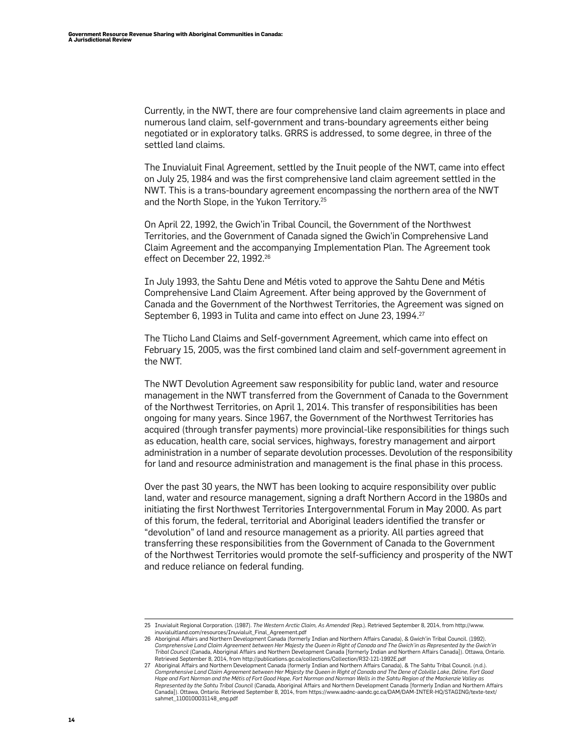Currently, in the NWT, there are four comprehensive land claim agreements in place and numerous land claim, self-government and trans-boundary agreements either being negotiated or in exploratory talks. GRRS is addressed, to some degree, in three of the settled land claims.

The Inuvialuit Final Agreement, settled by the Inuit people of the NWT, came into effect on July 25, 1984 and was the first comprehensive land claim agreement settled in the NWT. This is a trans-boundary agreement encompassing the northern area of the NWT and the North Slope, in the Yukon Territory.[25]

On April 22, 1992, the Gwich'in Tribal Council, the Government of the Northwest Territories, and the Government of Canada signed the Gwich'in Comprehensive Land Claim Agreement and the accompanying Implementation Plan. The Agreement took effect on December 22, 1992.[26]

In July 1993, the Sahtu Dene and Métis voted to approve the Sahtu Dene and Métis Comprehensive Land Claim Agreement. After being approved by the Government of Canada and the Government of the Northwest Territories, the Agreement was signed on September 6, 1993 in Tulita and came into effect on June 23, 1994.[27]

The Tlicho Land Claims and Self-government Agreement, which came into effect on February 15, 2005, was the first combined land claim and self-government agreement in the NWT.

The NWT Devolution Agreement saw responsibility for public land, water and resource management in the NWT transferred from the Government of Canada to the Government of the Northwest Territories, on April 1, 2014. This transfer of responsibilities has been ongoing for many years. Since 1967, the Government of the Northwest Territories has acquired (through transfer payments) more provincial-like responsibilities for things such as education, health care, social services, highways, forestry management and airport administration in a number of separate devolution processes. Devolution of the responsibility for land and resource administration and management is the final phase in this process.

Over the past 30 years, the NWT has been looking to acquire responsibility over public land, water and resource management, signing a draft Northern Accord in the 1980s and initiating the first Northwest Territories Intergovernmental Forum in May 2000. As part of this forum, the federal, territorial and Aboriginal leaders identified the transfer or "devolution" of land and resource management as a priority. All parties agreed that transferring these responsibilities from the Government of Canada to the Government of the Northwest Territories would promote the self-sufficiency and prosperity of the NWT and reduce reliance on federal funding.

---

25 Inuvialuit Regional Corporation. (1987). *The Western Arctic Claim, As Amended* (Rep.). Retrieved September 8, 2014, from http://www.inuvialuitland.com/resources/Inuvialuit_Final_Agreement.pdf

26 Aboriginal Affairs and Northern Development Canada (formerly Indian and Northern Affairs Canada), & Gwich'in Tribal Council. (1992). *Comprehensive Land Claim Agreement between Her Majesty the Queen in Right of Canada and The Gwich'in as Represented by the Gwich'in Tribal Council* (Canada, Aboriginal Affairs and Northern Development Canada [formerly Indian and Northern Affairs Canada]). Ottawa, Ontario. Retrieved September 8, 2014, from http://publications.gc.ca/collections/Collection/R32-121-1992E.pdf

27 Aboriginal Affairs and Northern Development Canada (formerly Indian and Northern Affairs Canada), & The Sahtu Tribal Council. (n.d.). *Comprehensive Land Claim Agreement between Her Majesty the Queen in Right of Canada and The Dene of Colville Lake, Déline, Fort Good Hope and Fort Norman and the Métis of Fort Good Hope, Fort Norman and Norman Wells in the Sahtu Region of the Mackenzie Valley as Represented by the Sahtu Tribal Council* (Canada, Aboriginal Affairs and Northern Development Canada [formerly Indian and Northern Affairs Canada]). Ottawa, Ontario. Retrieved September 8, 2014, from https://www.aadnc-aandc.gc.ca/DAM/DAM-INTER-HQ/STAGING/texte-text/sahmet_1100100031148_eng.pdf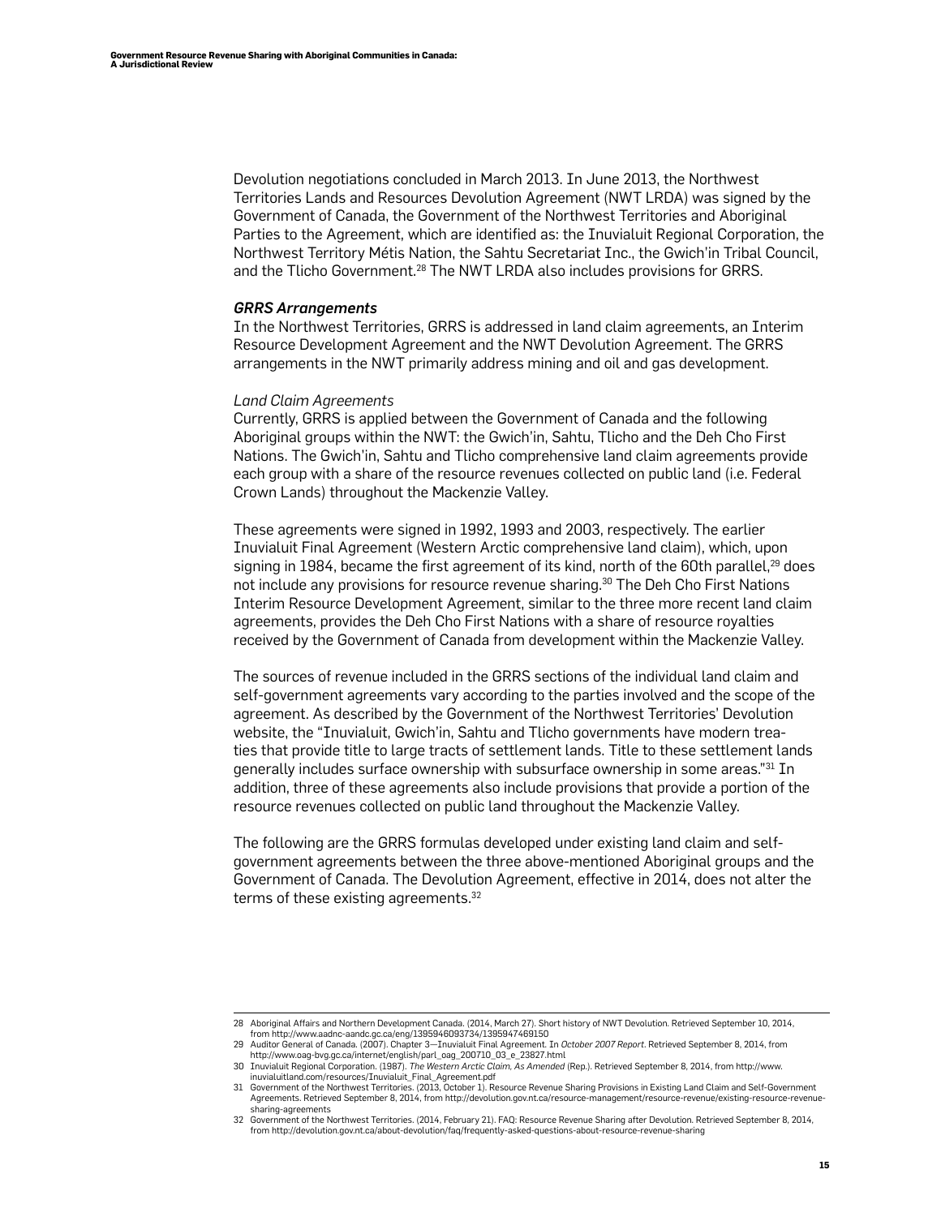Devolution negotiations concluded in March 2013. In June 2013, the Northwest Territories Lands and Resources Devolution Agreement (NWT LRDA) was signed by the Government of Canada, the Government of the Northwest Territories and Aboriginal Parties to the Agreement, which are identified as: the Inuvialuit Regional Corporation, the Northwest Territory Métis Nation, the Sahtu Secretariat Inc., the Gwich'in Tribal Council, and the Tlicho Government.[28] The NWT LRDA also includes provisions for GRRS.

***GRRS Arrangements***

In the Northwest Territories, GRRS is addressed in land claim agreements, an Interim Resource Development Agreement and the NWT Devolution Agreement. The GRRS arrangements in the NWT primarily address mining and oil and gas development.

*Land Claim Agreements*

Currently, GRRS is applied between the Government of Canada and the following Aboriginal groups within the NWT: the Gwich'in, Sahtu, Tlicho and the Deh Cho First Nations. The Gwich'in, Sahtu and Tlicho comprehensive land claim agreements provide each group with a share of the resource revenues collected on public land (i.e. Federal Crown Lands) throughout the Mackenzie Valley.

These agreements were signed in 1992, 1993 and 2003, respectively. The earlier Inuvialuit Final Agreement (Western Arctic comprehensive land claim), which, upon signing in 1984, became the first agreement of its kind, north of the 60th parallel,[29] does not include any provisions for resource revenue sharing.[30] The Deh Cho First Nations Interim Resource Development Agreement, similar to the three more recent land claim agreements, provides the Deh Cho First Nations with a share of resource royalties received by the Government of Canada from development within the Mackenzie Valley.

The sources of revenue included in the GRRS sections of the individual land claim and self-government agreements vary according to the parties involved and the scope of the agreement. As described by the Government of the Northwest Territories' Devolution website, the "Inuvialuit, Gwich'in, Sahtu and Tlicho governments have modern treaties that provide title to large tracts of settlement lands. Title to these settlement lands generally includes surface ownership with subsurface ownership in some areas."[31] In addition, three of these agreements also include provisions that provide a portion of the resource revenues collected on public land throughout the Mackenzie Valley.

The following are the GRRS formulas developed under existing land claim and self-government agreements between the three above-mentioned Aboriginal groups and the Government of Canada. The Devolution Agreement, effective in 2014, does not alter the terms of these existing agreements.[32]

---

28 Aboriginal Affairs and Northern Development Canada. (2014, March 27). Short history of NWT Devolution. Retrieved September 10, 2014, from http://www.aadnc-aandc.gc.ca/eng/1395946093734/1395947469150

29 Auditor General of Canada. (2007). Chapter 3—Inuvialuit Final Agreement. In *October 2007 Report*. Retrieved September 8, 2014, from http://www.oag-bvg.gc.ca/internet/english/parl_oag_200710_03_e_23827.html

30 Inuvialuit Regional Corporation. (1987). *The Western Arctic Claim, As Amended* (Rep.). Retrieved September 8, 2014, from http://www.inuvialuitland.com/resources/Inuvialuit_Final_Agreement.pdf

31 Government of the Northwest Territories. (2013, October 1). Resource Revenue Sharing Provisions in Existing Land Claim and Self-Government Agreements. Retrieved September 8, 2014, from http://devolution.gov.nt.ca/resource-management/resource-revenue/existing-resource-revenue-sharing-agreements

32 Government of the Northwest Territories. (2014, February 21). FAQ: Resource Revenue Sharing after Devolution. Retrieved September 8, 2014, from http://devolution.gov.nt.ca/about-devolution/faq/frequently-asked-questions-about-resource-revenue-sharing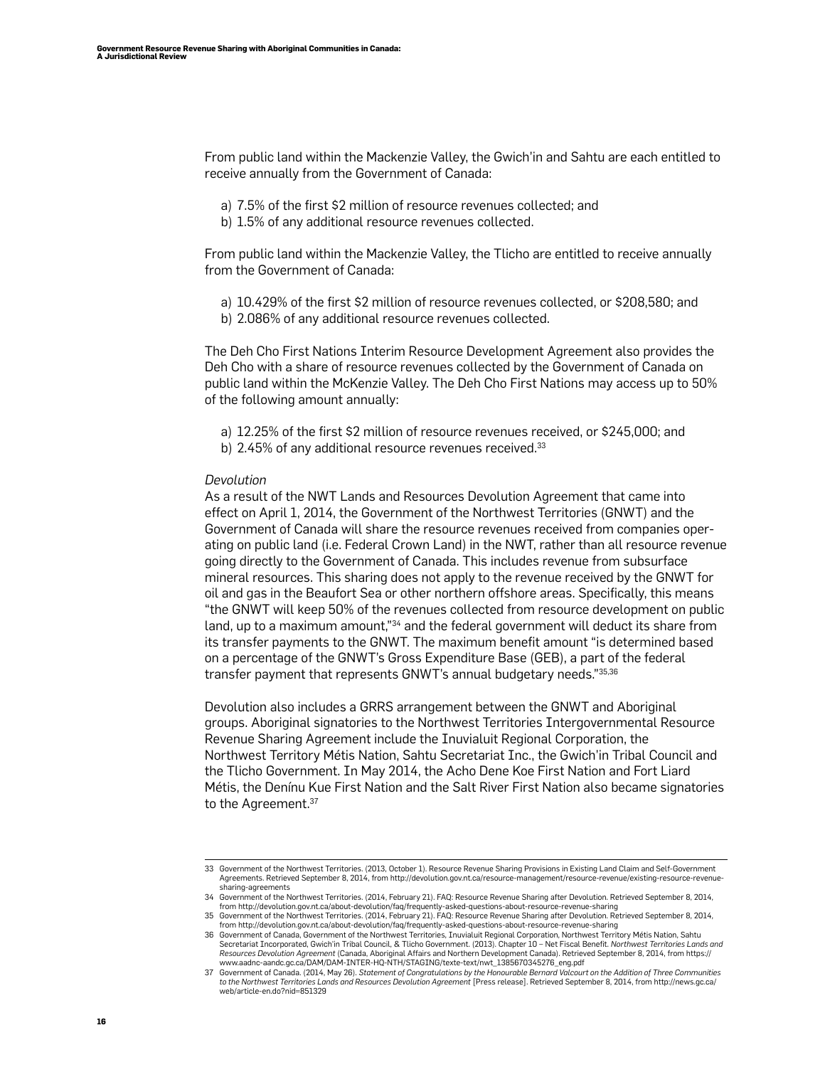From public land within the Mackenzie Valley, the Gwich'in and Sahtu are each entitled to receive annually from the Government of Canada:

a) 7.5% of the first $2 million of resource revenues collected; and
b) 1.5% of any additional resource revenues collected.

From public land within the Mackenzie Valley, the Tlicho are entitled to receive annually from the Government of Canada:

a) 10.429% of the first $2 million of resource revenues collected, or $208,580; and
b) 2.086% of any additional resource revenues collected.

The Deh Cho First Nations Interim Resource Development Agreement also provides the Deh Cho with a share of resource revenues collected by the Government of Canada on public land within the McKenzie Valley. The Deh Cho First Nations may access up to 50% of the following amount annually:

a) 12.25% of the first $2 million of resource revenues received, or $245,000; and
b) 2.45% of any additional resource revenues received.[33]

*Devolution*

As a result of the NWT Lands and Resources Devolution Agreement that came into effect on April 1, 2014, the Government of the Northwest Territories (GNWT) and the Government of Canada will share the resource revenues received from companies operating on public land (i.e. Federal Crown Land) in the NWT, rather than all resource revenue going directly to the Government of Canada. This includes revenue from subsurface mineral resources. This sharing does not apply to the revenue received by the GNWT for oil and gas in the Beaufort Sea or other northern offshore areas. Specifically, this means "the GNWT will keep 50% of the revenues collected from resource development on public land, up to a maximum amount,"[34] and the federal government will deduct its share from its transfer payments to the GNWT. The maximum benefit amount "is determined based on a percentage of the GNWT's Gross Expenditure Base (GEB), a part of the federal transfer payment that represents GNWT's annual budgetary needs."[35,36]

Devolution also includes a GRRS arrangement between the GNWT and Aboriginal groups. Aboriginal signatories to the Northwest Territories Intergovernmental Resource Revenue Sharing Agreement include the Inuvialuit Regional Corporation, the Northwest Territory Métis Nation, Sahtu Secretariat Inc., the Gwich'in Tribal Council and the Tlicho Government. In May 2014, the Acho Dene Koe First Nation and Fort Liard Métis, the Denínu Kue First Nation and the Salt River First Nation also became signatories to the Agreement.[37]

---

33 Government of the Northwest Territories. (2013, October 1). Resource Revenue Sharing Provisions in Existing Land Claim and Self-Government Agreements. Retrieved September 8, 2014, from http://devolution.gov.nt.ca/resource-management/resource-revenue/existing-resource-revenue-sharing-agreements

34 Government of the Northwest Territories. (2014, February 21). FAQ: Resource Revenue Sharing after Devolution. Retrieved September 8, 2014, from http://devolution.gov.nt.ca/about-devolution/faq/frequently-asked-questions-about-resource-revenue-sharing

35 Government of the Northwest Territories. (2014, February 21). FAQ: Resource Revenue Sharing after Devolution. Retrieved September 8, 2014, from http://devolution.gov.nt.ca/about-devolution/faq/frequently-asked-questions-about-resource-revenue-sharing

36 Government of Canada, Government of the Northwest Territories, Inuvialuit Regional Corporation, Northwest Territory Métis Nation, Sahtu Secretariat Incorporated, Gwich'in Tribal Council, & Tlicho Government. (2013). Chapter 10 – Net Fiscal Benefit. *Northwest Territories Lands and Resources Devolution Agreement* (Canada, Aboriginal Affairs and Northern Development Canada). Retrieved September 8, 2014, from https://www.aadnc-aandc.gc.ca/DAM/DAM-INTER-HQ-NTH/STAGING/texte-text/nwt_1385670345276_eng.pdf

37 Government of Canada. (2014, May 26). *Statement of Congratulations by the Honourable Bernard Valcourt on the Addition of Three Communities to the Northwest Territories Lands and Resources Devolution Agreement* [Press release]. Retrieved September 8, 2014, from http://news.gc.ca/web/article-en.do?nid=851329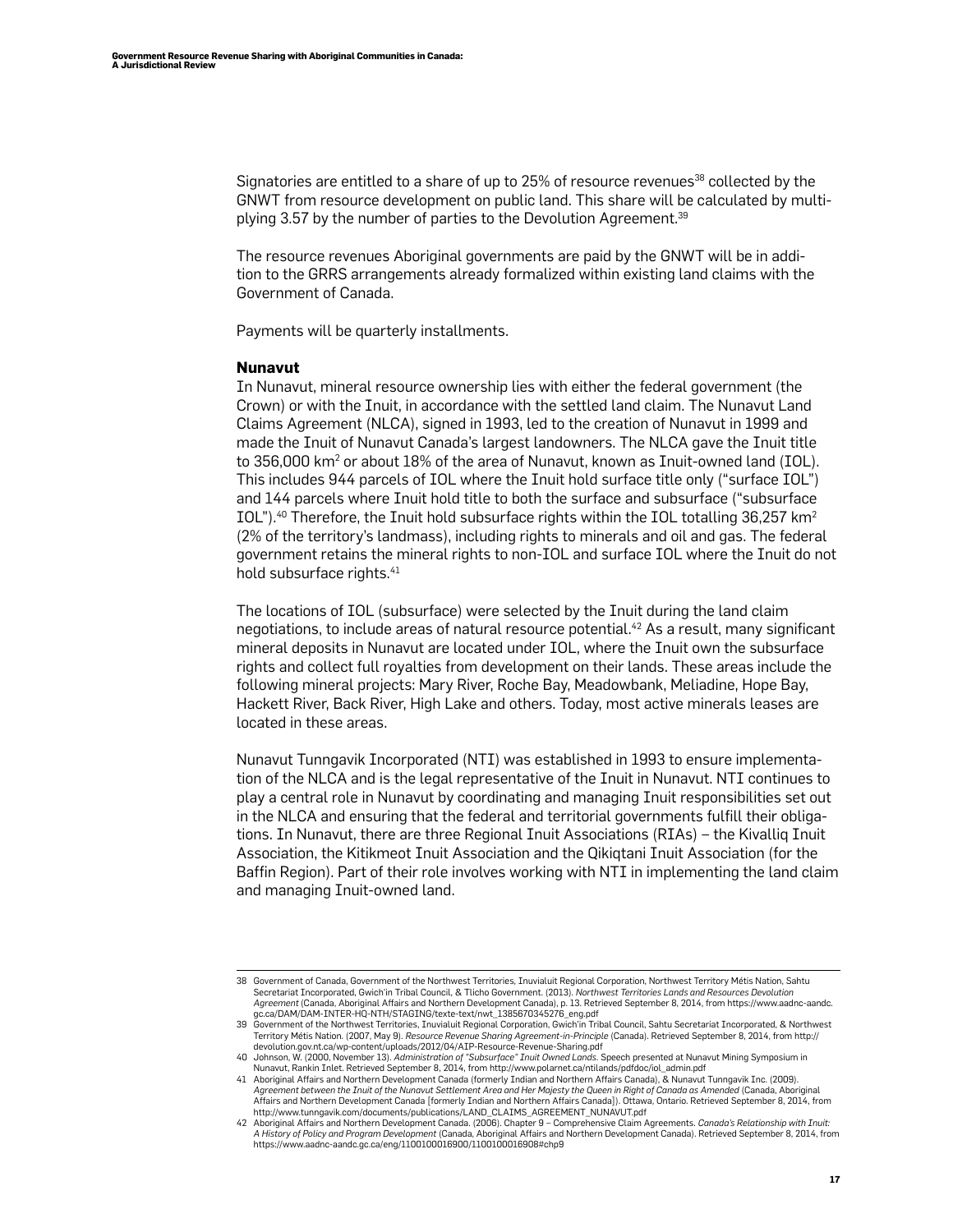Signatories are entitled to a share of up to 25% of resource revenues[38] collected by the GNWT from resource development on public land. This share will be calculated by multiplying 3.57 by the number of parties to the Devolution Agreement.[39]

The resource revenues Aboriginal governments are paid by the GNWT will be in addition to the GRRS arrangements already formalized within existing land claims with the Government of Canada.

Payments will be quarterly installments.

### Nunavut

In Nunavut, mineral resource ownership lies with either the federal government (the Crown) or with the Inuit, in accordance with the settled land claim. The Nunavut Land Claims Agreement (NLCA), signed in 1993, led to the creation of Nunavut in 1999 and made the Inuit of Nunavut Canada's largest landowners. The NLCA gave the Inuit title to 356,000 km$^2$ or about 18% of the area of Nunavut, known as Inuit-owned land (IOL). This includes 944 parcels of IOL where the Inuit hold surface title only ("surface IOL") and 144 parcels where Inuit hold title to both the surface and subsurface ("subsurface IOL").[40] Therefore, the Inuit hold subsurface rights within the IOL totalling 36,257 km$^2$ (2% of the territory's landmass), including rights to minerals and oil and gas. The federal government retains the mineral rights to non-IOL and surface IOL where the Inuit do not hold subsurface rights.[41]

The locations of IOL (subsurface) were selected by the Inuit during the land claim negotiations, to include areas of natural resource potential.[42] As a result, many significant mineral deposits in Nunavut are located under IOL, where the Inuit own the subsurface rights and collect full royalties from development on their lands. These areas include the following mineral projects: Mary River, Roche Bay, Meadowbank, Meliadine, Hope Bay, Hackett River, Back River, High Lake and others. Today, most active minerals leases are located in these areas.

Nunavut Tunngavik Incorporated (NTI) was established in 1993 to ensure implementation of the NLCA and is the legal representative of the Inuit in Nunavut. NTI continues to play a central role in Nunavut by coordinating and managing Inuit responsibilities set out in the NLCA and ensuring that the federal and territorial governments fulfill their obligations. In Nunavut, there are three Regional Inuit Associations (RIAs) – the Kivalliq Inuit Association, the Kitikmeot Inuit Association and the Qikiqtani Inuit Association (for the Baffin Region). Part of their role involves working with NTI in implementing the land claim and managing Inuit-owned land.

---

38 Government of Canada, Government of the Northwest Territories, Inuvialuit Regional Corporation, Northwest Territory Métis Nation, Sahtu Secretariat Incorporated, Gwich'in Tribal Council, & Tlicho Government. (2013). *Northwest Territories Lands and Resources Devolution Agreement* (Canada, Aboriginal Affairs and Northern Development Canada), p. 13. Retrieved September 8, 2014, from https://www.aadnc-aandc.gc.ca/DAM/DAM-INTER-HQ-NTH/STAGING/texte-text/nwt_1385670345276_eng.pdf

39 Government of the Northwest Territories, Inuvialuit Regional Corporation, Gwich'in Tribal Council, Sahtu Secretariat Incorporated, & Northwest Territory Métis Nation. (2007, May 9). *Resource Revenue Sharing Agreement-in-Principle* (Canada). Retrieved September 8, 2014, from http://devolution.gov.nt.ca/wp-content/uploads/2012/04/AIP-Resource-Revenue-Sharing.pdf

40 Johnson, W. (2000, November 13). *Administration of "Subsurface" Inuit Owned Lands*. Speech presented at Nunavut Mining Symposium in Nunavut, Rankin Inlet. Retrieved September 8, 2014, from http://www.polarnet.ca/ntilands/pdfdoc/iol_admin.pdf

41 Aboriginal Affairs and Northern Development Canada (formerly Indian and Northern Affairs Canada), & Nunavut Tunngavik Inc. (2009). *Agreement between the Inuit of the Nunavut Settlement Area and Her Majesty the Queen in Right of Canada as Amended* (Canada, Aboriginal Affairs and Northern Development Canada [formerly Indian and Northern Affairs Canada]). Ottawa, Ontario. Retrieved September 8, 2014, from http://www.tunngavik.com/documents/publications/LAND_CLAIMS_AGREEMENT_NUNAVUT.pdf

42 Aboriginal Affairs and Northern Development Canada. (2006). Chapter 9 – Comprehensive Claim Agreements. *Canada's Relationship with Inuit: A History of Policy and Program Development* (Canada, Aboriginal Affairs and Northern Development Canada). Retrieved September 8, 2014, from https://www.aadnc-aandc.gc.ca/eng/1100100016900/1100100016908#chp9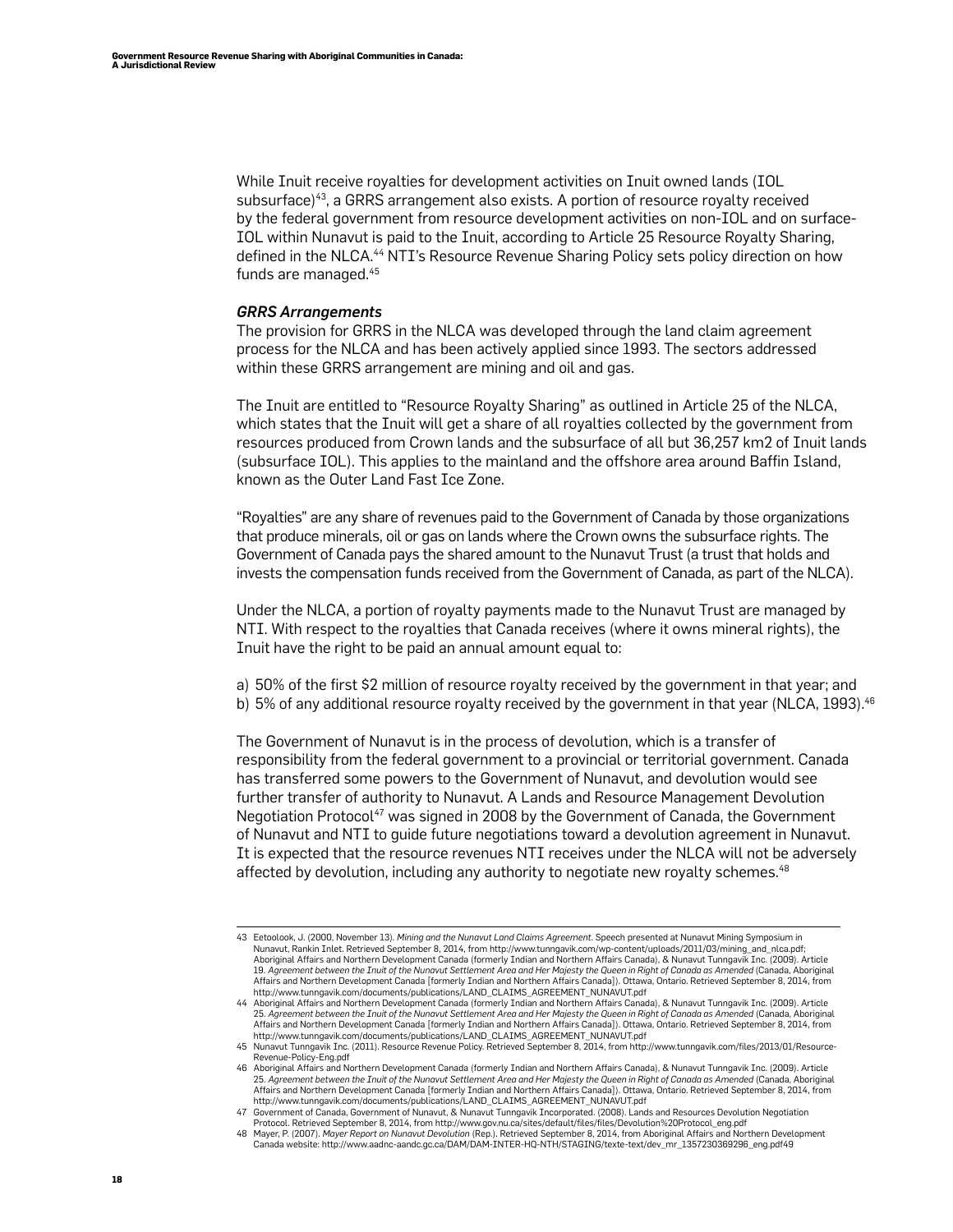While Inuit receive royalties for development activities on Inuit owned lands (IOL subsurface)[43], a GRRS arrangement also exists. A portion of resource royalty received by the federal government from resource development activities on non-IOL and on surface-IOL within Nunavut is paid to the Inuit, according to Article 25 Resource Royalty Sharing, defined in the NLCA.[44] NTI's Resource Revenue Sharing Policy sets policy direction on how funds are managed.[45]

***GRRS Arrangements***

The provision for GRRS in the NLCA was developed through the land claim agreement process for the NLCA and has been actively applied since 1993. The sectors addressed within these GRRS arrangement are mining and oil and gas.

The Inuit are entitled to "Resource Royalty Sharing" as outlined in Article 25 of the NLCA, which states that the Inuit will get a share of all royalties collected by the government from resources produced from Crown lands and the subsurface of all but 36,257 km2 of Inuit lands (subsurface IOL). This applies to the mainland and the offshore area around Baffin Island, known as the Outer Land Fast Ice Zone.

"Royalties" are any share of revenues paid to the Government of Canada by those organizations that produce minerals, oil or gas on lands where the Crown owns the subsurface rights. The Government of Canada pays the shared amount to the Nunavut Trust (a trust that holds and invests the compensation funds received from the Government of Canada, as part of the NLCA).

Under the NLCA, a portion of royalty payments made to the Nunavut Trust are managed by NTI. With respect to the royalties that Canada receives (where it owns mineral rights), the Inuit have the right to be paid an annual amount equal to:

a) 50% of the first $2 million of resource royalty received by the government in that year; and
b) 5% of any additional resource royalty received by the government in that year (NLCA, 1993).[46]

The Government of Nunavut is in the process of devolution, which is a transfer of responsibility from the federal government to a provincial or territorial government. Canada has transferred some powers to the Government of Nunavut, and devolution would see further transfer of authority to Nunavut. A Lands and Resource Management Devolution Negotiation Protocol[47] was signed in 2008 by the Government of Canada, the Government of Nunavut and NTI to guide future negotiations toward a devolution agreement in Nunavut. It is expected that the resource revenues NTI receives under the NLCA will not be adversely affected by devolution, including any authority to negotiate new royalty schemes.[48]

---

43 Eetoolook, J. (2000, November 13). *Mining and the Nunavut Land Claims Agreement*. Speech presented at Nunavut Mining Symposium in Nunavut, Rankin Inlet. Retrieved September 8, 2014, from http://www.tunngavik.com/wp-content/uploads/2011/03/mining_and_nlca.pdf; Aboriginal Affairs and Northern Development Canada (formerly Indian and Northern Affairs Canada), & Nunavut Tunngavik Inc. (2009). Article 19. *Agreement between the Inuit of the Nunavut Settlement Area and Her Majesty the Queen in Right of Canada as Amended* (Canada, Aboriginal Affairs and Northern Development Canada [formerly Indian and Northern Affairs Canada]). Ottawa, Ontario. Retrieved September 8, 2014, from http://www.tunngavik.com/documents/publications/LAND_CLAIMS_AGREEMENT_NUNAVUT.pdf

44 Aboriginal Affairs and Northern Development Canada (formerly Indian and Northern Affairs Canada), & Nunavut Tunngavik Inc. (2009). Article 25. *Agreement between the Inuit of the Nunavut Settlement Area and Her Majesty the Queen in Right of Canada as Amended* (Canada, Aboriginal Affairs and Northern Development Canada [formerly Indian and Northern Affairs Canada]). Ottawa, Ontario. Retrieved September 8, 2014, from http://www.tunngavik.com/documents/publications/LAND_CLAIMS_AGREEMENT_NUNAVUT.pdf

45 Nunavut Tunngavik Inc. (2011). Resource Revenue Policy. Retrieved September 8, 2014, from http://www.tunngavik.com/files/2013/01/Resource-Revenue-Policy-Eng.pdf

46 Aboriginal Affairs and Northern Development Canada (formerly Indian and Northern Affairs Canada), & Nunavut Tunngavik Inc. (2009). Article 25. *Agreement between the Inuit of the Nunavut Settlement Area and Her Majesty the Queen in Right of Canada as Amended* (Canada, Aboriginal Affairs and Northern Development Canada [formerly Indian and Northern Affairs Canada]). Ottawa, Ontario. Retrieved September 8, 2014, from http://www.tunngavik.com/documents/publications/LAND_CLAIMS_AGREEMENT_NUNAVUT.pdf

47 Government of Canada, Government of Nunavut, & Nunavut Tunngavik Incorporated. (2008). Lands and Resources Devolution Negotiation Protocol. Retrieved September 8, 2014, from http://www.gov.nu.ca/sites/default/files/files/Devolution%20Protocol_eng.pdf

48 Mayer, P. (2007). *Mayer Report on Nunavut Devolution* (Rep.). Retrieved September 8, 2014, from Aboriginal Affairs and Northern Development Canada website: http://www.aadnc-aandc.gc.ca/DAM/DAM-INTER-HQ-NTH/STAGING/texte-text/dev_mr_1357230369296_eng.pdf49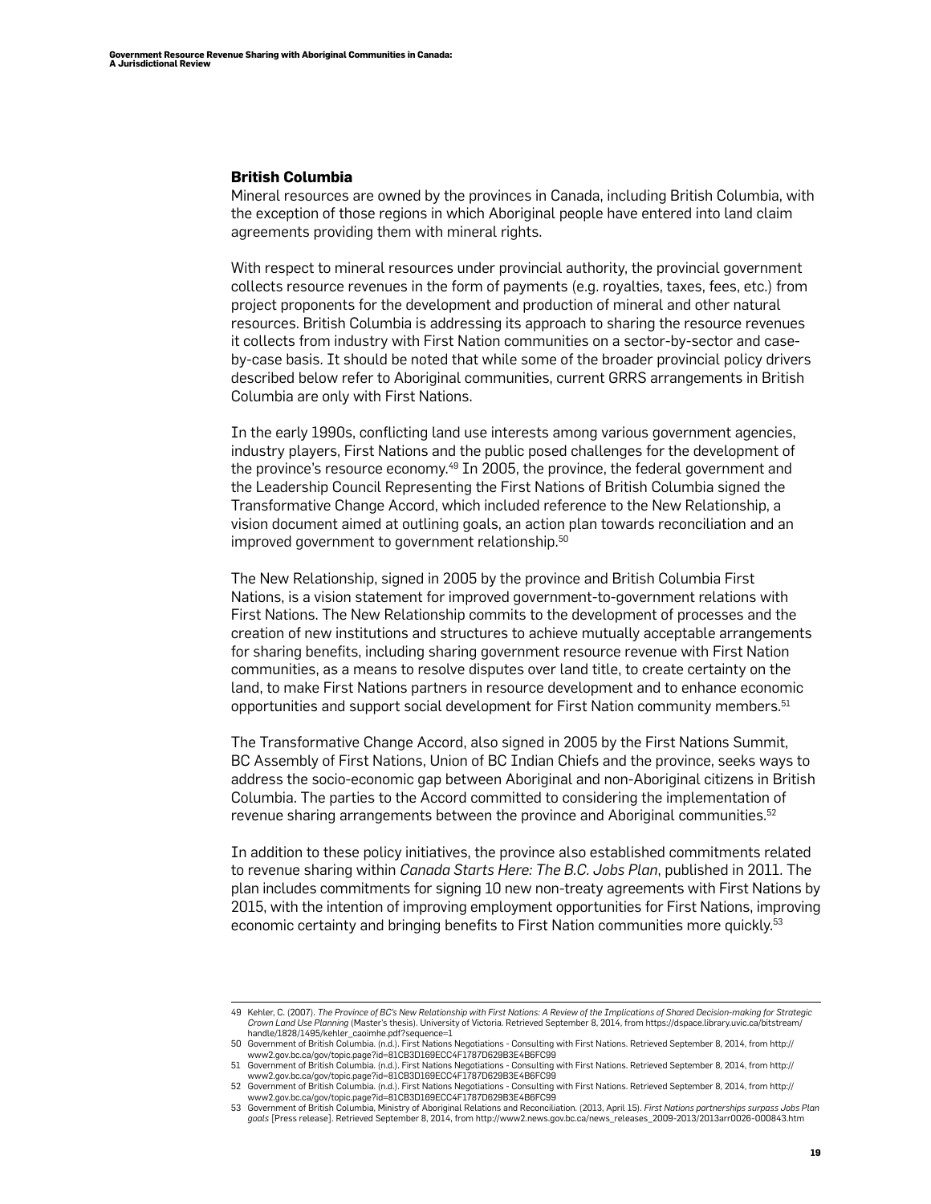## British Columbia

Mineral resources are owned by the provinces in Canada, including British Columbia, with the exception of those regions in which Aboriginal people have entered into land claim agreements providing them with mineral rights.

With respect to mineral resources under provincial authority, the provincial government collects resource revenues in the form of payments (e.g. royalties, taxes, fees, etc.) from project proponents for the development and production of mineral and other natural resources. British Columbia is addressing its approach to sharing the resource revenues it collects from industry with First Nation communities on a sector-by-sector and case-by-case basis. It should be noted that while some of the broader provincial policy drivers described below refer to Aboriginal communities, current GRRS arrangements in British Columbia are only with First Nations.

In the early 1990s, conflicting land use interests among various government agencies, industry players, First Nations and the public posed challenges for the development of the province's resource economy.[49] In 2005, the province, the federal government and the Leadership Council Representing the First Nations of British Columbia signed the Transformative Change Accord, which included reference to the New Relationship, a vision document aimed at outlining goals, an action plan towards reconciliation and an improved government to government relationship.[50]

The New Relationship, signed in 2005 by the province and British Columbia First Nations, is a vision statement for improved government-to-government relations with First Nations. The New Relationship commits to the development of processes and the creation of new institutions and structures to achieve mutually acceptable arrangements for sharing benefits, including sharing government resource revenue with First Nation communities, as a means to resolve disputes over land title, to create certainty on the land, to make First Nations partners in resource development and to enhance economic opportunities and support social development for First Nation community members.[51]

The Transformative Change Accord, also signed in 2005 by the First Nations Summit, BC Assembly of First Nations, Union of BC Indian Chiefs and the province, seeks ways to address the socio-economic gap between Aboriginal and non-Aboriginal citizens in British Columbia. The parties to the Accord committed to considering the implementation of revenue sharing arrangements between the province and Aboriginal communities.[52]

In addition to these policy initiatives, the province also established commitments related to revenue sharing within *Canada Starts Here: The B.C. Jobs Plan*, published in 2011. The plan includes commitments for signing 10 new non-treaty agreements with First Nations by 2015, with the intention of improving employment opportunities for First Nations, improving economic certainty and bringing benefits to First Nation communities more quickly.[53]

---

49 Kehler, C. (2007). *The Province of BC's New Relationship with First Nations: A Review of the Implications of Shared Decision-making for Strategic Crown Land Use Planning* (Master's thesis). University of Victoria. Retrieved September 8, 2014, from https://dspace.library.uvic.ca/bitstream/handle/1828/1495/kehler_caoimhe.pdf?sequence=1

50 Government of British Columbia. (n.d.). First Nations Negotiations - Consulting with First Nations. Retrieved September 8, 2014, from http://www2.gov.bc.ca/gov/topic.page?id=81CB3D169ECC4F1787D629B3E4B6FC99

51 Government of British Columbia. (n.d.). First Nations Negotiations - Consulting with First Nations. Retrieved September 8, 2014, from http://www2.gov.bc.ca/gov/topic.page?id=81CB3D169ECC4F1787D629B3E4B6FC99

52 Government of British Columbia. (n.d.). First Nations Negotiations - Consulting with First Nations. Retrieved September 8, 2014, from http://www2.gov.bc.ca/gov/topic.page?id=81CB3D169ECC4F1787D629B3E4B6FC99

53 Government of British Columbia, Ministry of Aboriginal Relations and Reconciliation. (2013, April 15). *First Nations partnerships surpass Jobs Plan goals* [Press release]. Retrieved September 8, 2014, from http://www2.news.gov.bc.ca/news_releases_2009-2013/2013arr0026-000843.htm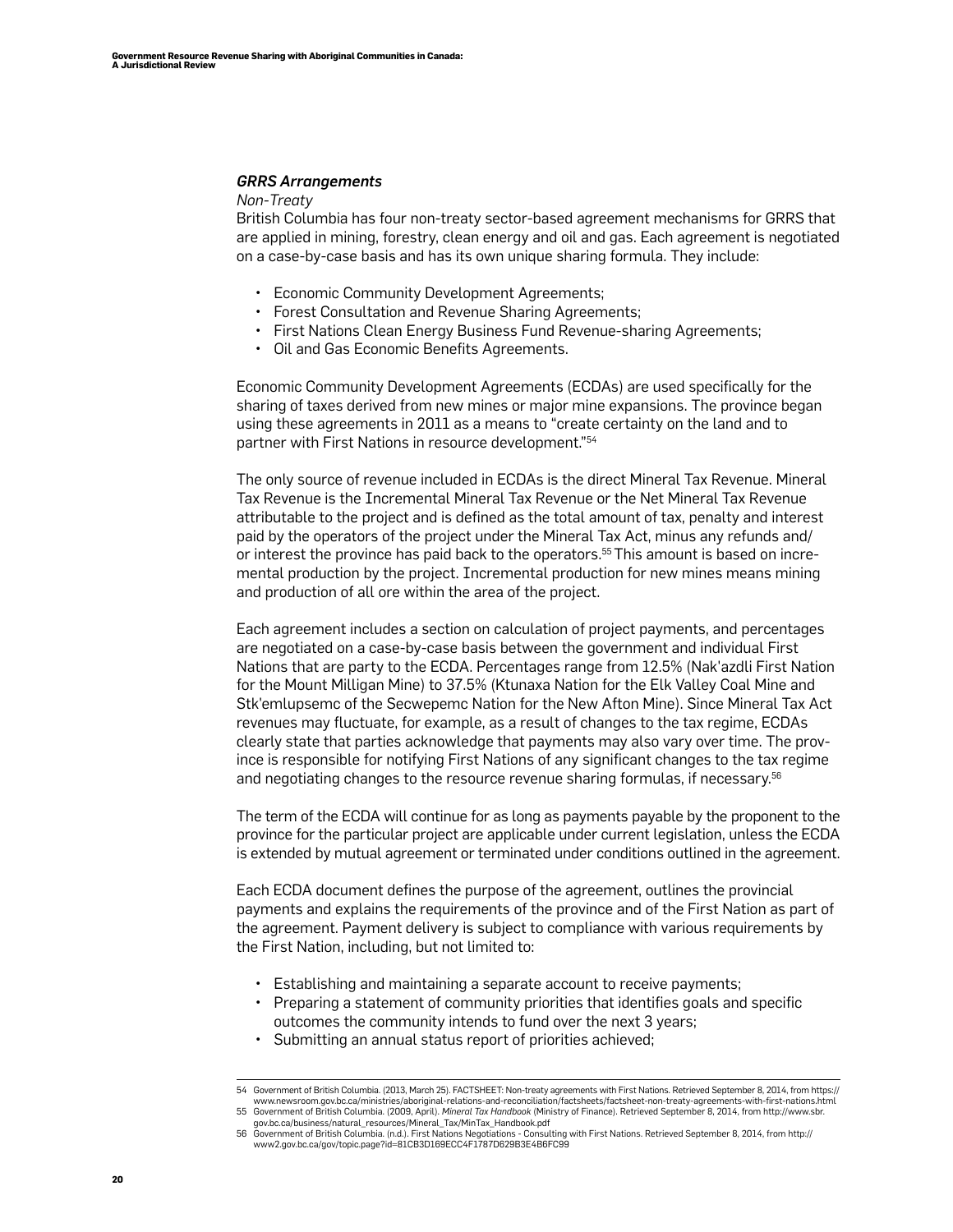***GRRS Arrangements***

*Non-Treaty*

British Columbia has four non-treaty sector-based agreement mechanisms for GRRS that are applied in mining, forestry, clean energy and oil and gas. Each agreement is negotiated on a case-by-case basis and has its own unique sharing formula. They include:

- Economic Community Development Agreements;
- Forest Consultation and Revenue Sharing Agreements;
- First Nations Clean Energy Business Fund Revenue-sharing Agreements;
- Oil and Gas Economic Benefits Agreements.

Economic Community Development Agreements (ECDAs) are used specifically for the sharing of taxes derived from new mines or major mine expansions. The province began using these agreements in 2011 as a means to "create certainty on the land and to partner with First Nations in resource development."[54]

The only source of revenue included in ECDAs is the direct Mineral Tax Revenue. Mineral Tax Revenue is the Incremental Mineral Tax Revenue or the Net Mineral Tax Revenue attributable to the project and is defined as the total amount of tax, penalty and interest paid by the operators of the project under the Mineral Tax Act, minus any refunds and/or interest the province has paid back to the operators.[55] This amount is based on incremental production by the project. Incremental production for new mines means mining and production of all ore within the area of the project.

Each agreement includes a section on calculation of project payments, and percentages are negotiated on a case-by-case basis between the government and individual First Nations that are party to the ECDA. Percentages range from 12.5% (Nak'azdli First Nation for the Mount Milligan Mine) to 37.5% (Ktunaxa Nation for the Elk Valley Coal Mine and Stk'emlupsemc of the Secwepemc Nation for the New Afton Mine). Since Mineral Tax Act revenues may fluctuate, for example, as a result of changes to the tax regime, ECDAs clearly state that parties acknowledge that payments may also vary over time. The province is responsible for notifying First Nations of any significant changes to the tax regime and negotiating changes to the resource revenue sharing formulas, if necessary.[56]

The term of the ECDA will continue for as long as payments payable by the proponent to the province for the particular project are applicable under current legislation, unless the ECDA is extended by mutual agreement or terminated under conditions outlined in the agreement.

Each ECDA document defines the purpose of the agreement, outlines the provincial payments and explains the requirements of the province and of the First Nation as part of the agreement. Payment delivery is subject to compliance with various requirements by the First Nation, including, but not limited to:

- Establishing and maintaining a separate account to receive payments;
- Preparing a statement of community priorities that identifies goals and specific outcomes the community intends to fund over the next 3 years;
- Submitting an annual status report of priorities achieved;

54 Government of British Columbia. (2013, March 25). FACTSHEET: Non-treaty agreements with First Nations. Retrieved September 8, 2014, from https://www.newsroom.gov.bc.ca/ministries/aboriginal-relations-and-reconciliation/factsheets/factsheet-non-treaty-agreements-with-first-nations.html

55 Government of British Columbia. (2009, April). *Mineral Tax Handbook* (Ministry of Finance). Retrieved September 8, 2014, from http://www.sbr.gov.bc.ca/business/natural_resources/Mineral_Tax/MinTax_Handbook.pdf

56 Government of British Columbia. (n.d.). First Nations Negotiations - Consulting with First Nations. Retrieved September 8, 2014, from http://www2.gov.bc.ca/gov/topic.page?id=81CB3D169ECC4F1787D629B3E4B6FC99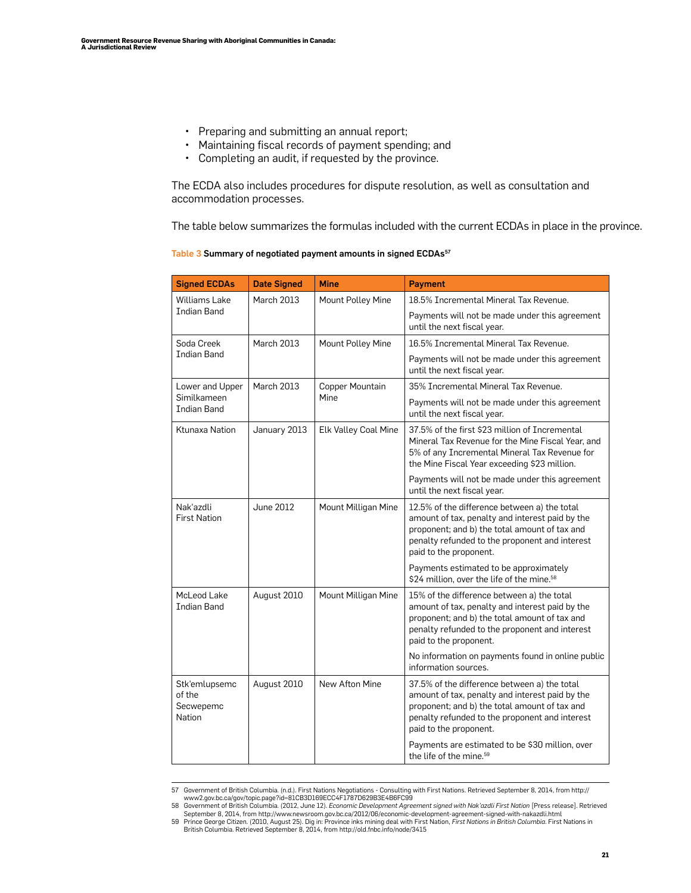- Preparing and submitting an annual report;
- Maintaining fiscal records of payment spending; and
- Completing an audit, if requested by the province.

The ECDA also includes procedures for dispute resolution, as well as consultation and accommodation processes.

The table below summarizes the formulas included with the current ECDAs in place in the province.

**Table 3 Summary of negotiated payment amounts in signed ECDAs[57]**

| Signed ECDAs | Date Signed | Mine | Payment |
|---|---|---|---|
| Williams Lake Indian Band | March 2013 | Mount Polley Mine | 18.5% Incremental Mineral Tax Revenue.<br><br>Payments will not be made under this agreement until the next fiscal year. |
| Soda Creek Indian Band | March 2013 | Mount Polley Mine | 16.5% Incremental Mineral Tax Revenue.<br><br>Payments will not be made under this agreement until the next fiscal year. |
| Lower and Upper Similkameen Indian Band | March 2013 | Copper Mountain Mine | 35% Incremental Mineral Tax Revenue.<br><br>Payments will not be made under this agreement until the next fiscal year. |
| Ktunaxa Nation | January 2013 | Elk Valley Coal Mine | 37.5% of the first $23 million of Incremental Mineral Tax Revenue for the Mine Fiscal Year, and 5% of any Incremental Mineral Tax Revenue for the Mine Fiscal Year exceeding $23 million.<br><br>Payments will not be made under this agreement until the next fiscal year. |
| Nak'azdli First Nation | June 2012 | Mount Milligan Mine | 12.5% of the difference between a) the total amount of tax, penalty and interest paid by the proponent; and b) the total amount of tax and penalty refunded to the proponent and interest paid to the proponent.<br><br>Payments estimated to be approximately $24 million, over the life of the mine.[58] |
| McLeod Lake Indian Band | August 2010 | Mount Milligan Mine | 15% of the difference between a) the total amount of tax, penalty and interest paid by the proponent; and b) the total amount of tax and penalty refunded to the proponent and interest paid to the proponent.<br><br>No information on payments found in online public information sources. |
| Stk'emlupsemc of the Secwepemc Nation | August 2010 | New Afton Mine | 37.5% of the difference between a) the total amount of tax, penalty and interest paid by the proponent; and b) the total amount of tax and penalty refunded to the proponent and interest paid to the proponent.<br><br>Payments are estimated to be $30 million, over the life of the mine.[59] |

57 Government of British Columbia. (n.d.). First Nations Negotiations - Consulting with First Nations. Retrieved September 8, 2014, from http://www2.gov.bc.ca/gov/topic.page?id=81CB3D169ECC4F1787D629B3E4B6FC99

58 Government of British Columbia. (2012, June 12). *Economic Development Agreement signed with Nak'azdli First Nation* [Press release]. Retrieved September 8, 2014, from http://www.newsroom.gov.bc.ca/2012/06/economic-development-agreement-signed-with-nakazdli.html

59 Prince George Citizen. (2010, August 25). Dig in: Province inks mining deal with First Nation, *First Nations in British Columbia*. First Nations in British Columbia. Retrieved September 8, 2014, from http://old.fnbc.info/node/3415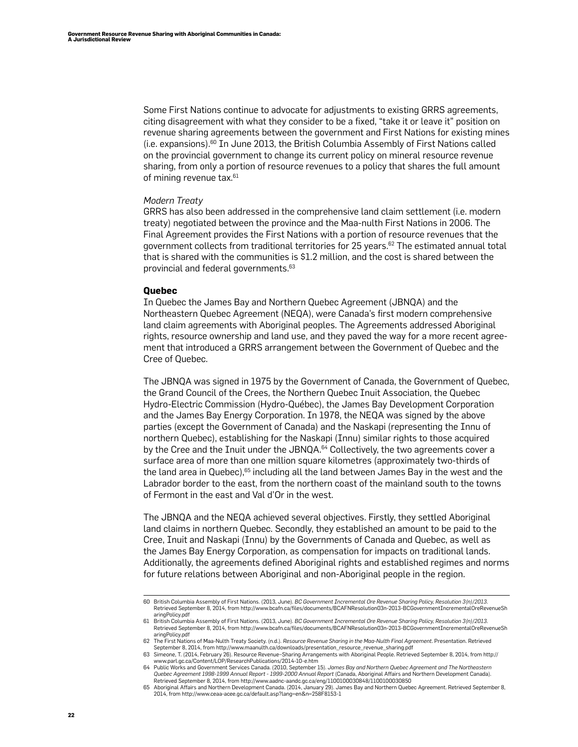Some First Nations continue to advocate for adjustments to existing GRRS agreements, citing disagreement with what they consider to be a fixed, "take it or leave it" position on revenue sharing agreements between the government and First Nations for existing mines (i.e. expansions).[60] In June 2013, the British Columbia Assembly of First Nations called on the provincial government to change its current policy on mineral resource revenue sharing, from only a portion of resource revenues to a policy that shares the full amount of mining revenue tax.[61]

*Modern Treaty*

GRRS has also been addressed in the comprehensive land claim settlement (i.e. modern treaty) negotiated between the province and the Maa-nulth First Nations in 2006. The Final Agreement provides the First Nations with a portion of resource revenues that the government collects from traditional territories for 25 years.[62] The estimated annual total that is shared with the communities is $1.2 million, and the cost is shared between the provincial and federal governments.[63]

### Quebec

In Quebec the James Bay and Northern Quebec Agreement (JBNQA) and the Northeastern Quebec Agreement (NEQA), were Canada's first modern comprehensive land claim agreements with Aboriginal peoples. The Agreements addressed Aboriginal rights, resource ownership and land use, and they paved the way for a more recent agreement that introduced a GRRS arrangement between the Government of Quebec and the Cree of Quebec.

The JBNQA was signed in 1975 by the Government of Canada, the Government of Quebec, the Grand Council of the Crees, the Northern Quebec Inuit Association, the Quebec Hydro-Electric Commission (Hydro-Québec), the James Bay Development Corporation and the James Bay Energy Corporation. In 1978, the NEQA was signed by the above parties (except the Government of Canada) and the Naskapi (representing the Innu of northern Quebec), establishing for the Naskapi (Innu) similar rights to those acquired by the Cree and the Inuit under the JBNQA.[64] Collectively, the two agreements cover a surface area of more than one million square kilometres (approximately two-thirds of the land area in Quebec),[65] including all the land between James Bay in the west and the Labrador border to the east, from the northern coast of the mainland south to the towns of Fermont in the east and Val d'Or in the west.

The JBNQA and the NEQA achieved several objectives. Firstly, they settled Aboriginal land claims in northern Quebec. Secondly, they established an amount to be paid to the Cree, Inuit and Naskapi (Innu) by the Governments of Canada and Quebec, as well as the James Bay Energy Corporation, as compensation for impacts on traditional lands. Additionally, the agreements defined Aboriginal rights and established regimes and norms for future relations between Aboriginal and non-Aboriginal people in the region.

---

60 British Columbia Assembly of First Nations. (2013, June). *BC Government Incremental Ore Revenue Sharing Policy, Resolution 3(n)/2013.* Retrieved September 8, 2014, from http://www.bcafn.ca/files/documents/BCAFNResolution03n-2013-BCGovernmentIncrementalOreRevenueSharingPolicy.pdf

61 British Columbia Assembly of First Nations. (2013, June). *BC Government Incremental Ore Revenue Sharing Policy, Resolution 3(n)/2013.* Retrieved September 8, 2014, from http://www.bcafn.ca/files/documents/BCAFNResolution03n-2013-BCGovernmentIncrementalOreRevenueSharingPolicy.pdf

62 The First Nations of Maa-Nulth Treaty Society. (n.d.). *Resource Revenue Sharing in the Maa-Nulth Final Agreement.* Presentation. Retrieved September 8, 2014, from http://www.maanulth.ca/downloads/presentation_resource_revenue_sharing.pdf

63 Simeone, T. (2014, February 26). Resource Revenue–Sharing Arrangements with Aboriginal People. Retrieved September 8, 2014, from http://www.parl.gc.ca/Content/LOP/ResearchPublications/2014-10-e.htm

64 Public Works and Government Services Canada. (2010, September 15). *James Bay and Northern Quebec Agreement and The Northeastern Quebec Agreement 1998-1999 Annual Report - 1999-2000 Annual Report* (Canada, Aboriginal Affairs and Northern Development Canada). Retrieved September 8, 2014, from http://www.aadnc-aandc.gc.ca/eng/1100100030848/1100100030850

65 Aboriginal Affairs and Northern Development Canada. (2014, January 29). James Bay and Northern Quebec Agreement. Retrieved September 8, 2014, from http://www.ceaa-acee.gc.ca/default.asp?lang=en&n=258F8153-1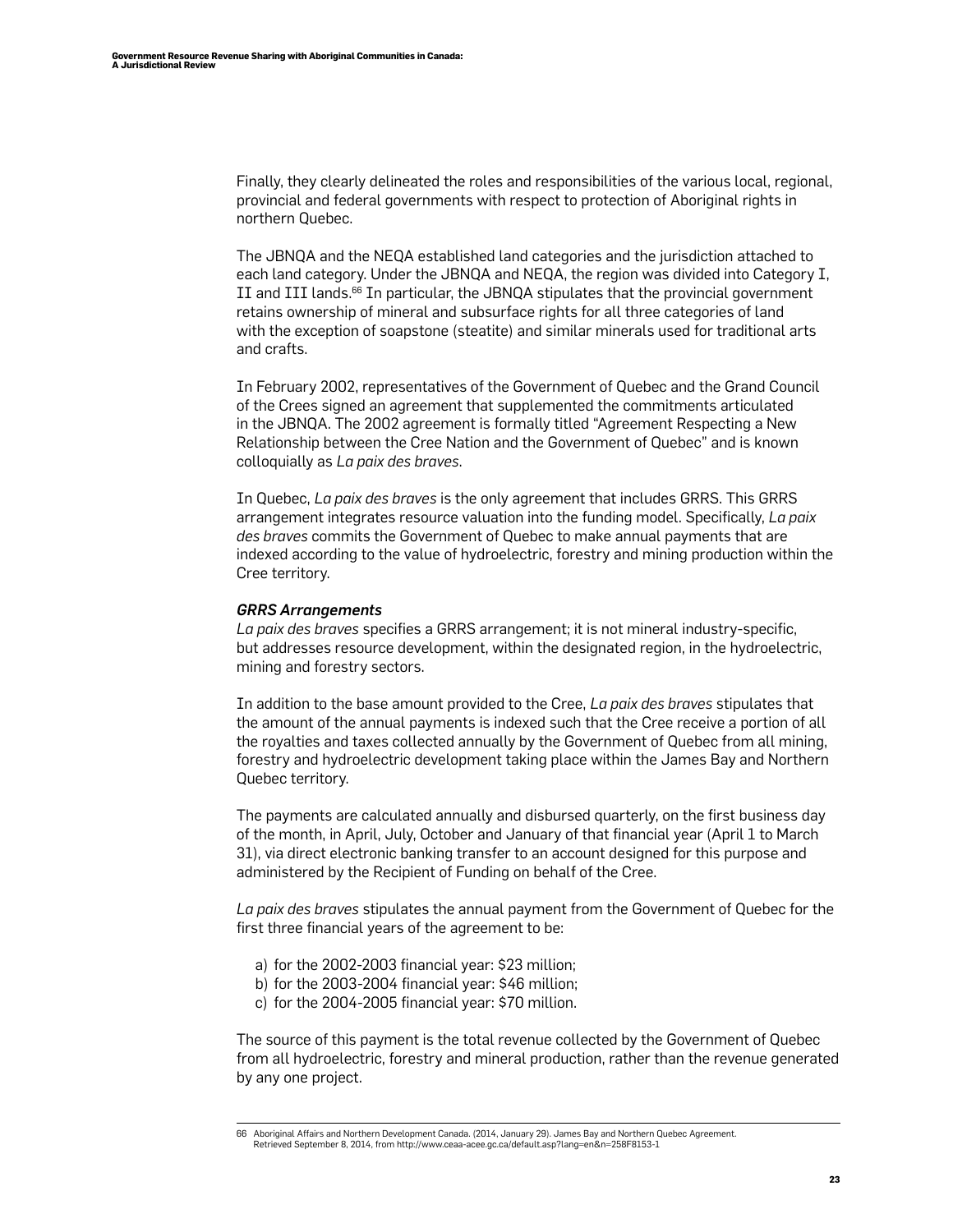Finally, they clearly delineated the roles and responsibilities of the various local, regional, provincial and federal governments with respect to protection of Aboriginal rights in northern Quebec.

The JBNQA and the NEQA established land categories and the jurisdiction attached to each land category. Under the JBNQA and NEQA, the region was divided into Category I, II and III lands.[66] In particular, the JBNQA stipulates that the provincial government retains ownership of mineral and subsurface rights for all three categories of land with the exception of soapstone (steatite) and similar minerals used for traditional arts and crafts.

In February 2002, representatives of the Government of Quebec and the Grand Council of the Crees signed an agreement that supplemented the commitments articulated in the JBNQA. The 2002 agreement is formally titled "Agreement Respecting a New Relationship between the Cree Nation and the Government of Quebec" and is known colloquially as *La paix des braves*.

In Quebec, *La paix des braves* is the only agreement that includes GRRS. This GRRS arrangement integrates resource valuation into the funding model. Specifically, *La paix des braves* commits the Government of Quebec to make annual payments that are indexed according to the value of hydroelectric, forestry and mining production within the Cree territory.

***GRRS Arrangements***

*La paix des braves* specifies a GRRS arrangement; it is not mineral industry-specific, but addresses resource development, within the designated region, in the hydroelectric, mining and forestry sectors.

In addition to the base amount provided to the Cree, *La paix des braves* stipulates that the amount of the annual payments is indexed such that the Cree receive a portion of all the royalties and taxes collected annually by the Government of Quebec from all mining, forestry and hydroelectric development taking place within the James Bay and Northern Quebec territory.

The payments are calculated annually and disbursed quarterly, on the first business day of the month, in April, July, October and January of that financial year (April 1 to March 31), via direct electronic banking transfer to an account designed for this purpose and administered by the Recipient of Funding on behalf of the Cree.

*La paix des braves* stipulates the annual payment from the Government of Quebec for the first three financial years of the agreement to be:

a) for the 2002-2003 financial year: $23 million;
b) for the 2003-2004 financial year: $46 million;
c) for the 2004-2005 financial year: $70 million.

The source of this payment is the total revenue collected by the Government of Quebec from all hydroelectric, forestry and mineral production, rather than the revenue generated by any one project.

66 Aboriginal Affairs and Northern Development Canada. (2014, January 29). James Bay and Northern Quebec Agreement. Retrieved September 8, 2014, from http://www.ceaa-acee.gc.ca/default.asp?lang=en&n=258F8153-1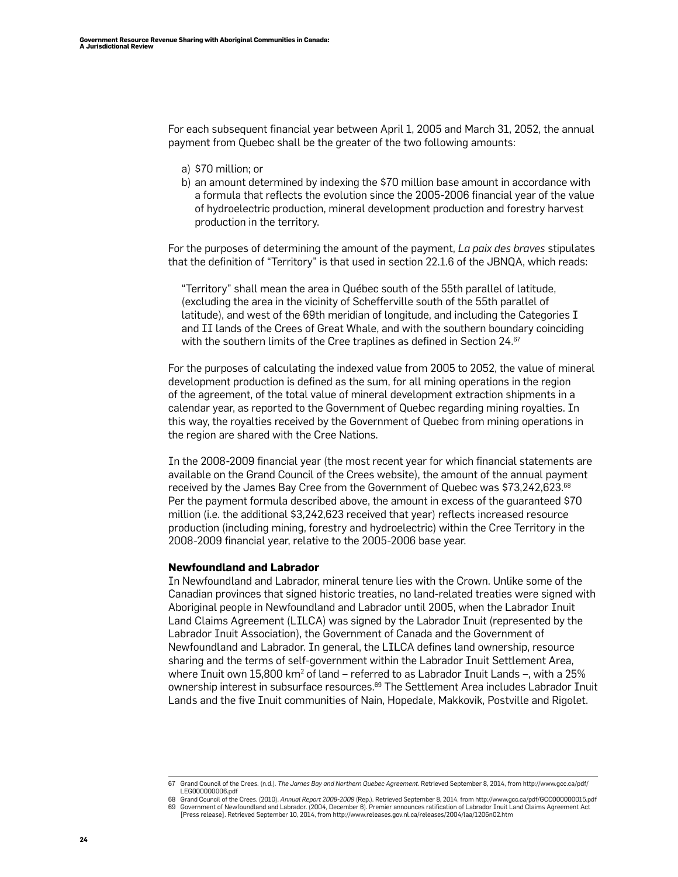For each subsequent financial year between April 1, 2005 and March 31, 2052, the annual payment from Quebec shall be the greater of the two following amounts:

a) $70 million; or
b) an amount determined by indexing the $70 million base amount in accordance with a formula that reflects the evolution since the 2005-2006 financial year of the value of hydroelectric production, mineral development production and forestry harvest production in the territory.

For the purposes of determining the amount of the payment, *La paix des braves* stipulates that the definition of "Territory" is that used in section 22.1.6 of the JBNQA, which reads:

> "Territory" shall mean the area in Québec south of the 55th parallel of latitude, (excluding the area in the vicinity of Schefferville south of the 55th parallel of latitude), and west of the 69th meridian of longitude, and including the Categories I and II lands of the Crees of Great Whale, and with the southern boundary coinciding with the southern limits of the Cree traplines as defined in Section 24.[67]

For the purposes of calculating the indexed value from 2005 to 2052, the value of mineral development production is defined as the sum, for all mining operations in the region of the agreement, of the total value of mineral development extraction shipments in a calendar year, as reported to the Government of Quebec regarding mining royalties. In this way, the royalties received by the Government of Quebec from mining operations in the region are shared with the Cree Nations.

In the 2008-2009 financial year (the most recent year for which financial statements are available on the Grand Council of the Crees website), the amount of the annual payment received by the James Bay Cree from the Government of Quebec was $73,242,623.[68] Per the payment formula described above, the amount in excess of the guaranteed $70 million (i.e. the additional $3,242,623 received that year) reflects increased resource production (including mining, forestry and hydroelectric) within the Cree Territory in the 2008-2009 financial year, relative to the 2005-2006 base year.

### Newfoundland and Labrador

In Newfoundland and Labrador, mineral tenure lies with the Crown. Unlike some of the Canadian provinces that signed historic treaties, no land-related treaties were signed with Aboriginal people in Newfoundland and Labrador until 2005, when the Labrador Inuit Land Claims Agreement (LILCA) was signed by the Labrador Inuit (represented by the Labrador Inuit Association), the Government of Canada and the Government of Newfoundland and Labrador. In general, the LILCA defines land ownership, resource sharing and the terms of self-government within the Labrador Inuit Settlement Area, where Inuit own 15,800 km$^2$ of land – referred to as Labrador Inuit Lands –, with a 25% ownership interest in subsurface resources.[69] The Settlement Area includes Labrador Inuit Lands and the five Inuit communities of Nain, Hopedale, Makkovik, Postville and Rigolet.

---

67 Grand Council of the Crees. (n.d.). *The James Bay and Northern Quebec Agreement*. Retrieved September 8, 2014, from http://www.gcc.ca/pdf/LEG000000006.pdf

68 Grand Council of the Crees. (2010). *Annual Report 2008-2009* (Rep.). Retrieved September 8, 2014, from http://www.gcc.ca/pdf/GCC000000015.pdf

69 Government of Newfoundland and Labrador. (2004, December 6). Premier announces ratification of Labrador Inuit Land Claims Agreement Act [Press release]. Retrieved September 10, 2014, from http://www.releases.gov.nl.ca/releases/2004/laa/1206n02.htm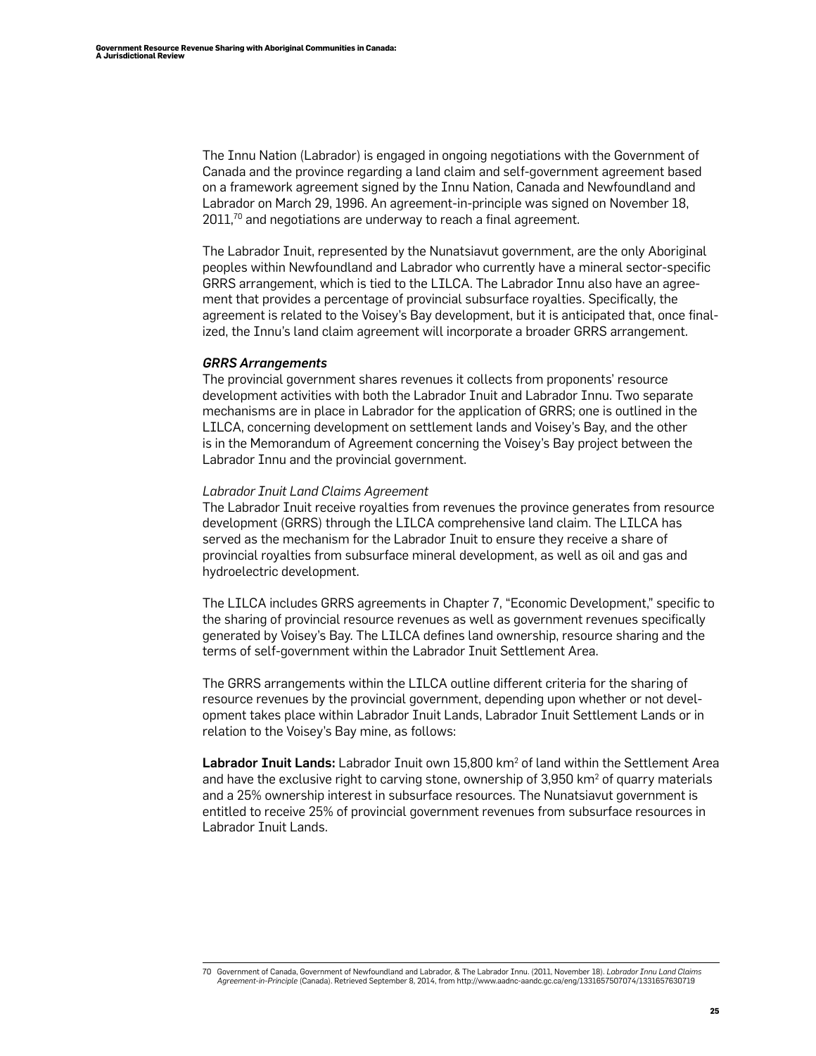The Innu Nation (Labrador) is engaged in ongoing negotiations with the Government of Canada and the province regarding a land claim and self-government agreement based on a framework agreement signed by the Innu Nation, Canada and Newfoundland and Labrador on March 29, 1996. An agreement-in-principle was signed on November 18, 2011,[70] and negotiations are underway to reach a final agreement.

The Labrador Inuit, represented by the Nunatsiavut government, are the only Aboriginal peoples within Newfoundland and Labrador who currently have a mineral sector-specific GRRS arrangement, which is tied to the LILCA. The Labrador Innu also have an agreement that provides a percentage of provincial subsurface royalties. Specifically, the agreement is related to the Voisey's Bay development, but it is anticipated that, once finalized, the Innu's land claim agreement will incorporate a broader GRRS arrangement.

***GRRS Arrangements***

The provincial government shares revenues it collects from proponents' resource development activities with both the Labrador Inuit and Labrador Innu. Two separate mechanisms are in place in Labrador for the application of GRRS; one is outlined in the LILCA, concerning development on settlement lands and Voisey's Bay, and the other is in the Memorandum of Agreement concerning the Voisey's Bay project between the Labrador Innu and the provincial government.

*Labrador Inuit Land Claims Agreement*

The Labrador Inuit receive royalties from revenues the province generates from resource development (GRRS) through the LILCA comprehensive land claim. The LILCA has served as the mechanism for the Labrador Inuit to ensure they receive a share of provincial royalties from subsurface mineral development, as well as oil and gas and hydroelectric development.

The LILCA includes GRRS agreements in Chapter 7, "Economic Development," specific to the sharing of provincial resource revenues as well as government revenues specifically generated by Voisey's Bay. The LILCA defines land ownership, resource sharing and the terms of self-government within the Labrador Inuit Settlement Area.

The GRRS arrangements within the LILCA outline different criteria for the sharing of resource revenues by the provincial government, depending upon whether or not development takes place within Labrador Inuit Lands, Labrador Inuit Settlement Lands or in relation to the Voisey's Bay mine, as follows:

**Labrador Inuit Lands:** Labrador Inuit own 15,800 km$^2$ of land within the Settlement Area and have the exclusive right to carving stone, ownership of 3,950 km$^2$ of quarry materials and a 25% ownership interest in subsurface resources. The Nunatsiavut government is entitled to receive 25% of provincial government revenues from subsurface resources in Labrador Inuit Lands.

70 Government of Canada, Government of Newfoundland and Labrador, & The Labrador Innu. (2011, November 18). *Labrador Innu Land Claims Agreement-in-Principle* (Canada). Retrieved September 8, 2014, from http://www.aadnc-aandc.gc.ca/eng/1331657507074/1331657630719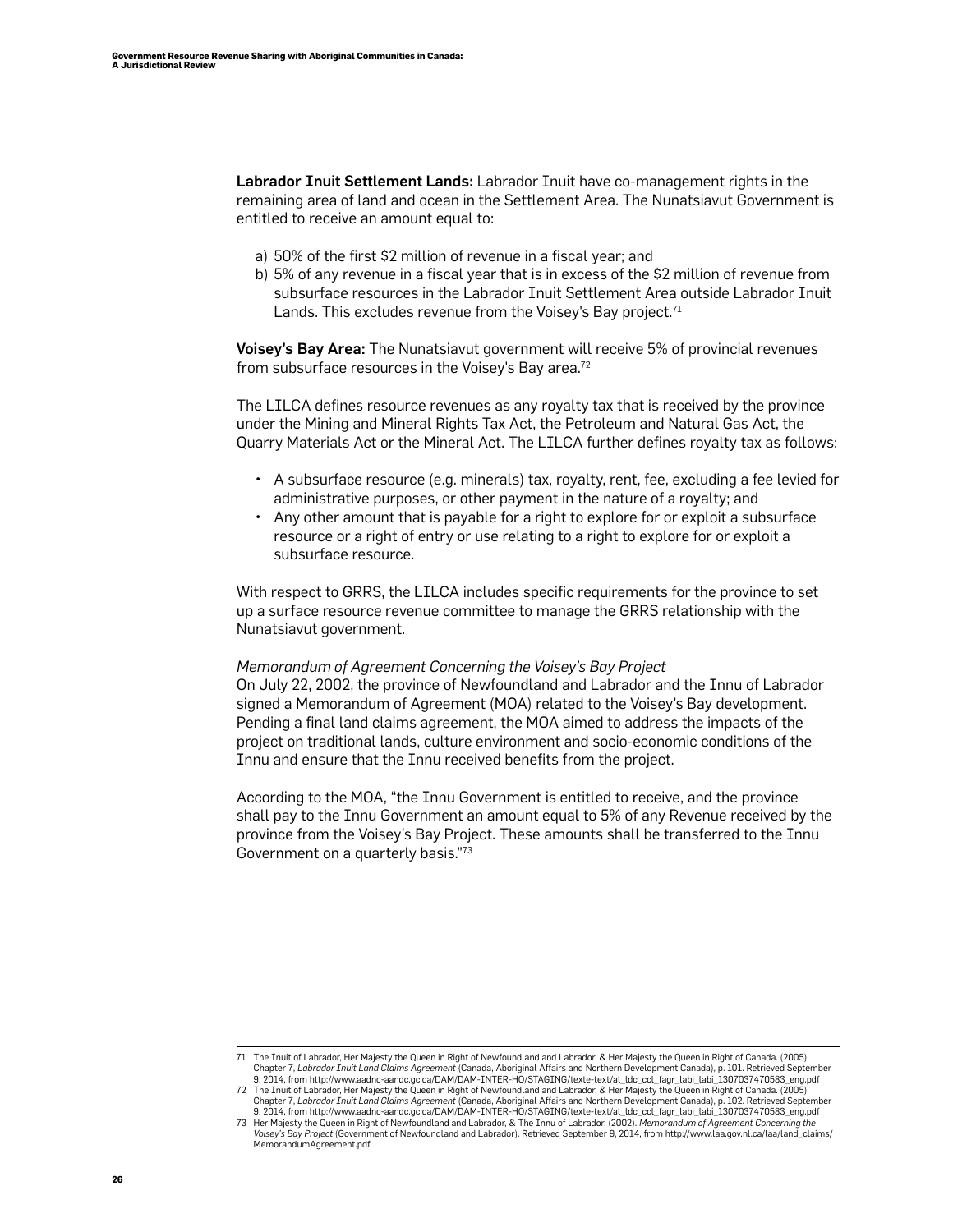**Labrador Inuit Settlement Lands:** Labrador Inuit have co-management rights in the remaining area of land and ocean in the Settlement Area. The Nunatsiavut Government is entitled to receive an amount equal to:

a) 50% of the first $2 million of revenue in a fiscal year; and
b) 5% of any revenue in a fiscal year that is in excess of the $2 million of revenue from subsurface resources in the Labrador Inuit Settlement Area outside Labrador Inuit Lands. This excludes revenue from the Voisey's Bay project.[71]

**Voisey's Bay Area:** The Nunatsiavut government will receive 5% of provincial revenues from subsurface resources in the Voisey's Bay area.[72]

The LILCA defines resource revenues as any royalty tax that is received by the province under the Mining and Mineral Rights Tax Act, the Petroleum and Natural Gas Act, the Quarry Materials Act or the Mineral Act. The LILCA further defines royalty tax as follows:

- A subsurface resource (e.g. minerals) tax, royalty, rent, fee, excluding a fee levied for administrative purposes, or other payment in the nature of a royalty; and
- Any other amount that is payable for a right to explore for or exploit a subsurface resource or a right of entry or use relating to a right to explore for or exploit a subsurface resource.

With respect to GRRS, the LILCA includes specific requirements for the province to set up a surface resource revenue committee to manage the GRRS relationship with the Nunatsiavut government.

*Memorandum of Agreement Concerning the Voisey's Bay Project*

On July 22, 2002, the province of Newfoundland and Labrador and the Innu of Labrador signed a Memorandum of Agreement (MOA) related to the Voisey's Bay development. Pending a final land claims agreement, the MOA aimed to address the impacts of the project on traditional lands, culture environment and socio-economic conditions of the Innu and ensure that the Innu received benefits from the project.

According to the MOA, "the Innu Government is entitled to receive, and the province shall pay to the Innu Government an amount equal to 5% of any Revenue received by the province from the Voisey's Bay Project. These amounts shall be transferred to the Innu Government on a quarterly basis."[73]

---

71 The Inuit of Labrador, Her Majesty the Queen in Right of Newfoundland and Labrador, & Her Majesty the Queen in Right of Canada. (2005). Chapter 7, *Labrador Inuit Land Claims Agreement* (Canada, Aboriginal Affairs and Northern Development Canada), p. 101. Retrieved September 9, 2014, from http://www.aadnc-aandc.gc.ca/DAM/DAM-INTER-HQ/STAGING/texte-text/al_ldc_ccl_fagr_labi_labi_1307037470583_eng.pdf

72 The Inuit of Labrador, Her Majesty the Queen in Right of Newfoundland and Labrador, & Her Majesty the Queen in Right of Canada. (2005). Chapter 7, *Labrador Inuit Land Claims Agreement* (Canada, Aboriginal Affairs and Northern Development Canada), p. 102. Retrieved September 9, 2014, from http://www.aadnc-aandc.gc.ca/DAM/DAM-INTER-HQ/STAGING/texte-text/al_ldc_ccl_fagr_labi_labi_1307037470583_eng.pdf

73 Her Majesty the Queen in Right of Newfoundland and Labrador, & The Innu of Labrador. (2002). *Memorandum of Agreement Concerning the Voisey's Bay Project* (Government of Newfoundland and Labrador). Retrieved September 9, 2014, from http://www.laa.gov.nl.ca/laa/land_claims/MemorandumAgreement.pdf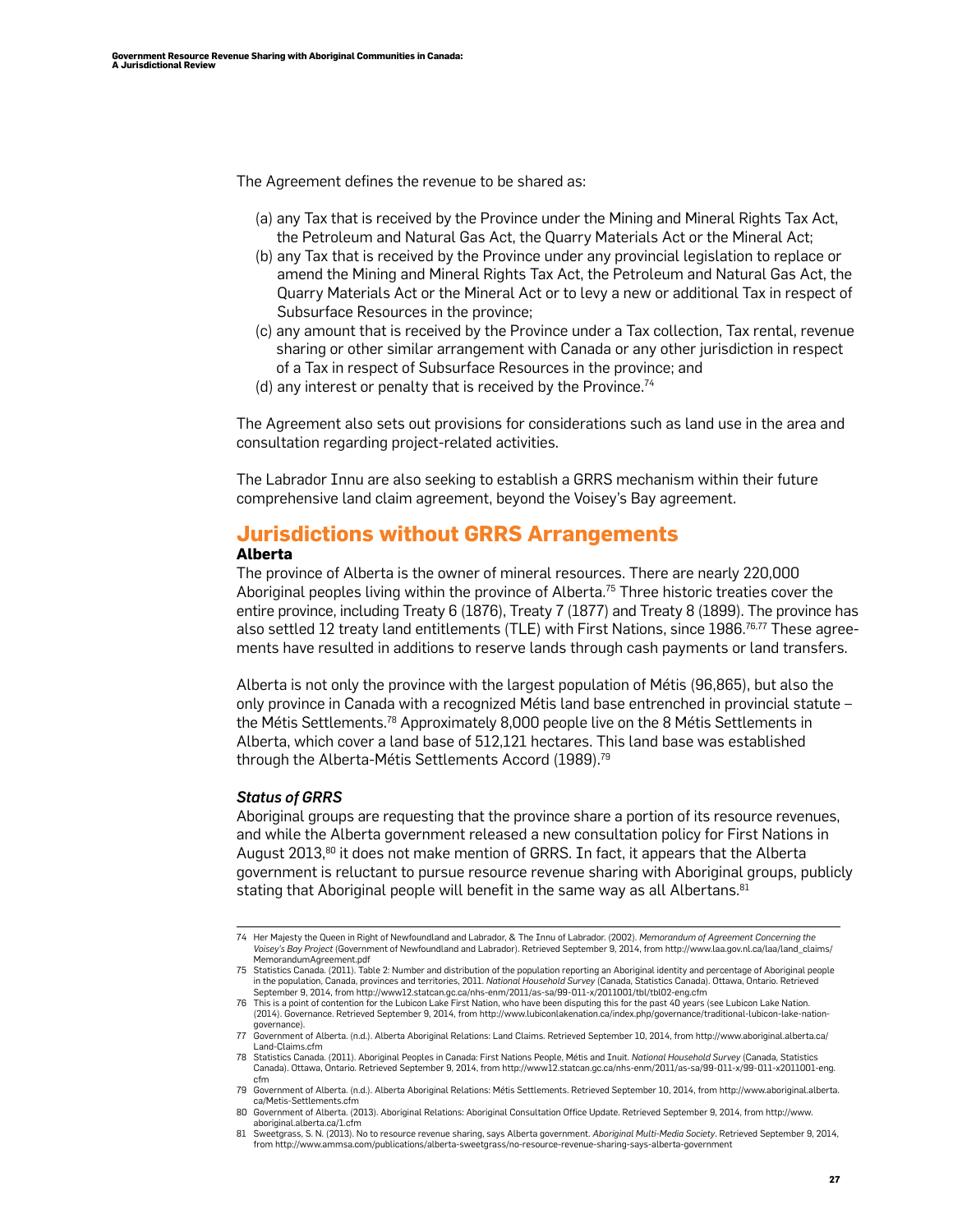The Agreement defines the revenue to be shared as:

(a) any Tax that is received by the Province under the Mining and Mineral Rights Tax Act, the Petroleum and Natural Gas Act, the Quarry Materials Act or the Mineral Act;
(b) any Tax that is received by the Province under any provincial legislation to replace or amend the Mining and Mineral Rights Tax Act, the Petroleum and Natural Gas Act, the Quarry Materials Act or the Mineral Act or to levy a new or additional Tax in respect of Subsurface Resources in the province;
(c) any amount that is received by the Province under a Tax collection, Tax rental, revenue sharing or other similar arrangement with Canada or any other jurisdiction in respect of a Tax in respect of Subsurface Resources in the province; and
(d) any interest or penalty that is received by the Province.[74]

The Agreement also sets out provisions for considerations such as land use in the area and consultation regarding project-related activities.

The Labrador Innu are also seeking to establish a GRRS mechanism within their future comprehensive land claim agreement, beyond the Voisey's Bay agreement.

## Jurisdictions without GRRS Arrangements

### Alberta

The province of Alberta is the owner of mineral resources. There are nearly 220,000 Aboriginal peoples living within the province of Alberta.[75] Three historic treaties cover the entire province, including Treaty 6 (1876), Treaty 7 (1877) and Treaty 8 (1899). The province has also settled 12 treaty land entitlements (TLE) with First Nations, since 1986.[76,77] These agreements have resulted in additions to reserve lands through cash payments or land transfers.

Alberta is not only the province with the largest population of Métis (96,865), but also the only province in Canada with a recognized Métis land base entrenched in provincial statute – the Métis Settlements.[78] Approximately 8,000 people live on the 8 Métis Settlements in Alberta, which cover a land base of 512,121 hectares. This land base was established through the Alberta-Métis Settlements Accord (1989).[79]

#### *Status of GRRS*

Aboriginal groups are requesting that the province share a portion of its resource revenues, and while the Alberta government released a new consultation policy for First Nations in August 2013,[80] it does not make mention of GRRS. In fact, it appears that the Alberta government is reluctant to pursue resource revenue sharing with Aboriginal groups, publicly stating that Aboriginal people will benefit in the same way as all Albertans.[81]

---

74 Her Majesty the Queen in Right of Newfoundland and Labrador, & The Innu of Labrador. (2002). *Memorandum of Agreement Concerning the Voisey's Bay Project* (Government of Newfoundland and Labrador). Retrieved September 9, 2014, from http://www.laa.gov.nl.ca/laa/land_claims/MemorandumAgreement.pdf

75 Statistics Canada. (2011). Table 2: Number and distribution of the population reporting an Aboriginal identity and percentage of Aboriginal people in the population, Canada, provinces and territories, 2011. *National Household Survey* (Canada, Statistics Canada). Ottawa, Ontario. Retrieved September 9, 2014, from http://www12.statcan.gc.ca/nhs-enm/2011/as-sa/99-011-x/2011001/tbl/tbl02-eng.cfm

76 This is a point of contention for the Lubicon Lake First Nation, who have been disputing this for the past 40 years (see Lubicon Lake Nation. (2014). Governance. Retrieved September 9, 2014, from http://www.lubiconlakenation.ca/index.php/governance/traditional-lubicon-lake-nation-governance).

77 Government of Alberta. (n.d.). Alberta Aboriginal Relations: Land Claims. Retrieved September 10, 2014, from http://www.aboriginal.alberta.ca/Land-Claims.cfm

78 Statistics Canada. (2011). Aboriginal Peoples in Canada: First Nations People, Métis and Inuit. *National Household Survey* (Canada, Statistics Canada). Ottawa, Ontario. Retrieved September 9, 2014, from http://www12.statcan.gc.ca/nhs-enm/2011/as-sa/99-011-x/99-011-x2011001-eng.cfm

79 Government of Alberta. (n.d.). Alberta Aboriginal Relations: Métis Settlements. Retrieved September 10, 2014, from http://www.aboriginal.alberta.ca/Metis-Settlements.cfm

80 Government of Alberta. (2013). Aboriginal Relations: Aboriginal Consultation Office Update. Retrieved September 9, 2014, from http://www.aboriginal.alberta.ca/1.cfm

81 Sweetgrass, S. N. (2013). No to resource revenue sharing, says Alberta government. *Aboriginal Multi-Media Society*. Retrieved September 9, 2014, from http://www.ammsa.com/publications/alberta-sweetgrass/no-resource-revenue-sharing-says-alberta-government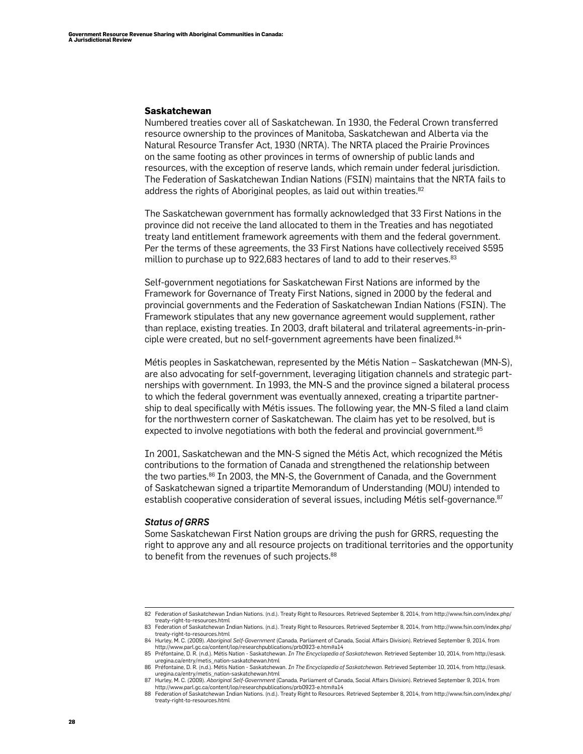## Saskatchewan

Numbered treaties cover all of Saskatchewan. In 1930, the Federal Crown transferred resource ownership to the provinces of Manitoba, Saskatchewan and Alberta via the Natural Resource Transfer Act, 1930 (NRTA). The NRTA placed the Prairie Provinces on the same footing as other provinces in terms of ownership of public lands and resources, with the exception of reserve lands, which remain under federal jurisdiction. The Federation of Saskatchewan Indian Nations (FSIN) maintains that the NRTA fails to address the rights of Aboriginal peoples, as laid out within treaties.[82]

The Saskatchewan government has formally acknowledged that 33 First Nations in the province did not receive the land allocated to them in the Treaties and has negotiated treaty land entitlement framework agreements with them and the federal government. Per the terms of these agreements, the 33 First Nations have collectively received $595 million to purchase up to 922,683 hectares of land to add to their reserves.[83]

Self-government negotiations for Saskatchewan First Nations are informed by the Framework for Governance of Treaty First Nations, signed in 2000 by the federal and provincial governments and the Federation of Saskatchewan Indian Nations (FSIN). The Framework stipulates that any new governance agreement would supplement, rather than replace, existing treaties. In 2003, draft bilateral and trilateral agreements-in-principle were created, but no self-government agreements have been finalized.[84]

Métis peoples in Saskatchewan, represented by the Métis Nation – Saskatchewan (MN-S), are also advocating for self-government, leveraging litigation channels and strategic partnerships with government. In 1993, the MN-S and the province signed a bilateral process to which the federal government was eventually annexed, creating a tripartite partnership to deal specifically with Métis issues. The following year, the MN-S filed a land claim for the northwestern corner of Saskatchewan. The claim has yet to be resolved, but is expected to involve negotiations with both the federal and provincial government.[85]

In 2001, Saskatchewan and the MN-S signed the Métis Act, which recognized the Métis contributions to the formation of Canada and strengthened the relationship between the two parties.[86] In 2003, the MN-S, the Government of Canada, and the Government of Saskatchewan signed a tripartite Memorandum of Understanding (MOU) intended to establish cooperative consideration of several issues, including Métis self-governance.[87]

### *Status of GRRS*

Some Saskatchewan First Nation groups are driving the push for GRRS, requesting the right to approve any and all resource projects on traditional territories and the opportunity to benefit from the revenues of such projects.[88]

---

82 Federation of Saskatchewan Indian Nations. (n.d.). Treaty Right to Resources. Retrieved September 8, 2014, from http://www.fsin.com/index.php/treaty-right-to-resources.html

83 Federation of Saskatchewan Indian Nations. (n.d.). Treaty Right to Resources. Retrieved September 8, 2014, from http://www.fsin.com/index.php/treaty-right-to-resources.html

84 Hurley, M. C. (2009). *Aboriginal Self-Government* (Canada, Parliament of Canada, Social Affairs Division). Retrieved September 9, 2014, from http://www.parl.gc.ca/content/lop/researchpublications/prb0923-e.htm#a14

85 Préfontaine, D. R. (n.d.). Métis Nation - Saskatchewan. *In The Encyclopedia of Saskatchewan*. Retrieved September 10, 2014, from http://esask.uregina.ca/entry/metis_nation-saskatchewan.html

86 Préfontaine, D. R. (n.d.). Métis Nation - Saskatchewan. *In The Encyclopedia of Saskatchewan*. Retrieved September 10, 2014, from http://esask.uregina.ca/entry/metis_nation-saskatchewan.html

87 Hurley, M. C. (2009). *Aboriginal Self-Government* (Canada, Parliament of Canada, Social Affairs Division). Retrieved September 9, 2014, from http://www.parl.gc.ca/content/lop/researchpublications/prb0923-e.htm#a14

88 Federation of Saskatchewan Indian Nations. (n.d.). Treaty Right to Resources. Retrieved September 8, 2014, from http://www.fsin.com/index.php/treaty-right-to-resources.html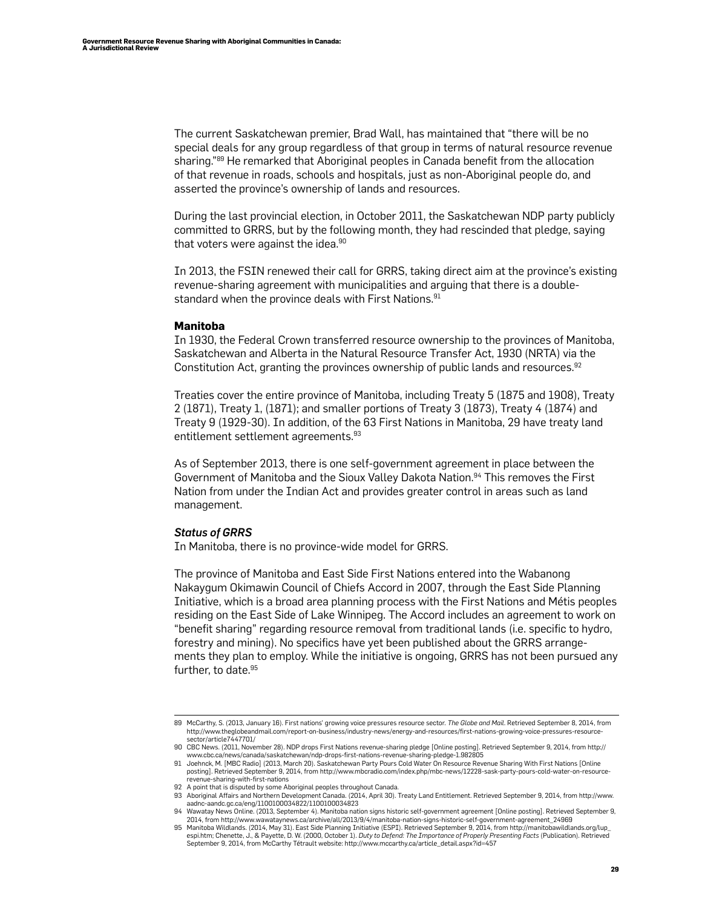The current Saskatchewan premier, Brad Wall, has maintained that "there will be no special deals for any group regardless of that group in terms of natural resource revenue sharing."[89] He remarked that Aboriginal peoples in Canada benefit from the allocation of that revenue in roads, schools and hospitals, just as non-Aboriginal people do, and asserted the province's ownership of lands and resources.

During the last provincial election, in October 2011, the Saskatchewan NDP party publicly committed to GRRS, but by the following month, they had rescinded that pledge, saying that voters were against the idea.[90]

In 2013, the FSIN renewed their call for GRRS, taking direct aim at the province's existing revenue-sharing agreement with municipalities and arguing that there is a double-standard when the province deals with First Nations.[91]

**Manitoba**

In 1930, the Federal Crown transferred resource ownership to the provinces of Manitoba, Saskatchewan and Alberta in the Natural Resource Transfer Act, 1930 (NRTA) via the Constitution Act, granting the provinces ownership of public lands and resources.[92]

Treaties cover the entire province of Manitoba, including Treaty 5 (1875 and 1908), Treaty 2 (1871), Treaty 1, (1871); and smaller portions of Treaty 3 (1873), Treaty 4 (1874) and Treaty 9 (1929-30). In addition, of the 63 First Nations in Manitoba, 29 have treaty land entitlement settlement agreements.[93]

As of September 2013, there is one self-government agreement in place between the Government of Manitoba and the Sioux Valley Dakota Nation.[94] This removes the First Nation from under the Indian Act and provides greater control in areas such as land management.

***Status of GRRS***

In Manitoba, there is no province-wide model for GRRS.

The province of Manitoba and East Side First Nations entered into the Wabanong Nakaygum Okimawin Council of Chiefs Accord in 2007, through the East Side Planning Initiative, which is a broad area planning process with the First Nations and Métis peoples residing on the East Side of Lake Winnipeg. The Accord includes an agreement to work on "benefit sharing" regarding resource removal from traditional lands (i.e. specific to hydro, forestry and mining). No specifics have yet been published about the GRRS arrangements they plan to employ. While the initiative is ongoing, GRRS has not been pursued any further, to date.[95]

---

89 McCarthy, S. (2013, January 16). First nations' growing voice pressures resource sector. *The Globe and Mail*. Retrieved September 8, 2014, from http://www.theglobeandmail.com/report-on-business/industry-news/energy-and-resources/first-nations-growing-voice-pressures-resource-sector/article7447701/

90 CBC News. (2011, November 28). NDP drops First Nations revenue-sharing pledge [Online posting]. Retrieved September 9, 2014, from http://www.cbc.ca/news/canada/saskatchewan/ndp-drops-first-nations-revenue-sharing-pledge-1.982805

91 Joehnck, M. [MBC Radio] (2013, March 20). Saskatchewan Party Pours Cold Water On Resource Revenue Sharing With First Nations [Online posting]. Retrieved September 9, 2014, from http://www.mbcradio.com/index.php/mbc-news/12228-sask-party-pours-cold-water-on-resource-revenue-sharing-with-first-nations

92 A point that is disputed by some Aboriginal peoples throughout Canada.

93 Aboriginal Affairs and Northern Development Canada. (2014, April 30). Treaty Land Entitlement. Retrieved September 9, 2014, from http://www.aadnc-aandc.gc.ca/eng/1100100034822/1100100034823

94 Wawatay News Online. (2013, September 4). Manitoba nation signs historic self-government agreement [Online posting]. Retrieved September 9, 2014, from http://www.wawataynews.ca/archive/all/2013/9/4/manitoba-nation-signs-historic-self-government-agreement_24969

95 Manitoba Wildlands. (2014, May 31). East Side Planning Initiative (ESPI). Retrieved September 9, 2014, from http://manitobawildlands.org/lup_espi.htm; Chenette, J., & Payette, D. W. (2000, October 1). *Duty to Defend: The Importance of Properly Presenting Facts* (Publication). Retrieved September 9, 2014, from McCarthy Tétrault website: http://www.mccarthy.ca/article_detail.aspx?id=457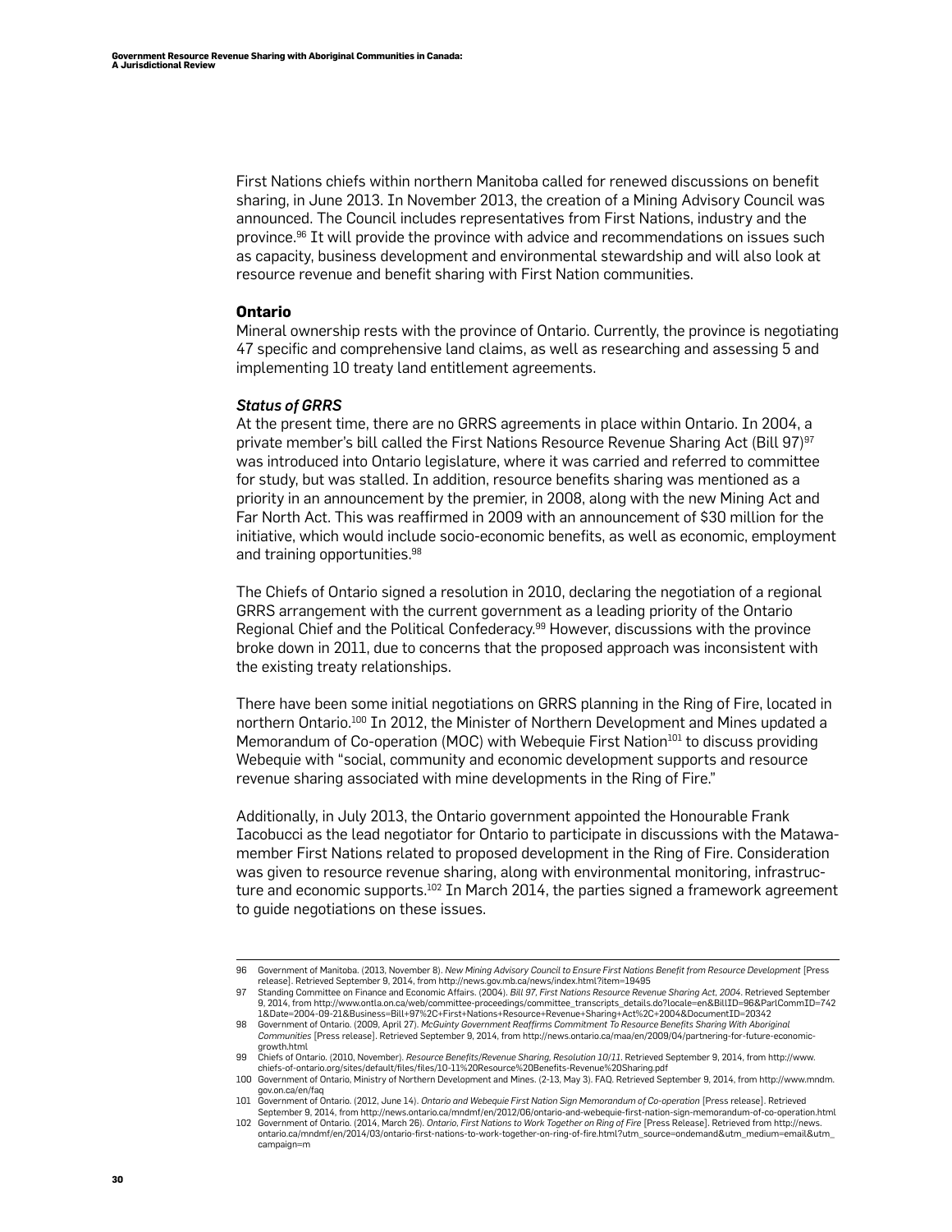First Nations chiefs within northern Manitoba called for renewed discussions on benefit sharing, in June 2013. In November 2013, the creation of a Mining Advisory Council was announced. The Council includes representatives from First Nations, industry and the province.[96] It will provide the province with advice and recommendations on issues such as capacity, business development and environmental stewardship and will also look at resource revenue and benefit sharing with First Nation communities.

### Ontario

Mineral ownership rests with the province of Ontario. Currently, the province is negotiating 47 specific and comprehensive land claims, as well as researching and assessing 5 and implementing 10 treaty land entitlement agreements.

#### *Status of GRRS*

At the present time, there are no GRRS agreements in place within Ontario. In 2004, a private member's bill called the First Nations Resource Revenue Sharing Act (Bill 97)[97] was introduced into Ontario legislature, where it was carried and referred to committee for study, but was stalled. In addition, resource benefits sharing was mentioned as a priority in an announcement by the premier, in 2008, along with the new Mining Act and Far North Act. This was reaffirmed in 2009 with an announcement of $30 million for the initiative, which would include socio-economic benefits, as well as economic, employment and training opportunities.[98]

The Chiefs of Ontario signed a resolution in 2010, declaring the negotiation of a regional GRRS arrangement with the current government as a leading priority of the Ontario Regional Chief and the Political Confederacy.[99] However, discussions with the province broke down in 2011, due to concerns that the proposed approach was inconsistent with the existing treaty relationships.

There have been some initial negotiations on GRRS planning in the Ring of Fire, located in northern Ontario.[100] In 2012, the Minister of Northern Development and Mines updated a Memorandum of Co-operation (MOC) with Webequie First Nation[101] to discuss providing Webequie with "social, community and economic development supports and resource revenue sharing associated with mine developments in the Ring of Fire."

Additionally, in July 2013, the Ontario government appointed the Honourable Frank Iacobucci as the lead negotiator for Ontario to participate in discussions with the Matawa-member First Nations related to proposed development in the Ring of Fire. Consideration was given to resource revenue sharing, along with environmental monitoring, infrastructure and economic supports.[102] In March 2014, the parties signed a framework agreement to guide negotiations on these issues.

---

96 Government of Manitoba. (2013, November 8). *New Mining Advisory Council to Ensure First Nations Benefit from Resource Development* [Press release]. Retrieved September 9, 2014, from http://news.gov.mb.ca/news/index.html?item=19495

97 Standing Committee on Finance and Economic Affairs. (2004). *Bill 97, First Nations Resource Revenue Sharing Act, 2004*. Retrieved September 9, 2014, from http://www.ontla.on.ca/web/committee-proceedings/committee_transcripts_details.do?locale=en&BillID=96&ParlCommID=7421&Date=2004-09-21&Business=Bill+97%2C+First+Nations+Resource+Revenue+Sharing+Act%2C+2004&DocumentID=20342

98 Government of Ontario. (2009, April 27). *McGuinty Government Reaffirms Commitment To Resource Benefits Sharing With Aboriginal Communities* [Press release]. Retrieved September 9, 2014, from http://news.ontario.ca/maa/en/2009/04/partnering-for-future-economic-growth.html

99 Chiefs of Ontario. (2010, November). *Resource Benefits/Revenue Sharing, Resolution 10/11*. Retrieved September 9, 2014, from http://www.chiefs-of-ontario.org/sites/default/files/files/10-11%20Resource%20Benefits-Revenue%20Sharing.pdf

100 Government of Ontario, Ministry of Northern Development and Mines. (2-13, May 3). FAQ. Retrieved September 9, 2014, from http://www.mndm.gov.on.ca/en/faq

101 Government of Ontario. (2012, June 14). *Ontario and Webequie First Nation Sign Memorandum of Co-operation* [Press release]. Retrieved September 9, 2014, from http://news.ontario.ca/mndmf/en/2012/06/ontario-and-webequie-first-nation-sign-memorandum-of-co-operation.html

102 Government of Ontario. (2014, March 26). *Ontario, First Nations to Work Together on Ring of Fire* [Press Release]. Retrieved from http://news.ontario.ca/mndmf/en/2014/03/ontario-first-nations-to-work-together-on-ring-of-fire.html?utm_source=ondemand&utm_medium=email&utm_campaign=m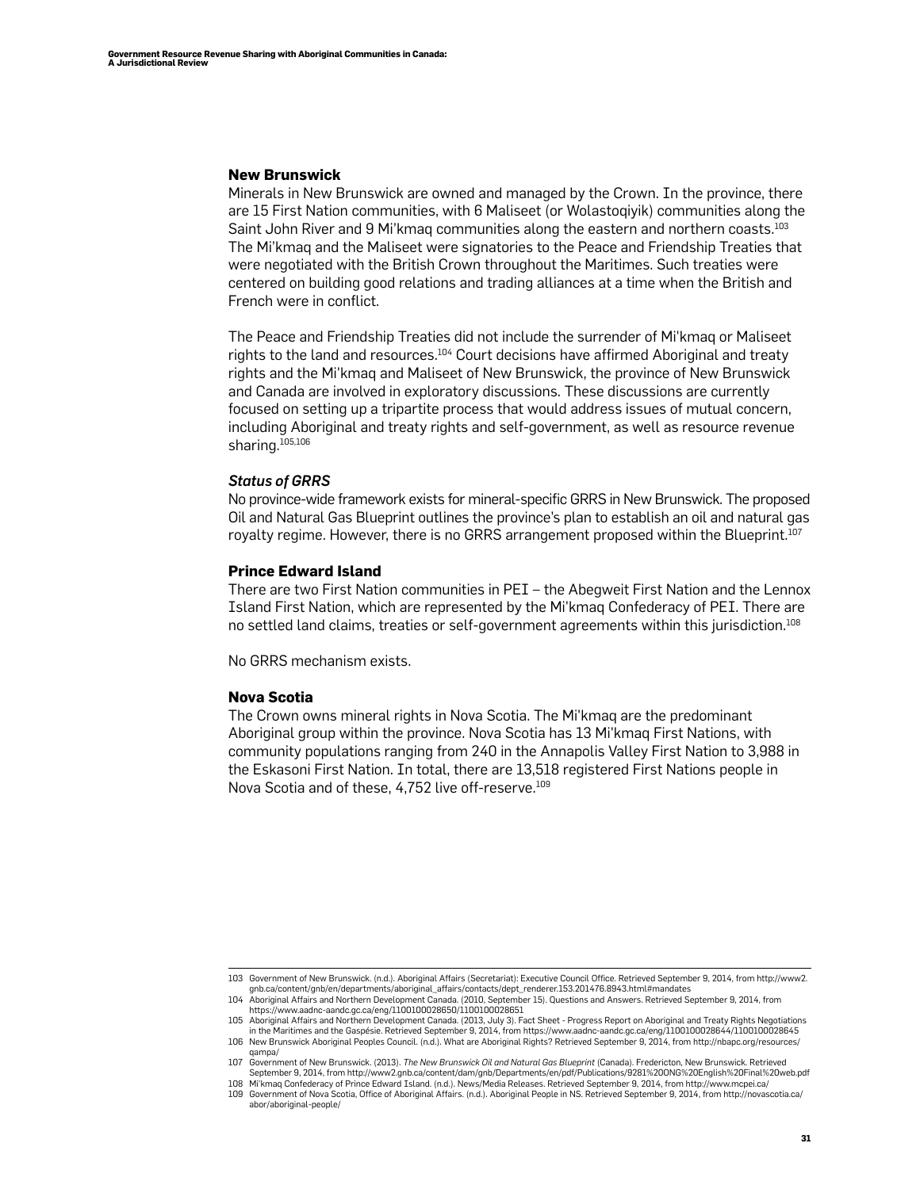### New Brunswick

Minerals in New Brunswick are owned and managed by the Crown. In the province, there are 15 First Nation communities, with 6 Maliseet (or Wolastoqiyik) communities along the Saint John River and 9 Mi'kmaq communities along the eastern and northern coasts.[103] The Mi'kmaq and the Maliseet were signatories to the Peace and Friendship Treaties that were negotiated with the British Crown throughout the Maritimes. Such treaties were centered on building good relations and trading alliances at a time when the British and French were in conflict.

The Peace and Friendship Treaties did not include the surrender of Mi'kmaq or Maliseet rights to the land and resources.[104] Court decisions have affirmed Aboriginal and treaty rights and the Mi'kmaq and Maliseet of New Brunswick, the province of New Brunswick and Canada are involved in exploratory discussions. These discussions are currently focused on setting up a tripartite process that would address issues of mutual concern, including Aboriginal and treaty rights and self-government, as well as resource revenue sharing.[105,106]

#### *Status of GRRS*

No province-wide framework exists for mineral-specific GRRS in New Brunswick. The proposed Oil and Natural Gas Blueprint outlines the province's plan to establish an oil and natural gas royalty regime. However, there is no GRRS arrangement proposed within the Blueprint.[107]

### Prince Edward Island

There are two First Nation communities in PEI – the Abegweit First Nation and the Lennox Island First Nation, which are represented by the Mi'kmaq Confederacy of PEI. There are no settled land claims, treaties or self-government agreements within this jurisdiction.[108]

No GRRS mechanism exists.

### Nova Scotia

The Crown owns mineral rights in Nova Scotia. The Mi'kmaq are the predominant Aboriginal group within the province. Nova Scotia has 13 Mi'kmaq First Nations, with community populations ranging from 240 in the Annapolis Valley First Nation to 3,988 in the Eskasoni First Nation. In total, there are 13,518 registered First Nations people in Nova Scotia and of these, 4,752 live off-reserve.[109]

---

103 Government of New Brunswick. (n.d.). Aboriginal Affairs (Secretariat): Executive Council Office. Retrieved September 9, 2014, from http://www2.gnb.ca/content/gnb/en/departments/aboriginal_affairs/contacts/dept_renderer.153.201476.8943.html#mandates

104 Aboriginal Affairs and Northern Development Canada. (2010, September 15). Questions and Answers. Retrieved September 9, 2014, from https://www.aadnc-aandc.gc.ca/eng/1100100028650/1100100028651

105 Aboriginal Affairs and Northern Development Canada. (2013, July 3). Fact Sheet - Progress Report on Aboriginal and Treaty Rights Negotiations in the Maritimes and the Gaspésie. Retrieved September 9, 2014, from https://www.aadnc-aandc.gc.ca/eng/1100100028644/1100100028645

106 New Brunswick Aboriginal Peoples Council. (n.d.). What are Aboriginal Rights? Retrieved September 9, 2014, from http://nbapc.org/resources/qampa/

107 Government of New Brunswick. (2013). *The New Brunswick Oil and Natural Gas Blueprint* (Canada). Fredericton, New Brunswick. Retrieved September 9, 2014, from http://www2.gnb.ca/content/dam/gnb/Departments/en/pdf/Publications/9281%20ONG%20English%20Final%20web.pdf

108 Mi'kmaq Confederacy of Prince Edward Island. (n.d.). News/Media Releases. Retrieved September 9, 2014, from http://www.mcpei.ca/

109 Government of Nova Scotia, Office of Aboriginal Affairs. (n.d.). Aboriginal People in NS. Retrieved September 9, 2014, from http://novascotia.ca/abor/aboriginal-people/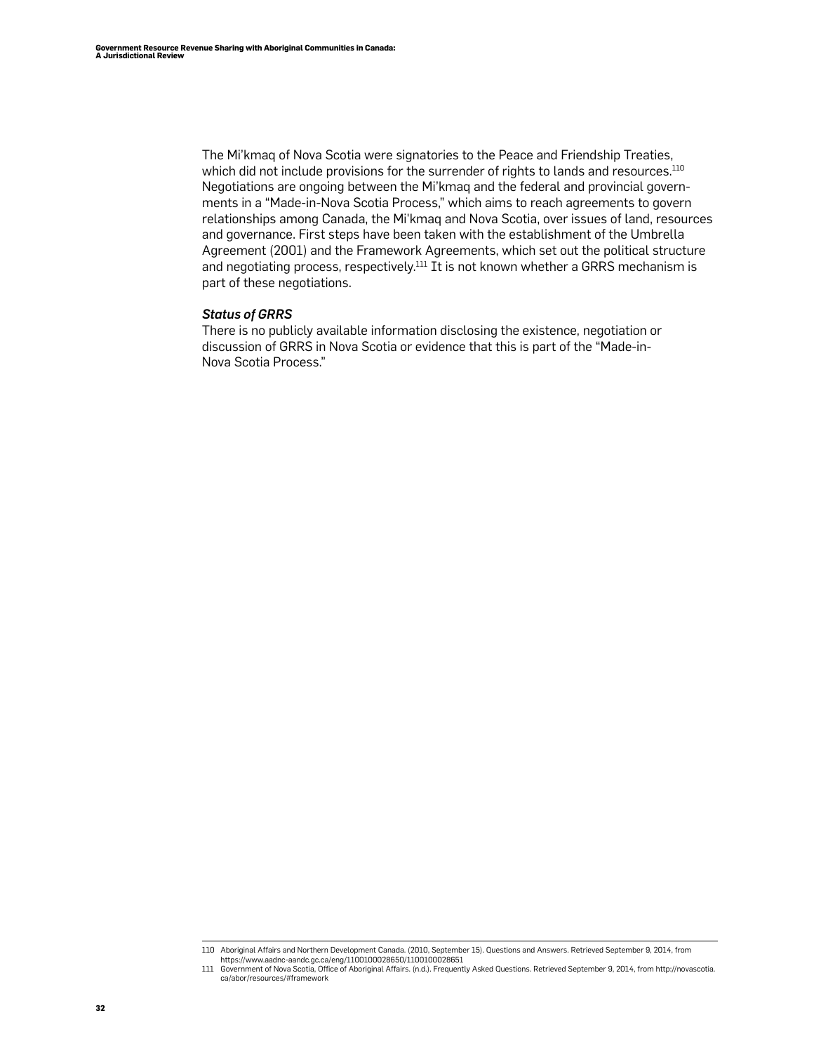The Mi'kmaq of Nova Scotia were signatories to the Peace and Friendship Treaties, which did not include provisions for the surrender of rights to lands and resources.[110] Negotiations are ongoing between the Mi'kmaq and the federal and provincial governments in a "Made-in-Nova Scotia Process," which aims to reach agreements to govern relationships among Canada, the Mi'kmaq and Nova Scotia, over issues of land, resources and governance. First steps have been taken with the establishment of the Umbrella Agreement (2001) and the Framework Agreements, which set out the political structure and negotiating process, respectively.[111] It is not known whether a GRRS mechanism is part of these negotiations.

***Status of GRRS***

There is no publicly available information disclosing the existence, negotiation or discussion of GRRS in Nova Scotia or evidence that this is part of the "Made-in-Nova Scotia Process."

---

110 Aboriginal Affairs and Northern Development Canada. (2010, September 15). Questions and Answers. Retrieved September 9, 2014, from https://www.aadnc-aandc.gc.ca/eng/1100100028650/1100100028651

111 Government of Nova Scotia, Office of Aboriginal Affairs. (n.d.). Frequently Asked Questions. Retrieved September 9, 2014, from http://novascotia.ca/abor/resources/#framework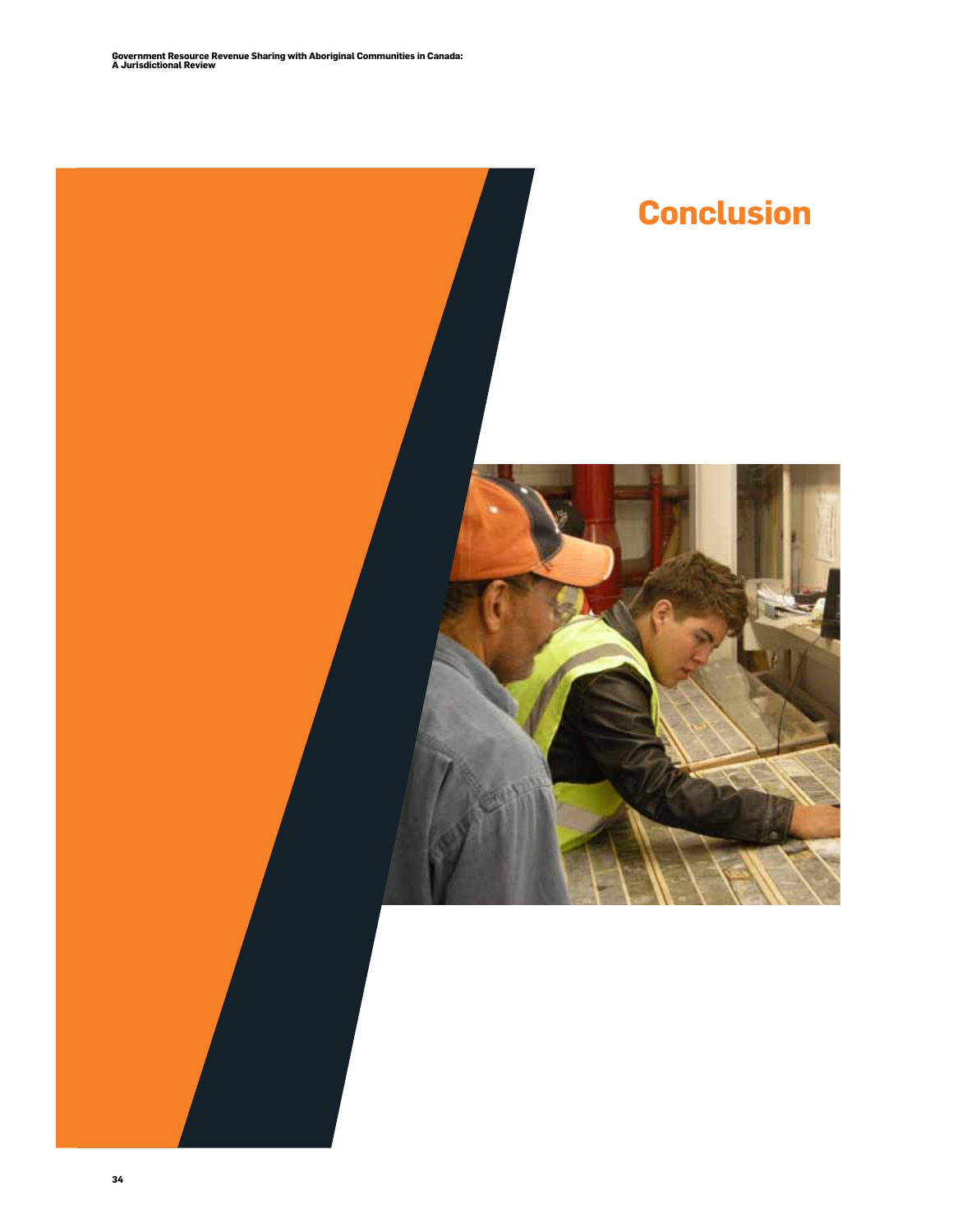# Conclusion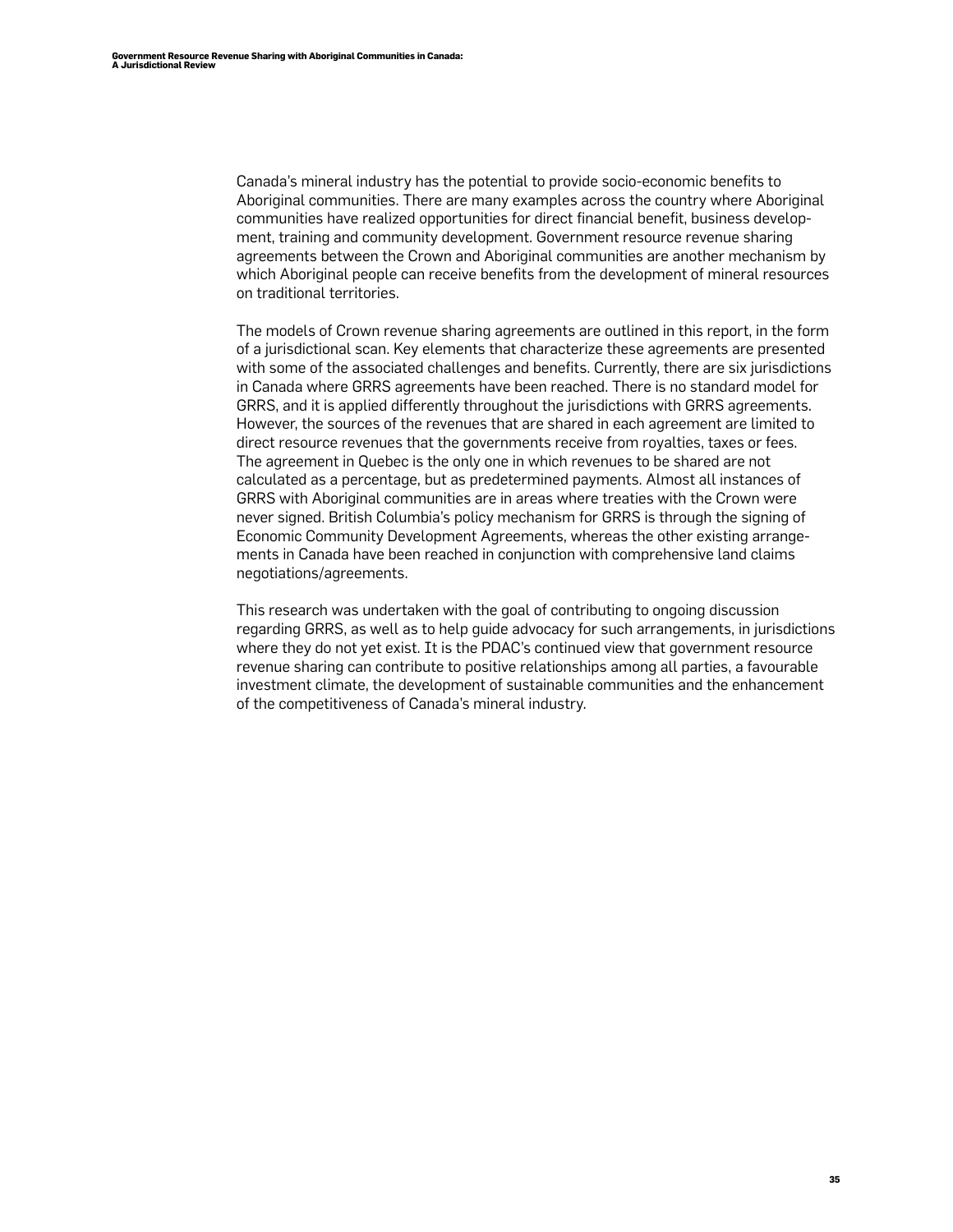Canada's mineral industry has the potential to provide socio-economic benefits to Aboriginal communities. There are many examples across the country where Aboriginal communities have realized opportunities for direct financial benefit, business development, training and community development. Government resource revenue sharing agreements between the Crown and Aboriginal communities are another mechanism by which Aboriginal people can receive benefits from the development of mineral resources on traditional territories.

The models of Crown revenue sharing agreements are outlined in this report, in the form of a jurisdictional scan. Key elements that characterize these agreements are presented with some of the associated challenges and benefits. Currently, there are six jurisdictions in Canada where GRRS agreements have been reached. There is no standard model for GRRS, and it is applied differently throughout the jurisdictions with GRRS agreements. However, the sources of the revenues that are shared in each agreement are limited to direct resource revenues that the governments receive from royalties, taxes or fees. The agreement in Quebec is the only one in which revenues to be shared are not calculated as a percentage, but as predetermined payments. Almost all instances of GRRS with Aboriginal communities are in areas where treaties with the Crown were never signed. British Columbia's policy mechanism for GRRS is through the signing of Economic Community Development Agreements, whereas the other existing arrangements in Canada have been reached in conjunction with comprehensive land claims negotiations/agreements.

This research was undertaken with the goal of contributing to ongoing discussion regarding GRRS, as well as to help guide advocacy for such arrangements, in jurisdictions where they do not yet exist. It is the PDAC's continued view that government resource revenue sharing can contribute to positive relationships among all parties, a favourable investment climate, the development of sustainable communities and the enhancement of the competitiveness of Canada's mineral industry.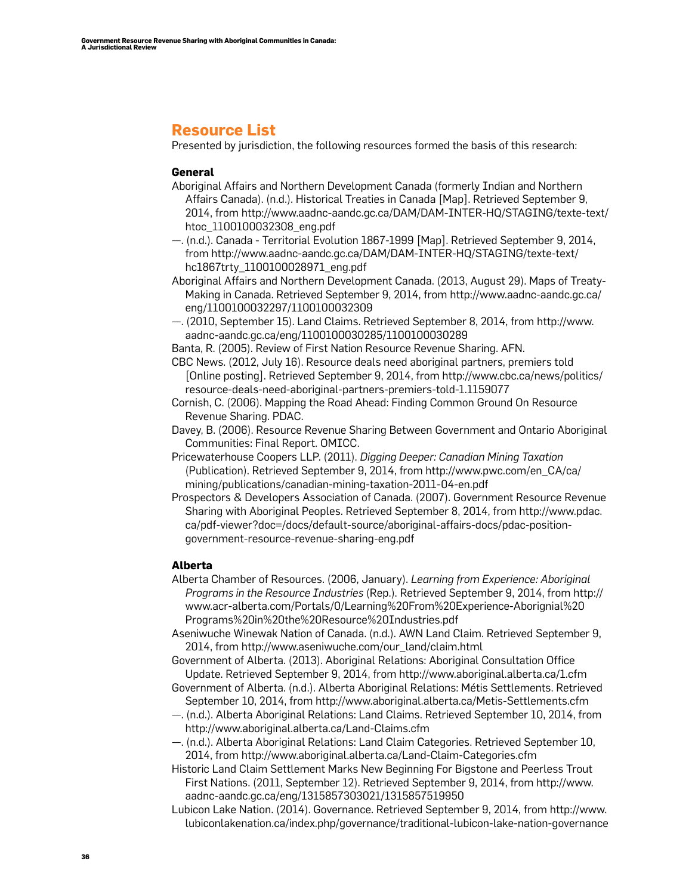## Resource List

Presented by jurisdiction, the following resources formed the basis of this research:

### General

Aboriginal Affairs and Northern Development Canada (formerly Indian and Northern Affairs Canada). (n.d.). Historical Treaties in Canada [Map]. Retrieved September 9, 2014, from http://www.aadnc-aandc.gc.ca/DAM/DAM-INTER-HQ/STAGING/texte-text/htoc_1100100032308_eng.pdf

—. (n.d.). Canada - Territorial Evolution 1867-1999 [Map]. Retrieved September 9, 2014, from http://www.aadnc-aandc.gc.ca/DAM/DAM-INTER-HQ/STAGING/texte-text/hc1867trty_1100100028971_eng.pdf

Aboriginal Affairs and Northern Development Canada. (2013, August 29). Maps of Treaty-Making in Canada. Retrieved September 9, 2014, from http://www.aadnc-aandc.gc.ca/eng/1100100032297/1100100032309

—. (2010, September 15). Land Claims. Retrieved September 8, 2014, from http://www.aadnc-aandc.gc.ca/eng/1100100030285/1100100030289

Banta, R. (2005). Review of First Nation Resource Revenue Sharing. AFN.

CBC News. (2012, July 16). Resource deals need aboriginal partners, premiers told [Online posting]. Retrieved September 9, 2014, from http://www.cbc.ca/news/politics/resource-deals-need-aboriginal-partners-premiers-told-1.1159077

Cornish, C. (2006). Mapping the Road Ahead: Finding Common Ground On Resource Revenue Sharing. PDAC.

Davey, B. (2006). Resource Revenue Sharing Between Government and Ontario Aboriginal Communities: Final Report. OMICC.

Pricewaterhouse Coopers LLP. (2011). *Digging Deeper: Canadian Mining Taxation* (Publication). Retrieved September 9, 2014, from http://www.pwc.com/en_CA/ca/mining/publications/canadian-mining-taxation-2011-04-en.pdf

Prospectors & Developers Association of Canada. (2007). Government Resource Revenue Sharing with Aboriginal Peoples. Retrieved September 8, 2014, from http://www.pdac.ca/pdf-viewer?doc=/docs/default-source/aboriginal-affairs-docs/pdac-position-government-resource-revenue-sharing-eng.pdf

### Alberta

Alberta Chamber of Resources. (2006, January). *Learning from Experience: Aboriginal Programs in the Resource Industries* (Rep.). Retrieved September 9, 2014, from http://www.acr-alberta.com/Portals/0/Learning%20From%20Experience-Aborignial%20Programs%20in%20the%20Resource%20Industries.pdf

Aseniwuche Winewak Nation of Canada. (n.d.). AWN Land Claim. Retrieved September 9, 2014, from http://www.aseniwuche.com/our_land/claim.html

Government of Alberta. (2013). Aboriginal Relations: Aboriginal Consultation Office Update. Retrieved September 9, 2014, from http://www.aboriginal.alberta.ca/1.cfm

Government of Alberta. (n.d.). Alberta Aboriginal Relations: Métis Settlements. Retrieved September 10, 2014, from http://www.aboriginal.alberta.ca/Metis-Settlements.cfm

—. (n.d.). Alberta Aboriginal Relations: Land Claims. Retrieved September 10, 2014, from http://www.aboriginal.alberta.ca/Land-Claims.cfm

—. (n.d.). Alberta Aboriginal Relations: Land Claim Categories. Retrieved September 10, 2014, from http://www.aboriginal.alberta.ca/Land-Claim-Categories.cfm

Historic Land Claim Settlement Marks New Beginning For Bigstone and Peerless Trout First Nations. (2011, September 12). Retrieved September 9, 2014, from http://www.aadnc-aandc.gc.ca/eng/1315857303021/1315857519950

Lubicon Lake Nation. (2014). Governance. Retrieved September 9, 2014, from http://www.lubiconlakenation.ca/index.php/governance/traditional-lubicon-lake-nation-governance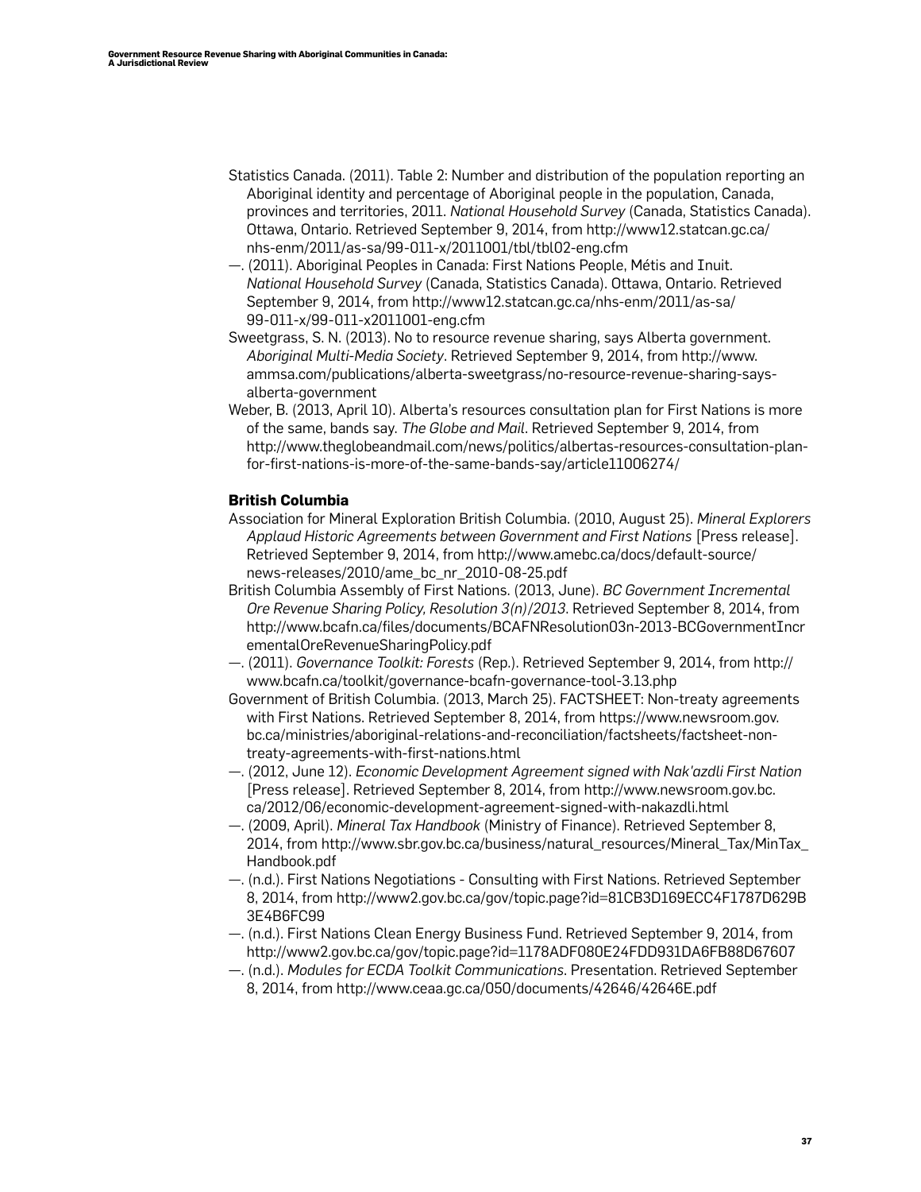Statistics Canada. (2011). Table 2: Number and distribution of the population reporting an Aboriginal identity and percentage of Aboriginal people in the population, Canada, provinces and territories, 2011. *National Household Survey* (Canada, Statistics Canada). Ottawa, Ontario. Retrieved September 9, 2014, from http://www12.statcan.gc.ca/nhs-enm/2011/as-sa/99-011-x/2011001/tbl/tbl02-eng.cfm

—. (2011). Aboriginal Peoples in Canada: First Nations People, Métis and Inuit. *National Household Survey* (Canada, Statistics Canada). Ottawa, Ontario. Retrieved September 9, 2014, from http://www12.statcan.gc.ca/nhs-enm/2011/as-sa/99-011-x/99-011-x2011001-eng.cfm

Sweetgrass, S. N. (2013). No to resource revenue sharing, says Alberta government. *Aboriginal Multi-Media Society*. Retrieved September 9, 2014, from http://www.ammsa.com/publications/alberta-sweetgrass/no-resource-revenue-sharing-says-alberta-government

Weber, B. (2013, April 10). Alberta's resources consultation plan for First Nations is more of the same, bands say. *The Globe and Mail*. Retrieved September 9, 2014, from http://www.theglobeandmail.com/news/politics/albertas-resources-consultation-plan-for-first-nations-is-more-of-the-same-bands-say/article11006274/

### British Columbia

Association for Mineral Exploration British Columbia. (2010, August 25). *Mineral Explorers Applaud Historic Agreements between Government and First Nations* [Press release]. Retrieved September 9, 2014, from http://www.amebc.ca/docs/default-source/news-releases/2010/ame_bc_nr_2010-08-25.pdf

British Columbia Assembly of First Nations. (2013, June). *BC Government Incremental Ore Revenue Sharing Policy, Resolution 3(n)/2013*. Retrieved September 8, 2014, from http://www.bcafn.ca/files/documents/BCAFNResolution03n-2013-BCGovernmentIncrementalOreRevenueSharingPolicy.pdf

—. (2011). *Governance Toolkit: Forests* (Rep.). Retrieved September 9, 2014, from http://www.bcafn.ca/toolkit/governance-bcafn-governance-tool-3.13.php

Government of British Columbia. (2013, March 25). FACTSHEET: Non-treaty agreements with First Nations. Retrieved September 8, 2014, from https://www.newsroom.gov.bc.ca/ministries/aboriginal-relations-and-reconciliation/factsheets/factsheet-non-treaty-agreements-with-first-nations.html

—. (2012, June 12). *Economic Development Agreement signed with Nak'azdli First Nation* [Press release]. Retrieved September 8, 2014, from http://www.newsroom.gov.bc.ca/2012/06/economic-development-agreement-signed-with-nakazdli.html

—. (2009, April). *Mineral Tax Handbook* (Ministry of Finance). Retrieved September 8, 2014, from http://www.sbr.gov.bc.ca/business/natural_resources/Mineral_Tax/MinTax_Handbook.pdf

—. (n.d.). First Nations Negotiations - Consulting with First Nations. Retrieved September 8, 2014, from http://www2.gov.bc.ca/gov/topic.page?id=81CB3D169ECC4F1787D629B3E4B6FC99

—. (n.d.). First Nations Clean Energy Business Fund. Retrieved September 9, 2014, from http://www2.gov.bc.ca/gov/topic.page?id=1178ADF080E24FDD931DA6FB88D67607

—. (n.d.). *Modules for ECDA Toolkit Communications*. Presentation. Retrieved September 8, 2014, from http://www.ceaa.gc.ca/050/documents/42646/42646E.pdf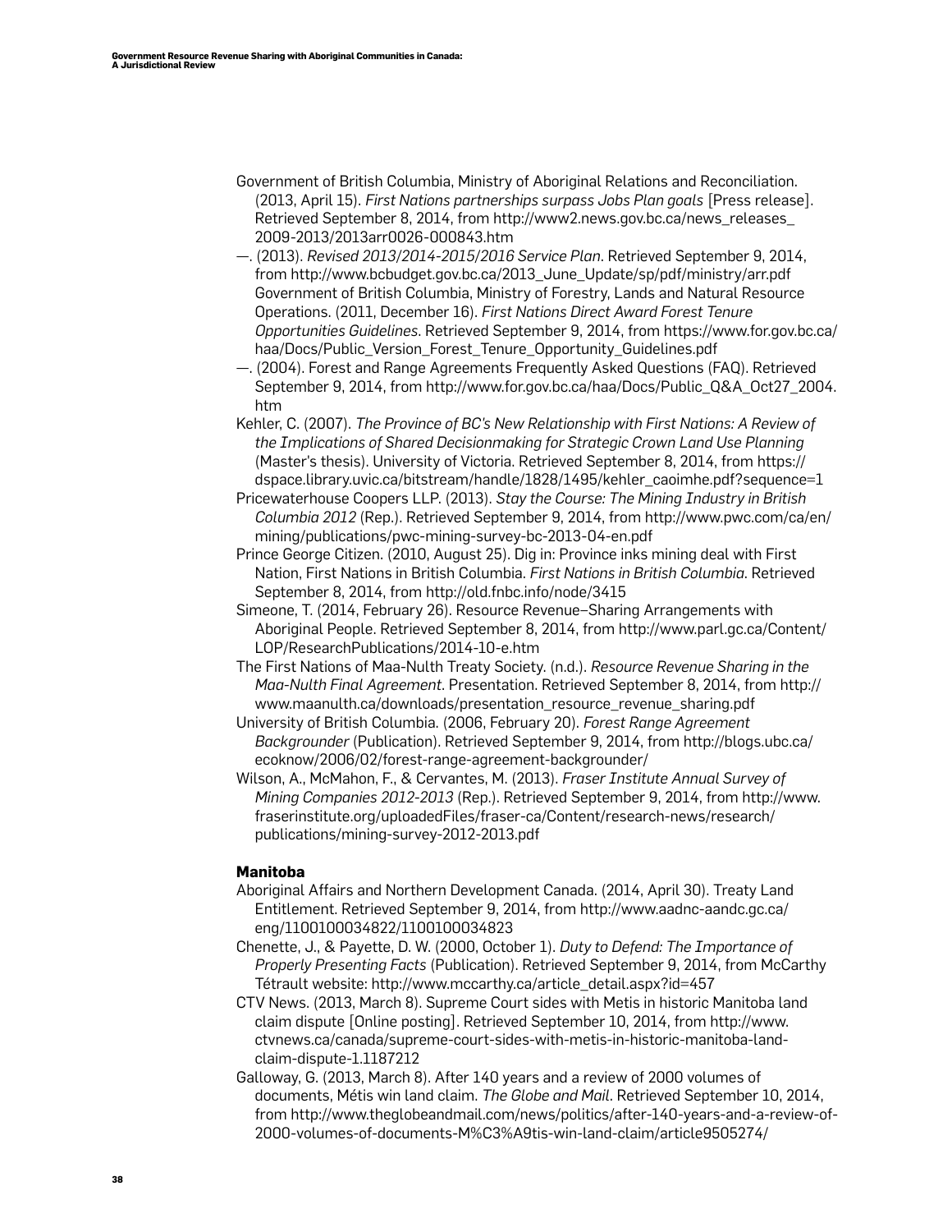Government of British Columbia, Ministry of Aboriginal Relations and Reconciliation. (2013, April 15). *First Nations partnerships surpass Jobs Plan goals* [Press release]. Retrieved September 8, 2014, from http://www2.news.gov.bc.ca/news_releases_2009-2013/2013arr0026-000843.htm

—. (2013). *Revised 2013/2014-2015/2016 Service Plan*. Retrieved September 9, 2014, from http://www.bcbudget.gov.bc.ca/2013_June_Update/sp/pdf/ministry/arr.pdf

Government of British Columbia, Ministry of Forestry, Lands and Natural Resource Operations. (2011, December 16). *First Nations Direct Award Forest Tenure Opportunities Guidelines*. Retrieved September 9, 2014, from https://www.for.gov.bc.ca/haa/Docs/Public_Version_Forest_Tenure_Opportunity_Guidelines.pdf

—. (2004). Forest and Range Agreements Frequently Asked Questions (FAQ). Retrieved September 9, 2014, from http://www.for.gov.bc.ca/haa/Docs/Public_Q&A_Oct27_2004.htm

Kehler, C. (2007). *The Province of BC's New Relationship with First Nations: A Review of the Implications of Shared Decisionmaking for Strategic Crown Land Use Planning* (Master's thesis). University of Victoria. Retrieved September 8, 2014, from https://dspace.library.uvic.ca/bitstream/handle/1828/1495/kehler_caoimhe.pdf?sequence=1

Pricewaterhouse Coopers LLP. (2013). *Stay the Course: The Mining Industry in British Columbia 2012* (Rep.). Retrieved September 9, 2014, from http://www.pwc.com/ca/en/mining/publications/pwc-mining-survey-bc-2013-04-en.pdf

Prince George Citizen. (2010, August 25). Dig in: Province inks mining deal with First Nation, First Nations in British Columbia. *First Nations in British Columbia*. Retrieved September 8, 2014, from http://old.fnbc.info/node/3415

Simeone, T. (2014, February 26). Resource Revenue–Sharing Arrangements with Aboriginal People. Retrieved September 8, 2014, from http://www.parl.gc.ca/Content/LOP/ResearchPublications/2014-10-e.htm

The First Nations of Maa-Nulth Treaty Society. (n.d.). *Resource Revenue Sharing in the Maa-Nulth Final Agreement*. Presentation. Retrieved September 8, 2014, from http://www.maanulth.ca/downloads/presentation_resource_revenue_sharing.pdf

University of British Columbia. (2006, February 20). *Forest Range Agreement Backgrounder* (Publication). Retrieved September 9, 2014, from http://blogs.ubc.ca/ecoknow/2006/02/forest-range-agreement-backgrounder/

Wilson, A., McMahon, F., & Cervantes, M. (2013). *Fraser Institute Annual Survey of Mining Companies 2012-2013* (Rep.). Retrieved September 9, 2014, from http://www.fraserinstitute.org/uploadedFiles/fraser-ca/Content/research-news/research/publications/mining-survey-2012-2013.pdf

### Manitoba

Aboriginal Affairs and Northern Development Canada. (2014, April 30). Treaty Land Entitlement. Retrieved September 9, 2014, from http://www.aadnc-aandc.gc.ca/eng/1100100034822/1100100034823

Chenette, J., & Payette, D. W. (2000, October 1). *Duty to Defend: The Importance of Properly Presenting Facts* (Publication). Retrieved September 9, 2014, from McCarthy Tétrault website: http://www.mccarthy.ca/article_detail.aspx?id=457

CTV News. (2013, March 8). Supreme Court sides with Metis in historic Manitoba land claim dispute [Online posting]. Retrieved September 10, 2014, from http://www.ctvnews.ca/canada/supreme-court-sides-with-metis-in-historic-manitoba-land-claim-dispute-1.1187212

Galloway, G. (2013, March 8). After 140 years and a review of 2000 volumes of documents, Métis win land claim. *The Globe and Mail*. Retrieved September 10, 2014, from http://www.theglobeandmail.com/news/politics/after-140-years-and-a-review-of-2000-volumes-of-documents-M%C3%A9tis-win-land-claim/article9505274/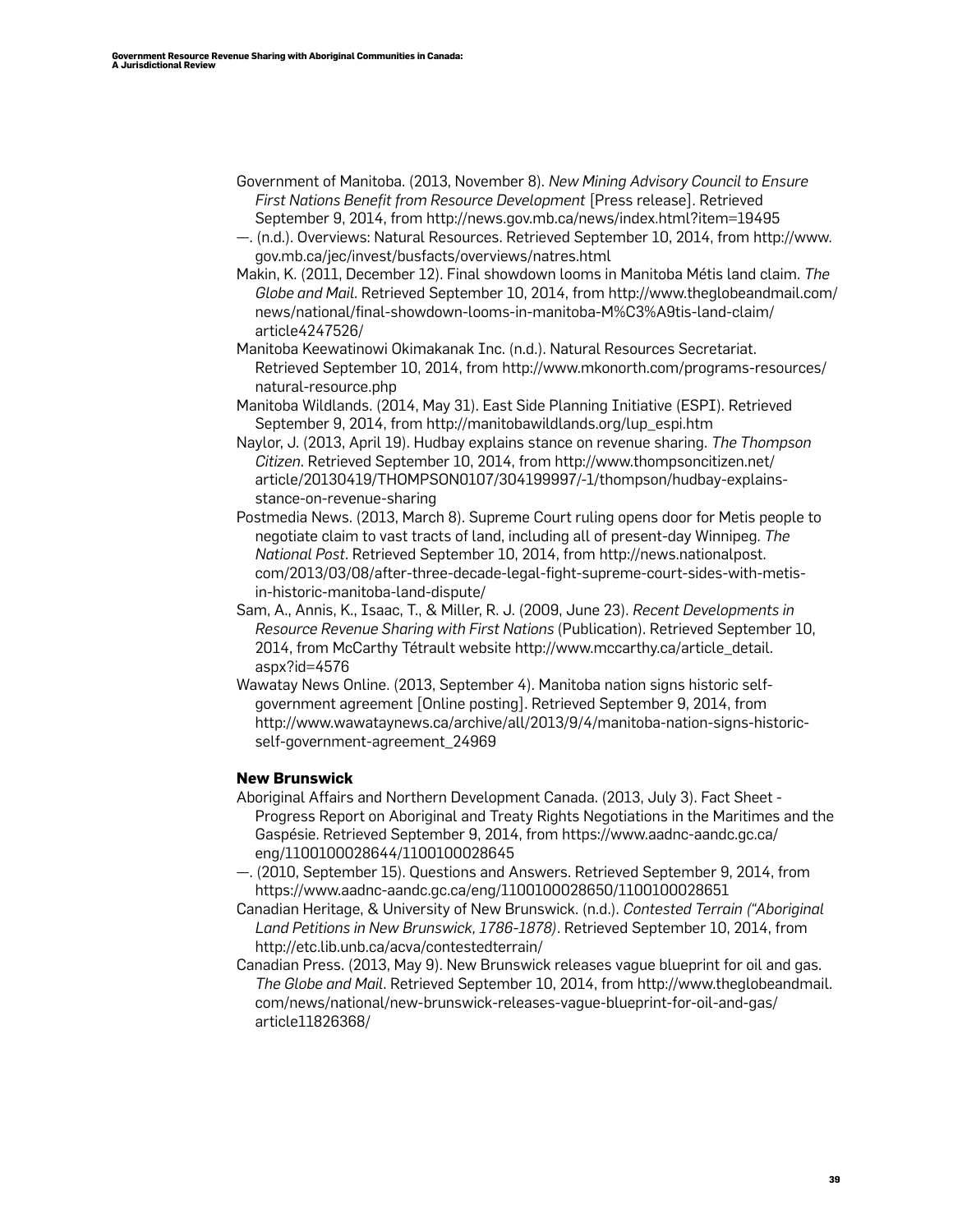Government of Manitoba. (2013, November 8). *New Mining Advisory Council to Ensure First Nations Benefit from Resource Development* [Press release]. Retrieved September 9, 2014, from http://news.gov.mb.ca/news/index.html?item=19495

—. (n.d.). Overviews: Natural Resources. Retrieved September 10, 2014, from http://www.gov.mb.ca/jec/invest/busfacts/overviews/natres.html

Makin, K. (2011, December 12). Final showdown looms in Manitoba Métis land claim. *The Globe and Mail*. Retrieved September 10, 2014, from http://www.theglobeandmail.com/news/national/final-showdown-looms-in-manitoba-M%C3%A9tis-land-claim/article4247526/

Manitoba Keewatinowi Okimakanak Inc. (n.d.). Natural Resources Secretariat. Retrieved September 10, 2014, from http://www.mkonorth.com/programs-resources/natural-resource.php

Manitoba Wildlands. (2014, May 31). East Side Planning Initiative (ESPI). Retrieved September 9, 2014, from http://manitobawildlands.org/lup_espi.htm

Naylor, J. (2013, April 19). Hudbay explains stance on revenue sharing. *The Thompson Citizen*. Retrieved September 10, 2014, from http://www.thompsoncitizen.net/article/20130419/THOMPSON0107/304199997/-1/thompson/hudbay-explains-stance-on-revenue-sharing

Postmedia News. (2013, March 8). Supreme Court ruling opens door for Metis people to negotiate claim to vast tracts of land, including all of present-day Winnipeg. *The National Post*. Retrieved September 10, 2014, from http://news.nationalpost.com/2013/03/08/after-three-decade-legal-fight-supreme-court-sides-with-metis-in-historic-manitoba-land-dispute/

Sam, A., Annis, K., Isaac, T., & Miller, R. J. (2009, June 23). *Recent Developments in Resource Revenue Sharing with First Nations* (Publication). Retrieved September 10, 2014, from McCarthy Tétrault website http://www.mccarthy.ca/article_detail.aspx?id=4576

Wawatay News Online. (2013, September 4). Manitoba nation signs historic self-government agreement [Online posting]. Retrieved September 9, 2014, from http://www.wawataynews.ca/archive/all/2013/9/4/manitoba-nation-signs-historic-self-government-agreement_24969

### New Brunswick

Aboriginal Affairs and Northern Development Canada. (2013, July 3). Fact Sheet - Progress Report on Aboriginal and Treaty Rights Negotiations in the Maritimes and the Gaspésie. Retrieved September 9, 2014, from https://www.aadnc-aandc.gc.ca/eng/1100100028644/1100100028645

—. (2010, September 15). Questions and Answers. Retrieved September 9, 2014, from https://www.aadnc-aandc.gc.ca/eng/1100100028650/1100100028651

Canadian Heritage, & University of New Brunswick. (n.d.). *Contested Terrain ("Aboriginal Land Petitions in New Brunswick, 1786-1878)*. Retrieved September 10, 2014, from http://etc.lib.unb.ca/acva/contestedterrain/

Canadian Press. (2013, May 9). New Brunswick releases vague blueprint for oil and gas. *The Globe and Mail*. Retrieved September 10, 2014, from http://www.theglobeandmail.com/news/national/new-brunswick-releases-vague-blueprint-for-oil-and-gas/article11826368/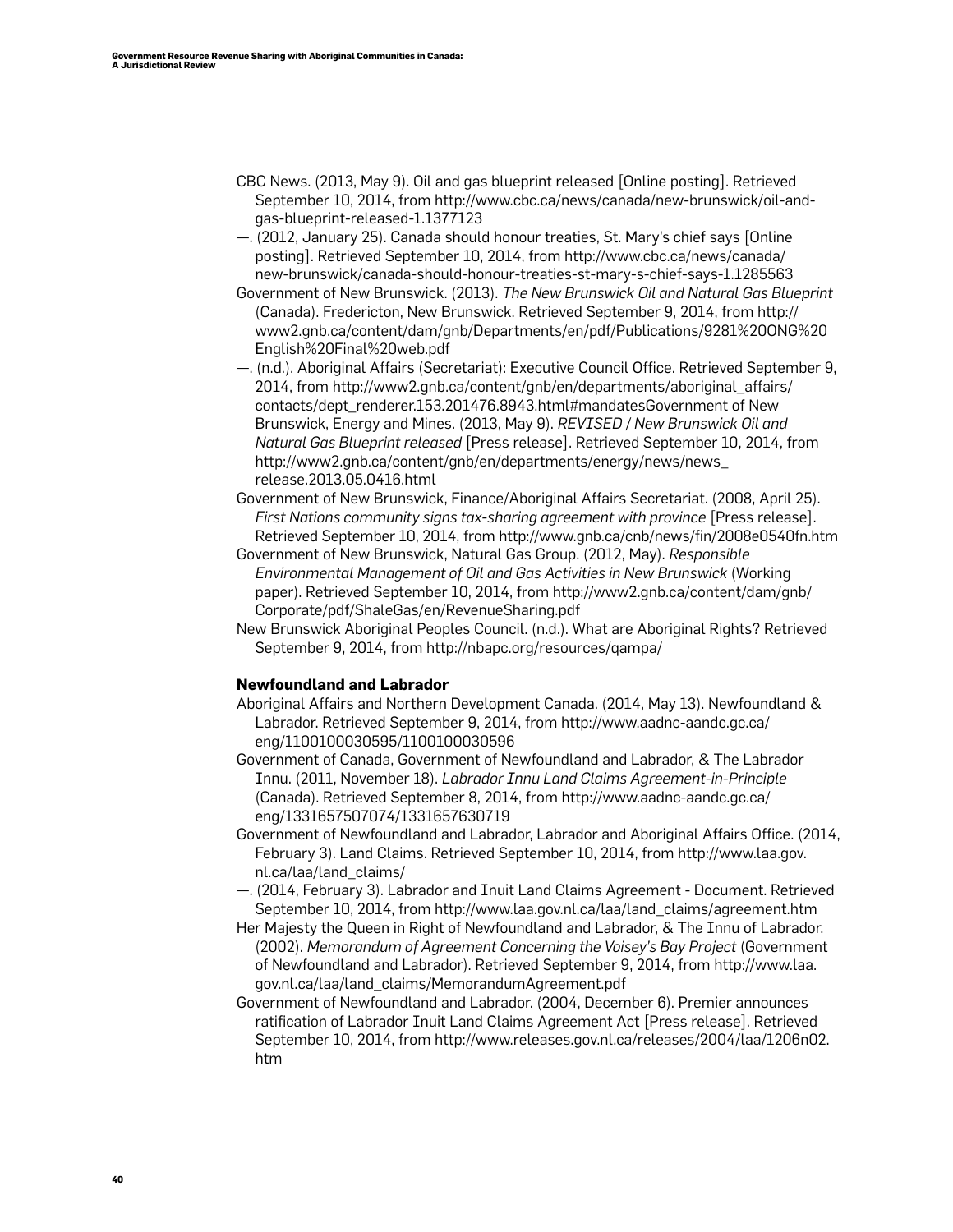CBC News. (2013, May 9). Oil and gas blueprint released [Online posting]. Retrieved September 10, 2014, from http://www.cbc.ca/news/canada/new-brunswick/oil-and-gas-blueprint-released-1.1377123

—. (2012, January 25). Canada should honour treaties, St. Mary's chief says [Online posting]. Retrieved September 10, 2014, from http://www.cbc.ca/news/canada/new-brunswick/canada-should-honour-treaties-st-mary-s-chief-says-1.1285563

Government of New Brunswick. (2013). *The New Brunswick Oil and Natural Gas Blueprint* (Canada). Fredericton, New Brunswick. Retrieved September 9, 2014, from http://www2.gnb.ca/content/dam/gnb/Departments/en/pdf/Publications/9281%20ONG%20English%20Final%20web.pdf

—. (n.d.). Aboriginal Affairs (Secretariat): Executive Council Office. Retrieved September 9, 2014, from http://www2.gnb.ca/content/gnb/en/departments/aboriginal_affairs/contacts/dept_renderer.153.201476.8943.html#mandatesGovernment of New Brunswick, Energy and Mines. (2013, May 9). *REVISED / New Brunswick Oil and Natural Gas Blueprint released* [Press release]. Retrieved September 10, 2014, from http://www2.gnb.ca/content/gnb/en/departments/energy/news/news_release.2013.05.0416.html

Government of New Brunswick, Finance/Aboriginal Affairs Secretariat. (2008, April 25). *First Nations community signs tax-sharing agreement with province* [Press release]. Retrieved September 10, 2014, from http://www.gnb.ca/cnb/news/fin/2008e0540fn.htm

Government of New Brunswick, Natural Gas Group. (2012, May). *Responsible Environmental Management of Oil and Gas Activities in New Brunswick* (Working paper). Retrieved September 10, 2014, from http://www2.gnb.ca/content/dam/gnb/Corporate/pdf/ShaleGas/en/RevenueSharing.pdf

New Brunswick Aboriginal Peoples Council. (n.d.). What are Aboriginal Rights? Retrieved September 9, 2014, from http://nbapc.org/resources/qampa/

### Newfoundland and Labrador

Aboriginal Affairs and Northern Development Canada. (2014, May 13). Newfoundland & Labrador. Retrieved September 9, 2014, from http://www.aadnc-aandc.gc.ca/eng/1100100030595/1100100030596

Government of Canada, Government of Newfoundland and Labrador, & The Labrador Innu. (2011, November 18). *Labrador Innu Land Claims Agreement-in-Principle* (Canada). Retrieved September 8, 2014, from http://www.aadnc-aandc.gc.ca/eng/1331657507074/1331657630719

Government of Newfoundland and Labrador, Labrador and Aboriginal Affairs Office. (2014, February 3). Land Claims. Retrieved September 10, 2014, from http://www.laa.gov.nl.ca/laa/land_claims/

—. (2014, February 3). Labrador and Inuit Land Claims Agreement - Document. Retrieved September 10, 2014, from http://www.laa.gov.nl.ca/laa/land_claims/agreement.htm

Her Majesty the Queen in Right of Newfoundland and Labrador, & The Innu of Labrador. (2002). *Memorandum of Agreement Concerning the Voisey's Bay Project* (Government of Newfoundland and Labrador). Retrieved September 9, 2014, from http://www.laa.gov.nl.ca/laa/land_claims/MemorandumAgreement.pdf

Government of Newfoundland and Labrador. (2004, December 6). Premier announces ratification of Labrador Inuit Land Claims Agreement Act [Press release]. Retrieved September 10, 2014, from http://www.releases.gov.nl.ca/releases/2004/laa/1206n02.htm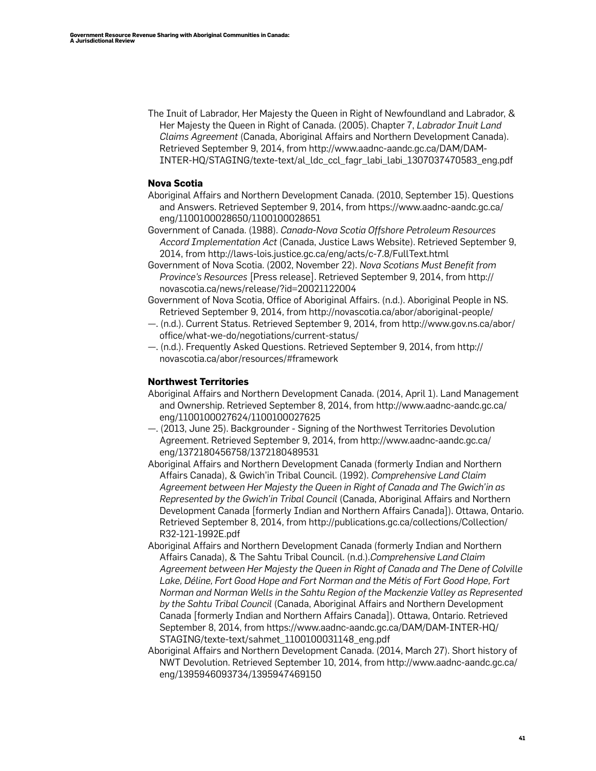The Inuit of Labrador, Her Majesty the Queen in Right of Newfoundland and Labrador, & Her Majesty the Queen in Right of Canada. (2005). Chapter 7, *Labrador Inuit Land Claims Agreement* (Canada, Aboriginal Affairs and Northern Development Canada). Retrieved September 9, 2014, from http://www.aadnc-aandc.gc.ca/DAM/DAM-INTER-HQ/STAGING/texte-text/al_ldc_ccl_fagr_labi_labi_1307037470583_eng.pdf

### Nova Scotia

Aboriginal Affairs and Northern Development Canada. (2010, September 15). Questions and Answers. Retrieved September 9, 2014, from https://www.aadnc-aandc.gc.ca/eng/1100100028650/1100100028651

Government of Canada. (1988). *Canada-Nova Scotia Offshore Petroleum Resources Accord Implementation Act* (Canada, Justice Laws Website). Retrieved September 9, 2014, from http://laws-lois.justice.gc.ca/eng/acts/c-7.8/FullText.html

Government of Nova Scotia. (2002, November 22). *Nova Scotians Must Benefit from Province's Resources* [Press release]. Retrieved September 9, 2014, from http://novascotia.ca/news/release/?id=20021122004

Government of Nova Scotia, Office of Aboriginal Affairs. (n.d.). Aboriginal People in NS. Retrieved September 9, 2014, from http://novascotia.ca/abor/aboriginal-people/

—. (n.d.). Current Status. Retrieved September 9, 2014, from http://www.gov.ns.ca/abor/office/what-we-do/negotiations/current-status/

—. (n.d.). Frequently Asked Questions. Retrieved September 9, 2014, from http://novascotia.ca/abor/resources/#framework

### Northwest Territories

Aboriginal Affairs and Northern Development Canada. (2014, April 1). Land Management and Ownership. Retrieved September 8, 2014, from http://www.aadnc-aandc.gc.ca/eng/1100100027624/1100100027625

—. (2013, June 25). Backgrounder - Signing of the Northwest Territories Devolution Agreement. Retrieved September 9, 2014, from http://www.aadnc-aandc.gc.ca/eng/1372180456758/1372180489531

Aboriginal Affairs and Northern Development Canada (formerly Indian and Northern Affairs Canada), & Gwich'in Tribal Council. (1992). *Comprehensive Land Claim Agreement between Her Majesty the Queen in Right of Canada and The Gwich'in as Represented by the Gwich'in Tribal Council* (Canada, Aboriginal Affairs and Northern Development Canada [formerly Indian and Northern Affairs Canada]). Ottawa, Ontario. Retrieved September 8, 2014, from http://publications.gc.ca/collections/Collection/R32-121-1992E.pdf

Aboriginal Affairs and Northern Development Canada (formerly Indian and Northern Affairs Canada), & The Sahtu Tribal Council. (n.d.).*Comprehensive Land Claim Agreement between Her Majesty the Queen in Right of Canada and The Dene of Colville Lake, Déline, Fort Good Hope and Fort Norman and the Métis of Fort Good Hope, Fort Norman and Norman Wells in the Sahtu Region of the Mackenzie Valley as Represented by the Sahtu Tribal Council* (Canada, Aboriginal Affairs and Northern Development Canada [formerly Indian and Northern Affairs Canada]). Ottawa, Ontario. Retrieved September 8, 2014, from https://www.aadnc-aandc.gc.ca/DAM/DAM-INTER-HQ/STAGING/texte-text/sahmet_1100100031148_eng.pdf

Aboriginal Affairs and Northern Development Canada. (2014, March 27). Short history of NWT Devolution. Retrieved September 10, 2014, from http://www.aadnc-aandc.gc.ca/eng/1395946093734/1395947469150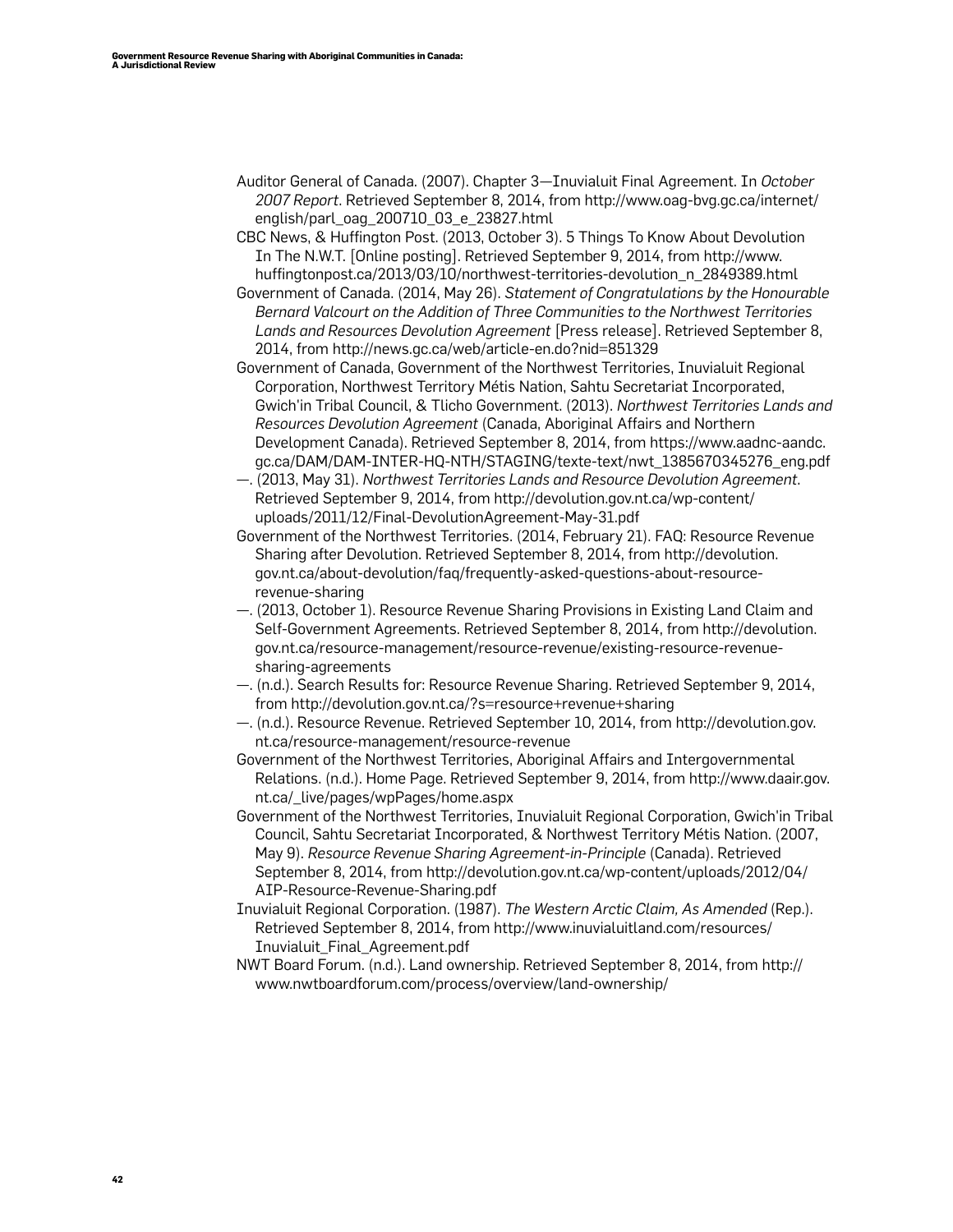Auditor General of Canada. (2007). Chapter 3—Inuvialuit Final Agreement. In *October 2007 Report*. Retrieved September 8, 2014, from http://www.oag-bvg.gc.ca/internet/english/parl_oag_200710_03_e_23827.html

CBC News, & Huffington Post. (2013, October 3). 5 Things To Know About Devolution In The N.W.T. [Online posting]. Retrieved September 9, 2014, from http://www.huffingtonpost.ca/2013/03/10/northwest-territories-devolution_n_2849389.html

Government of Canada. (2014, May 26). *Statement of Congratulations by the Honourable Bernard Valcourt on the Addition of Three Communities to the Northwest Territories Lands and Resources Devolution Agreement* [Press release]. Retrieved September 8, 2014, from http://news.gc.ca/web/article-en.do?nid=851329

Government of Canada, Government of the Northwest Territories, Inuvialuit Regional Corporation, Northwest Territory Métis Nation, Sahtu Secretariat Incorporated, Gwich'in Tribal Council, & Tlicho Government. (2013). *Northwest Territories Lands and Resources Devolution Agreement* (Canada, Aboriginal Affairs and Northern Development Canada). Retrieved September 8, 2014, from https://www.aadnc-aandc.gc.ca/DAM/DAM-INTER-HQ-NTH/STAGING/texte-text/nwt_1385670345276_eng.pdf

—. (2013, May 31). *Northwest Territories Lands and Resource Devolution Agreement*. Retrieved September 9, 2014, from http://devolution.gov.nt.ca/wp-content/uploads/2011/12/Final-DevolutionAgreement-May-31.pdf

Government of the Northwest Territories. (2014, February 21). FAQ: Resource Revenue Sharing after Devolution. Retrieved September 8, 2014, from http://devolution.gov.nt.ca/about-devolution/faq/frequently-asked-questions-about-resource-revenue-sharing

—. (2013, October 1). Resource Revenue Sharing Provisions in Existing Land Claim and Self-Government Agreements. Retrieved September 8, 2014, from http://devolution.gov.nt.ca/resource-management/resource-revenue/existing-resource-revenue-sharing-agreements

—. (n.d.). Search Results for: Resource Revenue Sharing. Retrieved September 9, 2014, from http://devolution.gov.nt.ca/?s=resource+revenue+sharing

—. (n.d.). Resource Revenue. Retrieved September 10, 2014, from http://devolution.gov.nt.ca/resource-management/resource-revenue

Government of the Northwest Territories, Aboriginal Affairs and Intergovernmental Relations. (n.d.). Home Page. Retrieved September 9, 2014, from http://www.daair.gov.nt.ca/_live/pages/wpPages/home.aspx

Government of the Northwest Territories, Inuvialuit Regional Corporation, Gwich'in Tribal Council, Sahtu Secretariat Incorporated, & Northwest Territory Métis Nation. (2007, May 9). *Resource Revenue Sharing Agreement-in-Principle* (Canada). Retrieved September 8, 2014, from http://devolution.gov.nt.ca/wp-content/uploads/2012/04/AIP-Resource-Revenue-Sharing.pdf

Inuvialuit Regional Corporation. (1987). *The Western Arctic Claim, As Amended* (Rep.). Retrieved September 8, 2014, from http://www.inuvialuitland.com/resources/Inuvialuit_Final_Agreement.pdf

NWT Board Forum. (n.d.). Land ownership. Retrieved September 8, 2014, from http://www.nwtboardforum.com/process/overview/land-ownership/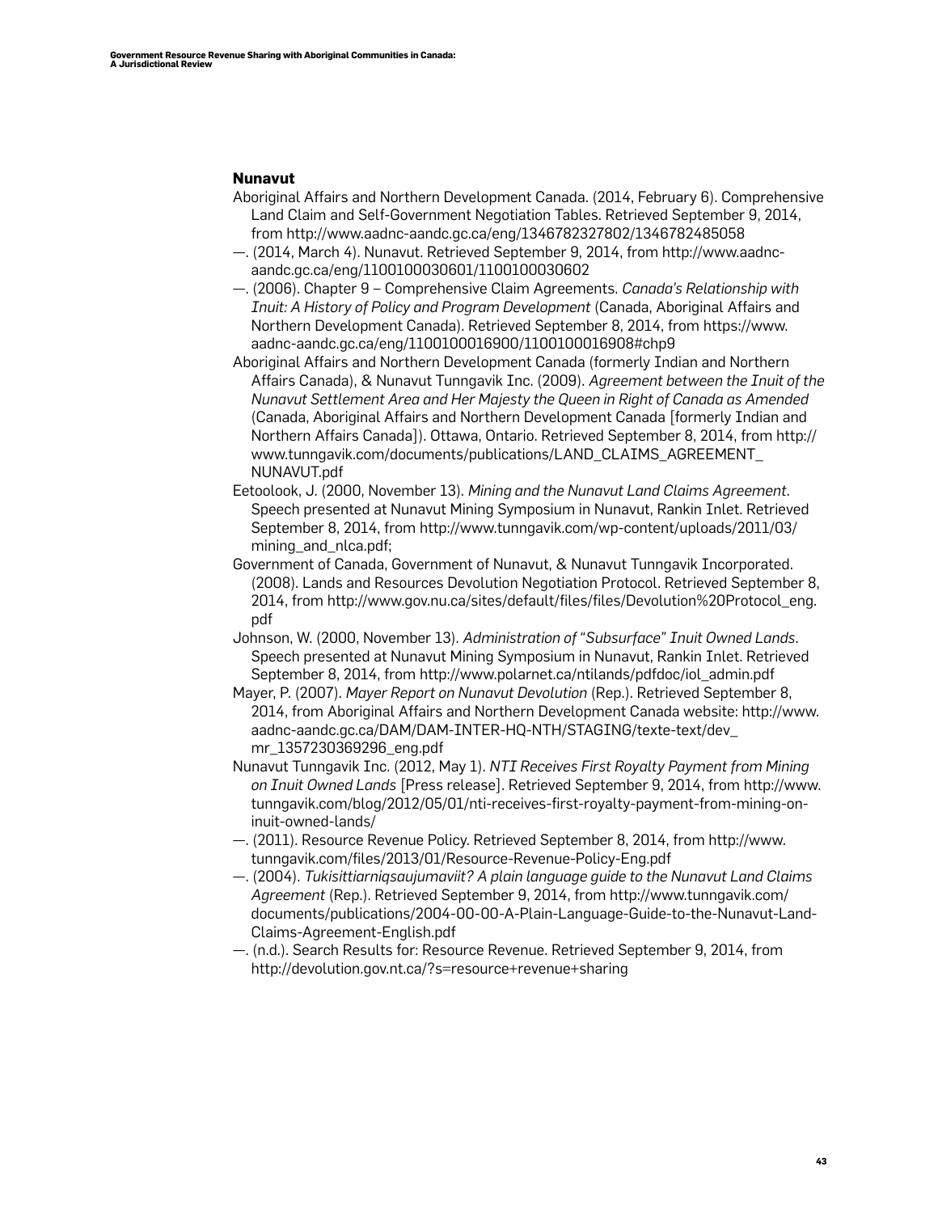### Nunavut

Aboriginal Affairs and Northern Development Canada. (2014, February 6). Comprehensive Land Claim and Self-Government Negotiation Tables. Retrieved September 9, 2014, from http://www.aadnc-aandc.gc.ca/eng/1346782327802/1346782485058

—. (2014, March 4). Nunavut. Retrieved September 9, 2014, from http://www.aadnc-aandc.gc.ca/eng/1100100030601/1100100030602

—. (2006). Chapter 9 – Comprehensive Claim Agreements. *Canada's Relationship with Inuit: A History of Policy and Program Development* (Canada, Aboriginal Affairs and Northern Development Canada). Retrieved September 8, 2014, from https://www.aadnc-aandc.gc.ca/eng/1100100016900/1100100016908#chp9

Aboriginal Affairs and Northern Development Canada (formerly Indian and Northern Affairs Canada), & Nunavut Tunngavik Inc. (2009). *Agreement between the Inuit of the Nunavut Settlement Area and Her Majesty the Queen in Right of Canada as Amended* (Canada, Aboriginal Affairs and Northern Development Canada [formerly Indian and Northern Affairs Canada]). Ottawa, Ontario. Retrieved September 8, 2014, from http://www.tunngavik.com/documents/publications/LAND_CLAIMS_AGREEMENT_NUNAVUT.pdf

Eetoolook, J. (2000, November 13). *Mining and the Nunavut Land Claims Agreement*. Speech presented at Nunavut Mining Symposium in Nunavut, Rankin Inlet. Retrieved September 8, 2014, from http://www.tunngavik.com/wp-content/uploads/2011/03/mining_and_nlca.pdf;

Government of Canada, Government of Nunavut, & Nunavut Tunngavik Incorporated. (2008). Lands and Resources Devolution Negotiation Protocol. Retrieved September 8, 2014, from http://www.gov.nu.ca/sites/default/files/files/Devolution%20Protocol_eng.pdf

Johnson, W. (2000, November 13). *Administration of "Subsurface" Inuit Owned Lands*. Speech presented at Nunavut Mining Symposium in Nunavut, Rankin Inlet. Retrieved September 8, 2014, from http://www.polarnet.ca/ntilands/pdfdoc/iol_admin.pdf

Mayer, P. (2007). *Mayer Report on Nunavut Devolution* (Rep.). Retrieved September 8, 2014, from Aboriginal Affairs and Northern Development Canada website: http://www.aadnc-aandc.gc.ca/DAM/DAM-INTER-HQ-NTH/STAGING/texte-text/dev_mr_1357230369296_eng.pdf

Nunavut Tunngavik Inc. (2012, May 1). *NTI Receives First Royalty Payment from Mining on Inuit Owned Lands* [Press release]. Retrieved September 9, 2014, from http://www.tunngavik.com/blog/2012/05/01/nti-receives-first-royalty-payment-from-mining-on-inuit-owned-lands/

—. (2011). Resource Revenue Policy. Retrieved September 8, 2014, from http://www.tunngavik.com/files/2013/01/Resource-Revenue-Policy-Eng.pdf

—. (2004). *Tukisittiarniqsaujumaviit? A plain language guide to the Nunavut Land Claims Agreement* (Rep.). Retrieved September 9, 2014, from http://www.tunngavik.com/documents/publications/2004-00-00-A-Plain-Language-Guide-to-the-Nunavut-Land-Claims-Agreement-English.pdf

—. (n.d.). Search Results for: Resource Revenue. Retrieved September 9, 2014, from http://devolution.gov.nt.ca/?s=resource+revenue+sharing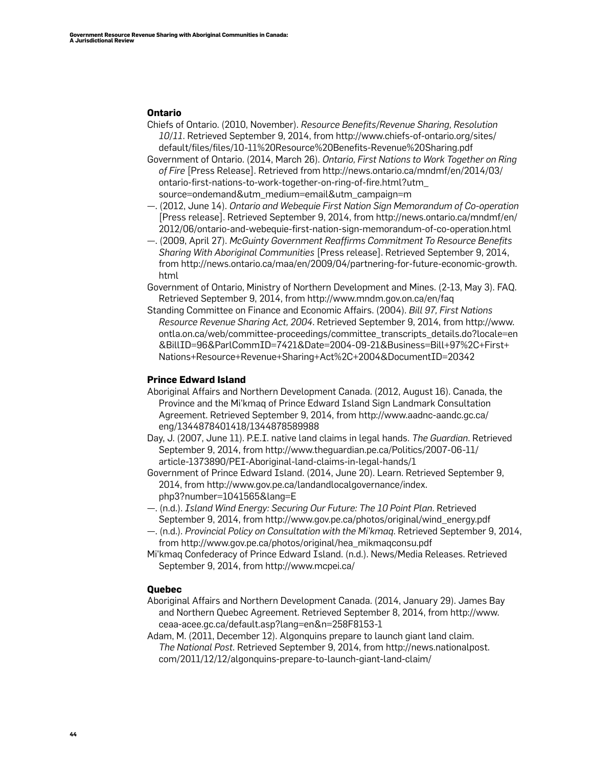### Ontario

Chiefs of Ontario. (2010, November). *Resource Benefits/Revenue Sharing, Resolution 10/11*. Retrieved September 9, 2014, from http://www.chiefs-of-ontario.org/sites/default/files/files/10-11%20Resource%20Benefits-Revenue%20Sharing.pdf

Government of Ontario. (2014, March 26). *Ontario, First Nations to Work Together on Ring of Fire* [Press Release]. Retrieved from http://news.ontario.ca/mndmf/en/2014/03/ontario-first-nations-to-work-together-on-ring-of-fire.html?utm_source=ondemand&utm_medium=email&utm_campaign=m

—. (2012, June 14). *Ontario and Webequie First Nation Sign Memorandum of Co-operation* [Press release]. Retrieved September 9, 2014, from http://news.ontario.ca/mndmf/en/2012/06/ontario-and-webequie-first-nation-sign-memorandum-of-co-operation.html

—. (2009, April 27). *McGuinty Government Reaffirms Commitment To Resource Benefits Sharing With Aboriginal Communities* [Press release]. Retrieved September 9, 2014, from http://news.ontario.ca/maa/en/2009/04/partnering-for-future-economic-growth.html

Government of Ontario, Ministry of Northern Development and Mines. (2-13, May 3). FAQ. Retrieved September 9, 2014, from http://www.mndm.gov.on.ca/en/faq

Standing Committee on Finance and Economic Affairs. (2004). *Bill 97, First Nations Resource Revenue Sharing Act, 2004*. Retrieved September 9, 2014, from http://www.ontla.on.ca/web/committee-proceedings/committee_transcripts_details.do?locale=en&BillID=96&ParlCommID=7421&Date=2004-09-21&Business=Bill+97%2C+First+Nations+Resource+Revenue+Sharing+Act%2C+2004&DocumentID=20342

### Prince Edward Island

Aboriginal Affairs and Northern Development Canada. (2012, August 16). Canada, the Province and the Mi'kmaq of Prince Edward Island Sign Landmark Consultation Agreement. Retrieved September 9, 2014, from http://www.aadnc-aandc.gc.ca/eng/1344878401418/1344878589988

Day, J. (2007, June 11). P.E.I. native land claims in legal hands. *The Guardian*. Retrieved September 9, 2014, from http://www.theguardian.pe.ca/Politics/2007-06-11/article-1373890/PEI-Aboriginal-land-claims-in-legal-hands/1

Government of Prince Edward Island. (2014, June 20). Learn. Retrieved September 9, 2014, from http://www.gov.pe.ca/landandlocalgovernance/index.php3?number=1041565&lang=E

—. (n.d.). *Island Wind Energy: Securing Our Future: The 10 Point Plan*. Retrieved September 9, 2014, from http://www.gov.pe.ca/photos/original/wind_energy.pdf

—. (n.d.). *Provincial Policy on Consultation with the Mi'kmaq*. Retrieved September 9, 2014, from http://www.gov.pe.ca/photos/original/hea_mikmaqconsu.pdf

Mi'kmaq Confederacy of Prince Edward Island. (n.d.). News/Media Releases. Retrieved September 9, 2014, from http://www.mcpei.ca/

### Quebec

Aboriginal Affairs and Northern Development Canada. (2014, January 29). James Bay and Northern Quebec Agreement. Retrieved September 8, 2014, from http://www.ceaa-acee.gc.ca/default.asp?lang=en&n=258F8153-1

Adam, M. (2011, December 12). Algonquins prepare to launch giant land claim. *The National Post*. Retrieved September 9, 2014, from http://news.nationalpost.com/2011/12/12/algonquins-prepare-to-launch-giant-land-claim/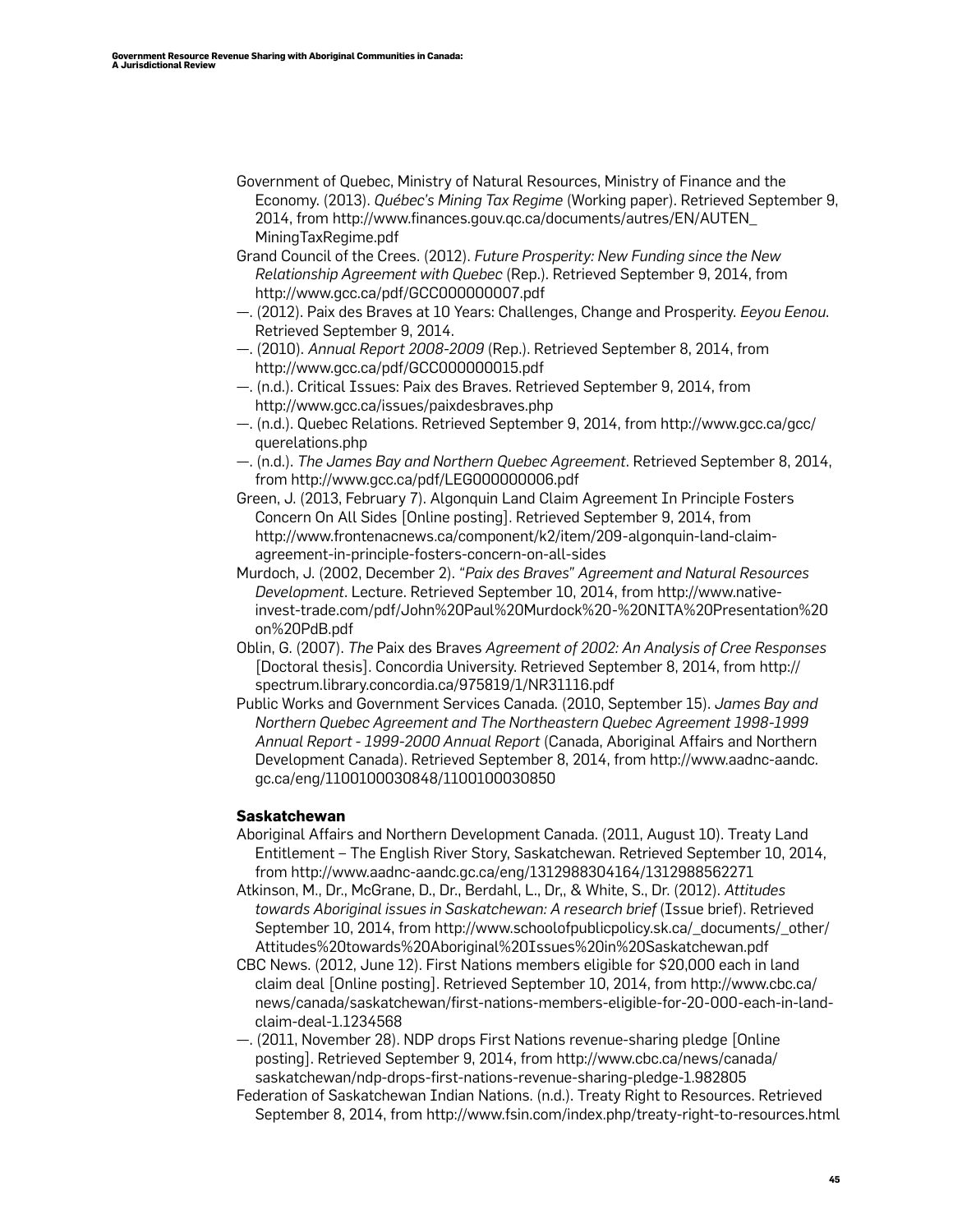Government of Quebec, Ministry of Natural Resources, Ministry of Finance and the Economy. (2013). *Québec's Mining Tax Regime* (Working paper). Retrieved September 9, 2014, from http://www.finances.gouv.qc.ca/documents/autres/EN/AUTEN_MiningTaxRegime.pdf

Grand Council of the Crees. (2012). *Future Prosperity: New Funding since the New Relationship Agreement with Quebec* (Rep.). Retrieved September 9, 2014, from http://www.gcc.ca/pdf/GCC000000007.pdf

—. (2012). Paix des Braves at 10 Years: Challenges, Change and Prosperity. *Eeyou Eenou*. Retrieved September 9, 2014.

—. (2010). *Annual Report 2008-2009* (Rep.). Retrieved September 8, 2014, from http://www.gcc.ca/pdf/GCC000000015.pdf

—. (n.d.). Critical Issues: Paix des Braves. Retrieved September 9, 2014, from http://www.gcc.ca/issues/paixdesbraves.php

—. (n.d.). Quebec Relations. Retrieved September 9, 2014, from http://www.gcc.ca/gcc/querelations.php

—. (n.d.). *The James Bay and Northern Quebec Agreement*. Retrieved September 8, 2014, from http://www.gcc.ca/pdf/LEG000000006.pdf

Green, J. (2013, February 7). Algonquin Land Claim Agreement In Principle Fosters Concern On All Sides [Online posting]. Retrieved September 9, 2014, from http://www.frontenacnews.ca/component/k2/item/209-algonquin-land-claim-agreement-in-principle-fosters-concern-on-all-sides

Murdoch, J. (2002, December 2). *"Paix des Braves" Agreement and Natural Resources Development*. Lecture. Retrieved September 10, 2014, from http://www.native-invest-trade.com/pdf/John%20Paul%20Murdock%20-%20NITA%20Presentation%20on%20PdB.pdf

Oblin, G. (2007). *The* Paix des Braves *Agreement of 2002: An Analysis of Cree Responses* [Doctoral thesis]. Concordia University. Retrieved September 8, 2014, from http://spectrum.library.concordia.ca/975819/1/NR31116.pdf

Public Works and Government Services Canada. (2010, September 15). *James Bay and Northern Quebec Agreement and The Northeastern Quebec Agreement 1998-1999 Annual Report - 1999-2000 Annual Report* (Canada, Aboriginal Affairs and Northern Development Canada). Retrieved September 8, 2014, from http://www.aadnc-aandc.gc.ca/eng/1100100030848/1100100030850

### Saskatchewan

Aboriginal Affairs and Northern Development Canada. (2011, August 10). Treaty Land Entitlement – The English River Story, Saskatchewan. Retrieved September 10, 2014, from http://www.aadnc-aandc.gc.ca/eng/1312988304164/1312988562271

Atkinson, M., Dr., McGrane, D., Dr., Berdahl, L., Dr,, & White, S., Dr. (2012). *Attitudes towards Aboriginal issues in Saskatchewan: A research brief* (Issue brief). Retrieved September 10, 2014, from http://www.schoolofpublicpolicy.sk.ca/_documents/_other/Attitudes%20towards%20Aboriginal%20Issues%20in%20Saskatchewan.pdf

CBC News. (2012, June 12). First Nations members eligible for $20,000 each in land claim deal [Online posting]. Retrieved September 10, 2014, from http://www.cbc.ca/news/canada/saskatchewan/first-nations-members-eligible-for-20-000-each-in-land-claim-deal-1.1234568

—. (2011, November 28). NDP drops First Nations revenue-sharing pledge [Online posting]. Retrieved September 9, 2014, from http://www.cbc.ca/news/canada/saskatchewan/ndp-drops-first-nations-revenue-sharing-pledge-1.982805

Federation of Saskatchewan Indian Nations. (n.d.). Treaty Right to Resources. Retrieved September 8, 2014, from http://www.fsin.com/index.php/treaty-right-to-resources.html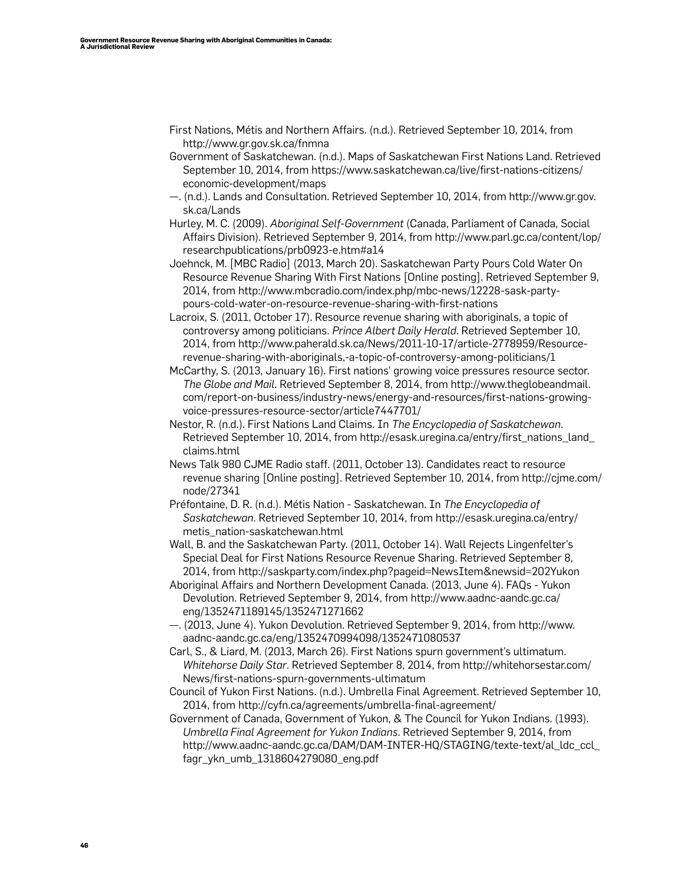First Nations, Métis and Northern Affairs. (n.d.). Retrieved September 10, 2014, from http://www.gr.gov.sk.ca/fnmna

Government of Saskatchewan. (n.d.). Maps of Saskatchewan First Nations Land. Retrieved September 10, 2014, from https://www.saskatchewan.ca/live/first-nations-citizens/economic-development/maps

—. (n.d.). Lands and Consultation. Retrieved September 10, 2014, from http://www.gr.gov.sk.ca/Lands

Hurley, M. C. (2009). *Aboriginal Self-Government* (Canada, Parliament of Canada, Social Affairs Division). Retrieved September 9, 2014, from http://www.parl.gc.ca/content/lop/researchpublications/prb0923-e.htm#a14

Joehnck, M. [MBC Radio] (2013, March 20). Saskatchewan Party Pours Cold Water On Resource Revenue Sharing With First Nations [Online posting]. Retrieved September 9, 2014, from http://www.mbcradio.com/index.php/mbc-news/12228-sask-party-pours-cold-water-on-resource-revenue-sharing-with-first-nations

Lacroix, S. (2011, October 17). Resource revenue sharing with aboriginals, a topic of controversy among politicians. *Prince Albert Daily Herald*. Retrieved September 10, 2014, from http://www.paherald.sk.ca/News/2011-10-17/article-2778959/Resource-revenue-sharing-with-aboriginals,-a-topic-of-controversy-among-politicians/1

McCarthy, S. (2013, January 16). First nations' growing voice pressures resource sector. *The Globe and Mail*. Retrieved September 8, 2014, from http://www.theglobeandmail.com/report-on-business/industry-news/energy-and-resources/first-nations-growing-voice-pressures-resource-sector/article7447701/

Nestor, R. (n.d.). First Nations Land Claims. In *The Encyclopedia of Saskatchewan*. Retrieved September 10, 2014, from http://esask.uregina.ca/entry/first_nations_land_claims.html

News Talk 980 CJME Radio staff. (2011, October 13). Candidates react to resource revenue sharing [Online posting]. Retrieved September 10, 2014, from http://cjme.com/node/27341

Préfontaine, D. R. (n.d.). Métis Nation - Saskatchewan. In *The Encyclopedia of Saskatchewan*. Retrieved September 10, 2014, from http://esask.uregina.ca/entry/metis_nation-saskatchewan.html

Wall, B. and the Saskatchewan Party. (2011, October 14). Wall Rejects Lingenfelter's Special Deal for First Nations Resource Revenue Sharing. Retrieved September 8, 2014, from http://saskparty.com/index.php?pageid=NewsItem&newsid=202Yukon

Aboriginal Affairs and Northern Development Canada. (2013, June 4). FAQs - Yukon Devolution. Retrieved September 9, 2014, from http://www.aadnc-aandc.gc.ca/eng/1352471189145/1352471271662

—. (2013, June 4). Yukon Devolution. Retrieved September 9, 2014, from http://www.aadnc-aandc.gc.ca/eng/1352470994098/1352471080537

Carl, S., & Liard, M. (2013, March 26). First Nations spurn government's ultimatum. *Whitehorse Daily Star*. Retrieved September 8, 2014, from http://whitehorsestar.com/News/first-nations-spurn-governments-ultimatum

Council of Yukon First Nations. (n.d.). Umbrella Final Agreement. Retrieved September 10, 2014, from http://cyfn.ca/agreements/umbrella-final-agreement/

Government of Canada, Government of Yukon, & The Council for Yukon Indians. (1993). *Umbrella Final Agreement for Yukon Indians*. Retrieved September 9, 2014, from http://www.aadnc-aandc.gc.ca/DAM/DAM-INTER-HQ/STAGING/texte-text/al_ldc_ccl_fagr_ykn_umb_1318604279080_eng.pdf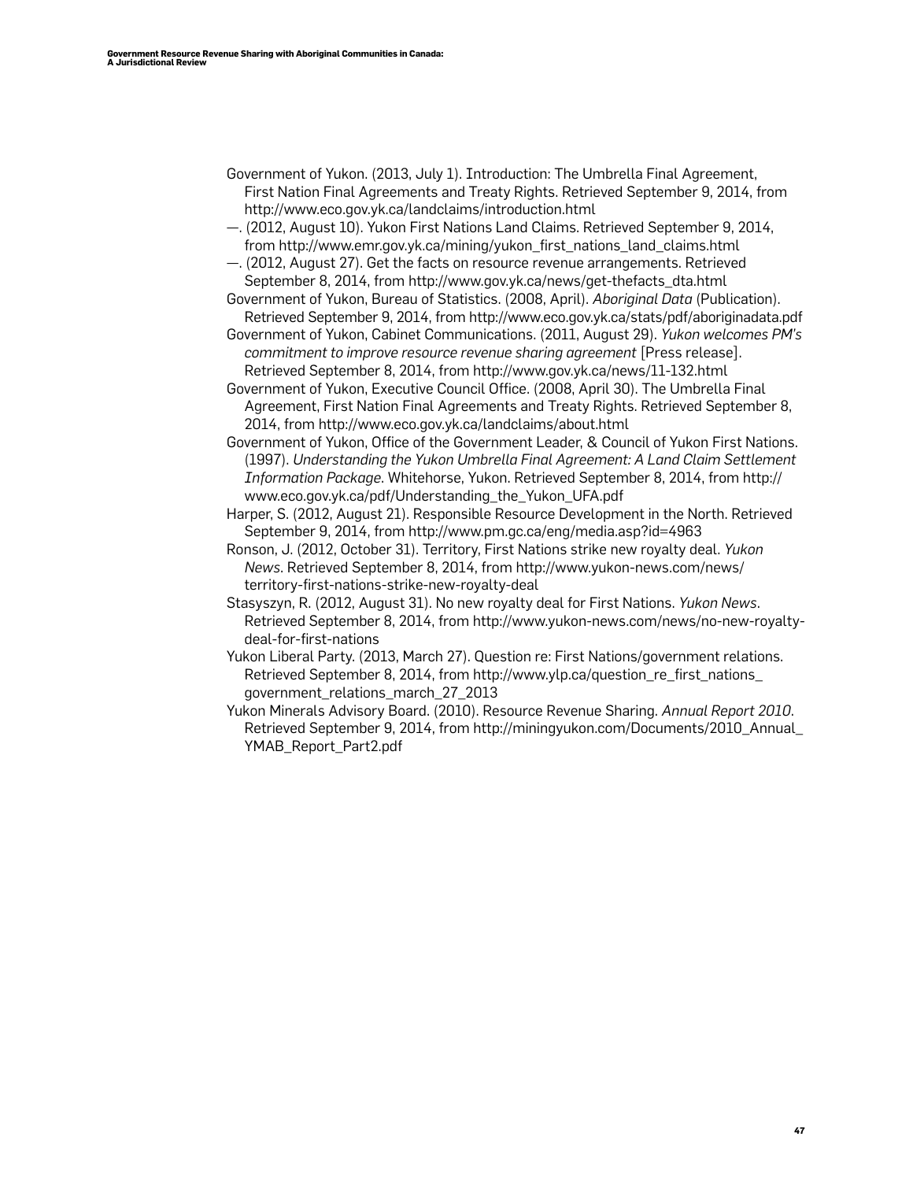Government of Yukon. (2013, July 1). Introduction: The Umbrella Final Agreement, First Nation Final Agreements and Treaty Rights. Retrieved September 9, 2014, from http://www.eco.gov.yk.ca/landclaims/introduction.html

—. (2012, August 10). Yukon First Nations Land Claims. Retrieved September 9, 2014, from http://www.emr.gov.yk.ca/mining/yukon_first_nations_land_claims.html

—. (2012, August 27). Get the facts on resource revenue arrangements. Retrieved September 8, 2014, from http://www.gov.yk.ca/news/get-thefacts_dta.html

Government of Yukon, Bureau of Statistics. (2008, April). *Aboriginal Data* (Publication). Retrieved September 9, 2014, from http://www.eco.gov.yk.ca/stats/pdf/aboriginadata.pdf

Government of Yukon, Cabinet Communications. (2011, August 29). *Yukon welcomes PM's commitment to improve resource revenue sharing agreement* [Press release]. Retrieved September 8, 2014, from http://www.gov.yk.ca/news/11-132.html

Government of Yukon, Executive Council Office. (2008, April 30). The Umbrella Final Agreement, First Nation Final Agreements and Treaty Rights. Retrieved September 8, 2014, from http://www.eco.gov.yk.ca/landclaims/about.html

Government of Yukon, Office of the Government Leader, & Council of Yukon First Nations. (1997). *Understanding the Yukon Umbrella Final Agreement: A Land Claim Settlement Information Package*. Whitehorse, Yukon. Retrieved September 8, 2014, from http://www.eco.gov.yk.ca/pdf/Understanding_the_Yukon_UFA.pdf

Harper, S. (2012, August 21). Responsible Resource Development in the North. Retrieved September 9, 2014, from http://www.pm.gc.ca/eng/media.asp?id=4963

Ronson, J. (2012, October 31). Territory, First Nations strike new royalty deal. *Yukon News*. Retrieved September 8, 2014, from http://www.yukon-news.com/news/territory-first-nations-strike-new-royalty-deal

Stasyszyn, R. (2012, August 31). No new royalty deal for First Nations. *Yukon News*. Retrieved September 8, 2014, from http://www.yukon-news.com/news/no-new-royalty-deal-for-first-nations

Yukon Liberal Party. (2013, March 27). Question re: First Nations/government relations. Retrieved September 8, 2014, from http://www.ylp.ca/question_re_first_nations_government_relations_march_27_2013

Yukon Minerals Advisory Board. (2010). Resource Revenue Sharing. *Annual Report 2010*. Retrieved September 9, 2014, from http://miningyukon.com/Documents/2010_Annual_YMAB_Report_Part2.pdf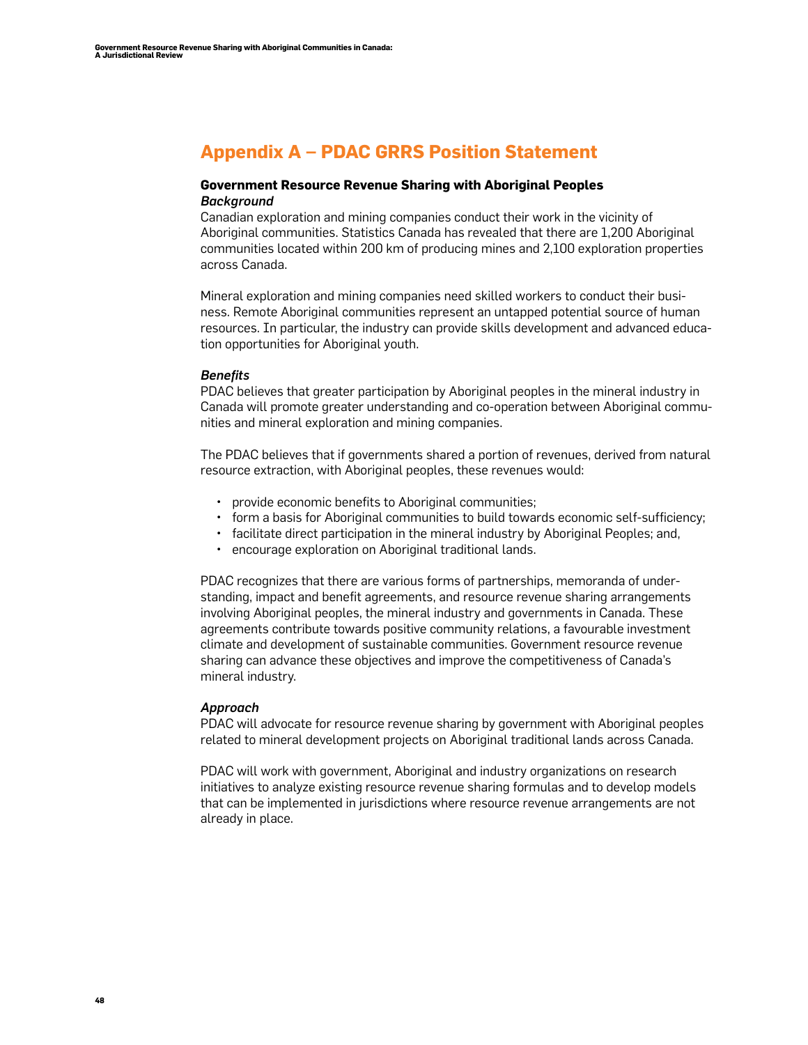# Appendix A – PDAC GRRS Position Statement

### Government Resource Revenue Sharing with Aboriginal Peoples

***Background***

Canadian exploration and mining companies conduct their work in the vicinity of Aboriginal communities. Statistics Canada has revealed that there are 1,200 Aboriginal communities located within 200 km of producing mines and 2,100 exploration properties across Canada.

Mineral exploration and mining companies need skilled workers to conduct their business. Remote Aboriginal communities represent an untapped potential source of human resources. In particular, the industry can provide skills development and advanced education opportunities for Aboriginal youth.

***Benefits***

PDAC believes that greater participation by Aboriginal peoples in the mineral industry in Canada will promote greater understanding and co-operation between Aboriginal communities and mineral exploration and mining companies.

The PDAC believes that if governments shared a portion of revenues, derived from natural resource extraction, with Aboriginal peoples, these revenues would:

- provide economic benefits to Aboriginal communities;
- form a basis for Aboriginal communities to build towards economic self-sufficiency;
- facilitate direct participation in the mineral industry by Aboriginal Peoples; and,
- encourage exploration on Aboriginal traditional lands.

PDAC recognizes that there are various forms of partnerships, memoranda of understanding, impact and benefit agreements, and resource revenue sharing arrangements involving Aboriginal peoples, the mineral industry and governments in Canada. These agreements contribute towards positive community relations, a favourable investment climate and development of sustainable communities. Government resource revenue sharing can advance these objectives and improve the competitiveness of Canada's mineral industry.

***Approach***

PDAC will advocate for resource revenue sharing by government with Aboriginal peoples related to mineral development projects on Aboriginal traditional lands across Canada.

PDAC will work with government, Aboriginal and industry organizations on research initiatives to analyze existing resource revenue sharing formulas and to develop models that can be implemented in jurisdictions where resource revenue arrangements are not already in place.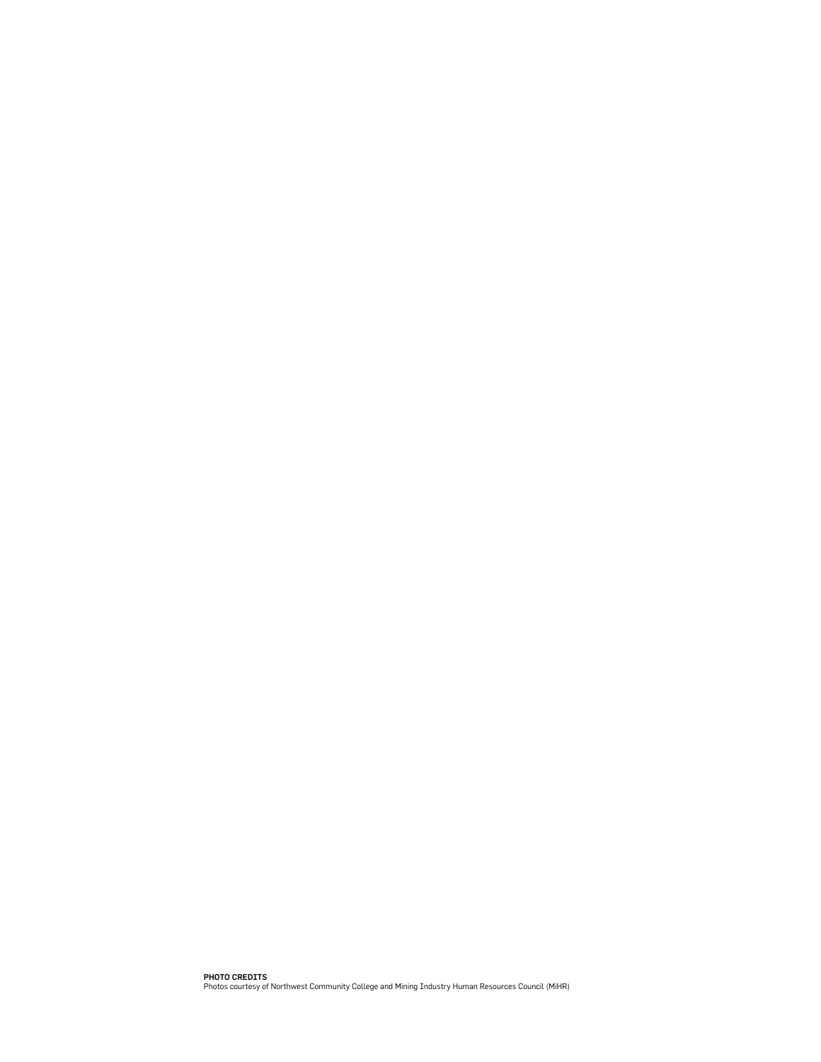**PHOTO CREDITS**
Photos courtesy of Northwest Community College and Mining Industry Human Resources Council (MiHR)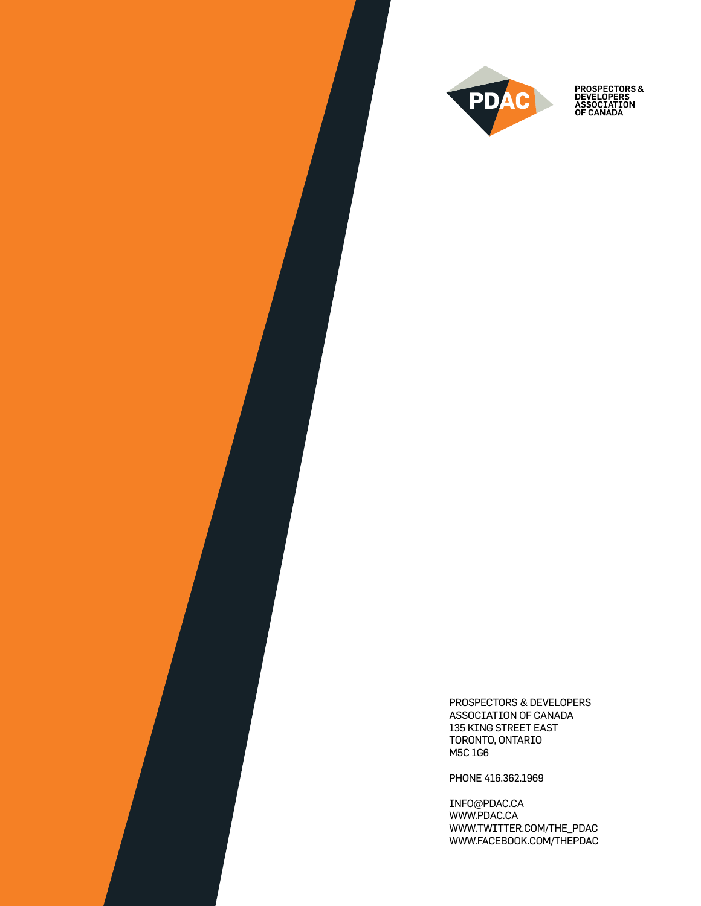PDAC

PROSPECTORS & DEVELOPERS ASSOCIATION OF CANADA

PROSPECTORS & DEVELOPERS
ASSOCIATION OF CANADA
135 KING STREET EAST
TORONTO, ONTARIO
M5C 1G6

PHONE 416.362.1969

INFO@PDAC.CA
WWW.PDAC.CA
WWW.TWITTER.COM/THE_PDAC
WWW.FACEBOOK.COM/THEPDAC